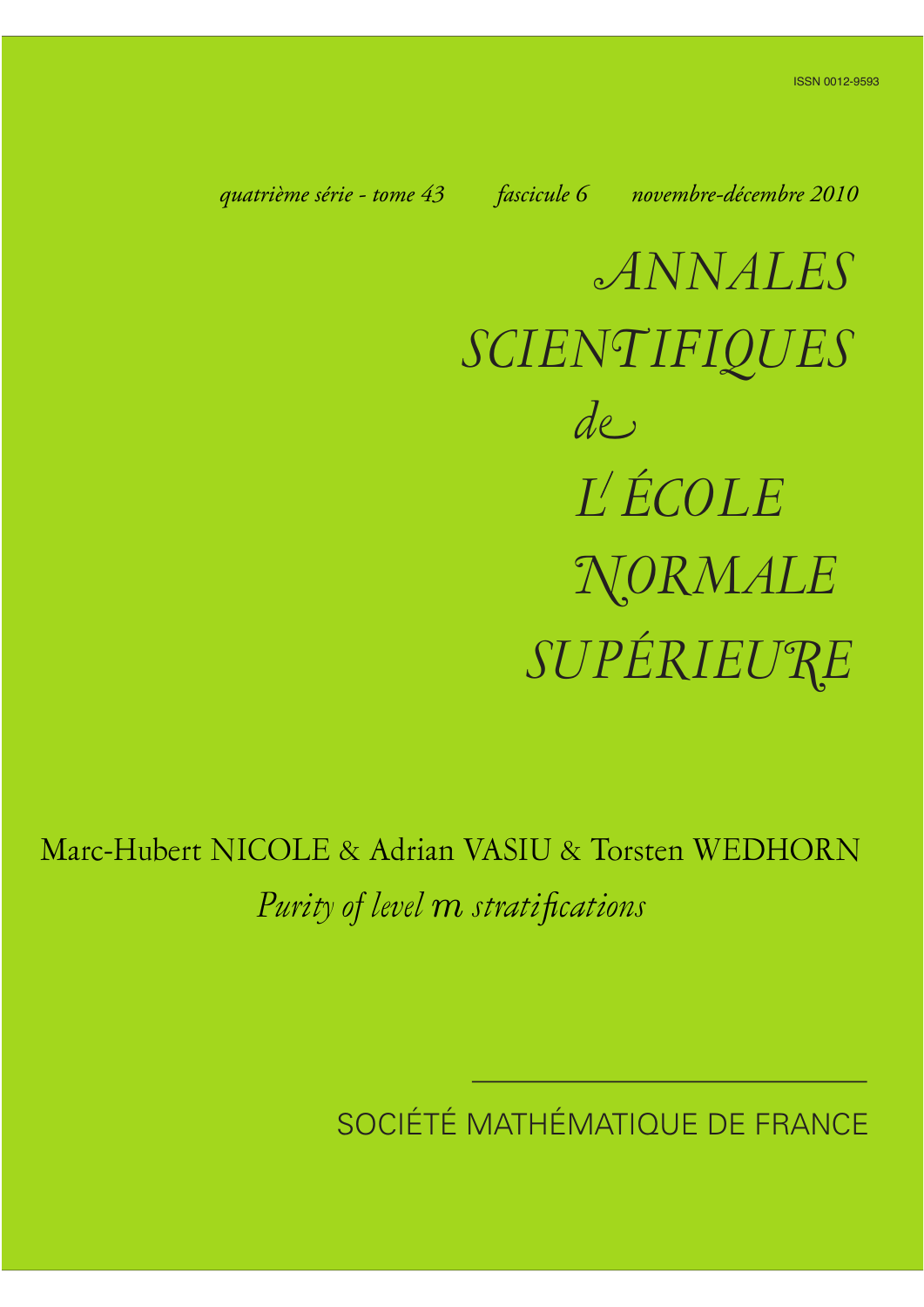ISSN 0012-9593

*quatrième série - tome 43 fascicule 6 novembre-décembre 2010*

# *ANNALES SCIENTIFIQUES de L'ÉCOLE NORMALE SUPÉRIEURE*

Marc-Hubert NICOLE & Adrian VASIU & Torsten WEDHORN

*Purity of level $m$ stratifications*

SOCIÉTÉ MATHÉMATIQUE DE FRANCE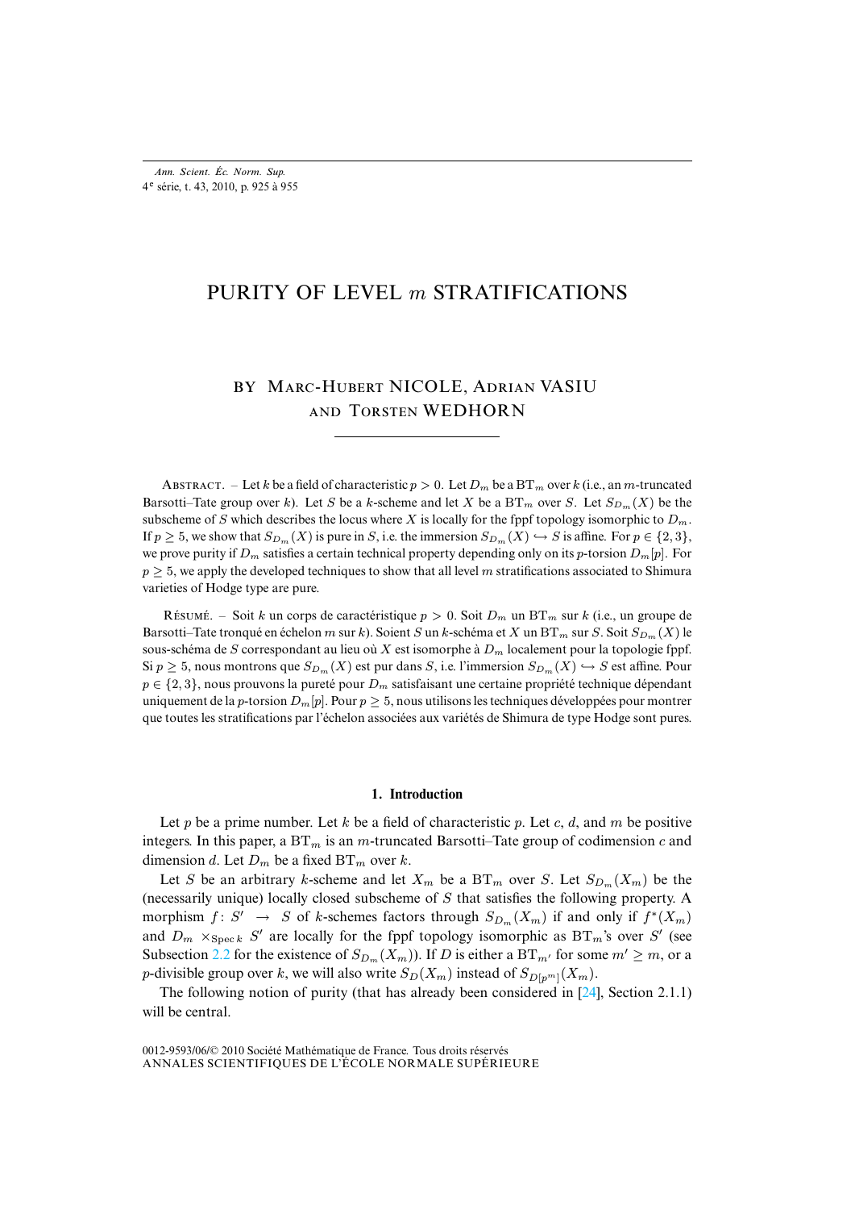# PURITY OF LEVEL $m$ STRATIFICATIONS

BY Marc-Hubert NICOLE, Adrian VASIU and Torsten WEDHORN

Abstract. – Let $k$ be a field of characteristic $p > 0$. Let $D_m$ be a $\mathrm{BT}_m$ over $k$ (i.e., an $m$-truncated Barsotti–Tate group over $k$). Let $S$ be a $k$-scheme and let $X$ be a $\mathrm{BT}_m$ over $S$. Let $S_{D_m}(X)$ be the subscheme of $S$ which describes the locus where $X$ is locally for the fppf topology isomorphic to $D_m$. If $p \geq 5$, we show that $S_{D_m}(X)$ is pure in $S$, i.e. the immersion $S_{D_m}(X) \hookrightarrow S$ is affine. For $p \in \{2, 3\}$, we prove purity if $D_m$ satisfies a certain technical property depending only on its $p$-torsion $D_m[p]$. For $p \geq 5$, we apply the developed techniques to show that all level $m$ stratifications associated to Shimura varieties of Hodge type are pure.

Résumé. – Soit $k$ un corps de caractéristique $p > 0$. Soit $D_m$ un $\mathrm{BT}_m$ sur $k$ (i.e., un groupe de Barsotti–Tate tronqué en échelon $m$ sur $k$). Soient $S$ un $k$-schéma et $X$ un $\mathrm{BT}_m$ sur $S$. Soit $S_{D_m}(X)$ le sous-schéma de $S$ correspondant au lieu où $X$ est isomorphe à $D_m$ localement pour la topologie fppf. Si $p \geq 5$, nous montrons que $S_{D_m}(X)$ est pur dans $S$, i.e. l'immersion $S_{D_m}(X) \hookrightarrow S$ est affine. Pour $p \in \{2, 3\}$, nous prouvons la pureté pour $D_m$ satisfaisant une certaine propriété technique dépendant uniquement de la $p$-torsion $D_m[p]$. Pour $p \geq 5$, nous utilisons les techniques développées pour montrer que toutes les stratifications par l'échelon associées aux variétés de Shimura de type Hodge sont pures.

## 1. Introduction

Let $p$ be a prime number. Let $k$ be a field of characteristic $p$. Let $c$, $d$, and $m$ be positive integers. In this paper, a $\mathrm{BT}_m$ is an $m$-truncated Barsotti–Tate group of codimension $c$ and dimension $d$. Let $D_m$ be a fixed $\mathrm{BT}_m$ over $k$.

Let $S$ be an arbitrary $k$-scheme and let $X_m$ be a $\mathrm{BT}_m$ over $S$. Let $S_{D_m}(X_m)$ be the (necessarily unique) locally closed subscheme of $S$ that satisfies the following property. A morphism $f\colon S' \to S$ of $k$-schemes factors through $S_{D_m}(X_m)$ if and only if $f^*(X_m)$ and $D_m \times_{\operatorname{Spec} k} S'$ are locally for the fppf topology isomorphic as $\mathrm{BT}_m$'s over $S'$ (see Subsection 2.2 for the existence of $S_{D_m}(X_m)$). If $D$ is either a $\mathrm{BT}_{m'}$ for some $m' \geq m$, or a $p$-divisible group over $k$, we will also write $S_D(X_m)$ instead of $S_{D[p^m]}(X_m)$.

The following notion of purity (that has already been considered in [24], Section 2.1.1) will be central.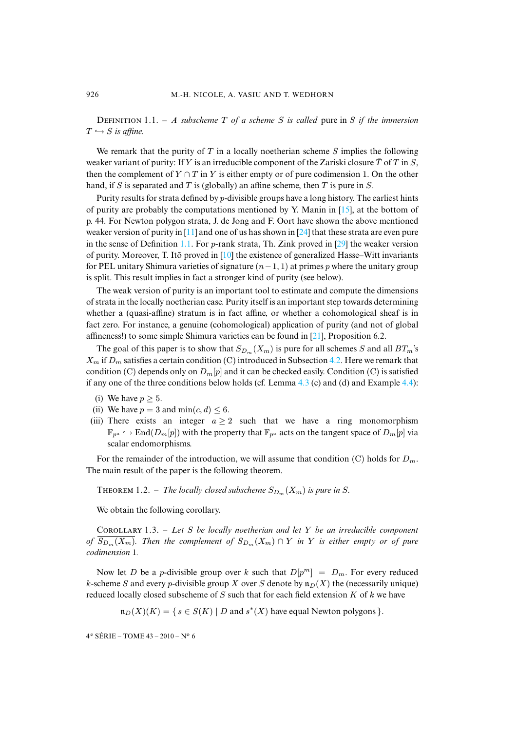Definition 1.1. – *A subscheme $T$ of a scheme $S$ is called* pure in $S$ *if the immersion $T \hookrightarrow S$ is affine.*

We remark that the purity of $T$ in a locally noetherian scheme $S$ implies the following weaker variant of purity: If $Y$ is an irreducible component of the Zariski closure $\bar{T}$ of $T$ in $S$, then the complement of $Y \cap T$ in $Y$ is either empty or of pure codimension 1. On the other hand, if $S$ is separated and $T$ is (globally) an affine scheme, then $T$ is pure in $S$.

Purity results for strata defined by $p$-divisible groups have a long history. The earliest hints of purity are probably the computations mentioned by Y. Manin in [15], at the bottom of p. 44. For Newton polygon strata, J. de Jong and F. Oort have shown the above mentioned weaker version of purity in [11] and one of us has shown in [24] that these strata are even pure in the sense of Definition 1.1. For $p$-rank strata, Th. Zink proved in [29] the weaker version of purity. Moreover, T. Itō proved in [10] the existence of generalized Hasse–Witt invariants for PEL unitary Shimura varieties of signature $(n-1,1)$ at primes $p$ where the unitary group is split. This result implies in fact a stronger kind of purity (see below).

The weak version of purity is an important tool to estimate and compute the dimensions of strata in the locally noetherian case. Purity itself is an important step towards determining whether a (quasi-affine) stratum is in fact affine, or whether a cohomological sheaf is in fact zero. For instance, a genuine (cohomological) application of purity (and not of global affineness!) to some simple Shimura varieties can be found in [21], Proposition 6.2.

The goal of this paper is to show that $S_{D_m}(X_m)$ is pure for all schemes $S$ and all $BT_m$'s $X_m$ if $D_m$ satisfies a certain condition (C) introduced in Subsection 4.2. Here we remark that condition (C) depends only on $D_m[p]$ and it can be checked easily. Condition (C) is satisfied if any one of the three conditions below holds (cf. Lemma 4.3 (c) and (d) and Example 4.4):

(i) We have $p \geq 5$.

(ii) We have $p = 3$ and $\min(c,d) \leq 6$.

(iii) There exists an integer $a \geq 2$ such that we have a ring monomorphism $\mathbb{F}_{p^a} \hookrightarrow \mathrm{End}(D_m[p])$ with the property that $\mathbb{F}_{p^a}$ acts on the tangent space of $D_m[p]$ via scalar endomorphisms.

For the remainder of the introduction, we will assume that condition (C) holds for $D_m$. The main result of the paper is the following theorem.

Theorem 1.2. – *The locally closed subscheme $S_{D_m}(X_m)$ is pure in $S$.*

We obtain the following corollary.

Corollary 1.3. – *Let $S$ be locally noetherian and let $Y$ be an irreducible component of $\overline{S_{D_m}(X_m)}$. Then the complement of $S_{D_m}(X_m) \cap Y$ in $Y$ is either empty or of pure codimension 1.*

Now let $D$ be a $p$-divisible group over $k$ such that $D[p^m] = D_m$. For every reduced $k$-scheme $S$ and every $p$-divisible group $X$ over $S$ denote by $\mathfrak{n}_D(X)$ the (necessarily unique) reduced locally closed subscheme of $S$ such that for each field extension $K$ of $k$ we have

$$\mathfrak{n}_D(X)(K) = \{\, s \in S(K) \mid D \text{ and } s^*(X) \text{ have equal Newton polygons} \,\}.$$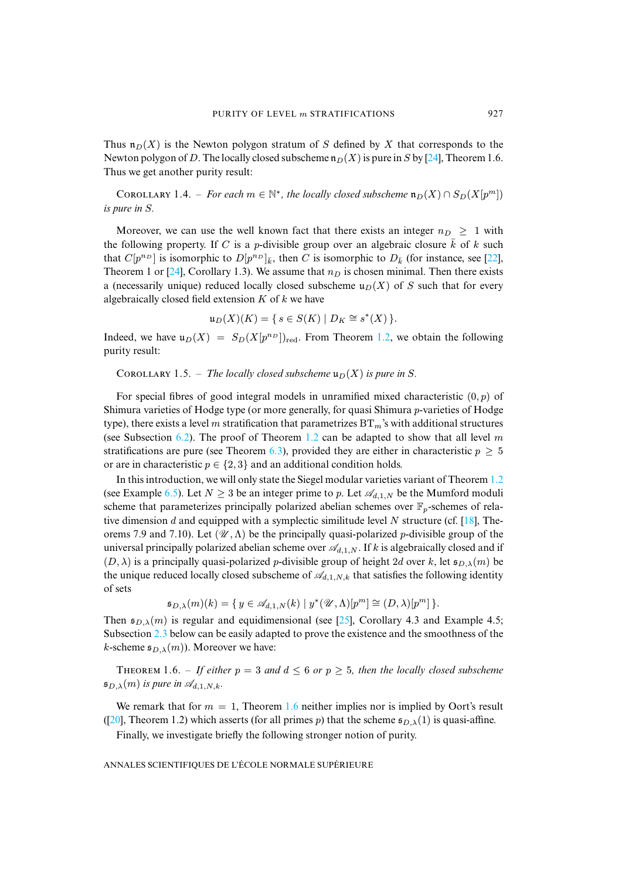Thus $\mathfrak{n}_D(X)$ is the Newton polygon stratum of $S$ defined by $X$ that corresponds to the Newton polygon of $D$. The locally closed subscheme $\mathfrak{n}_D(X)$ is pure in $S$ by [24], Theorem 1.6. Thus we get another purity result:

Corollary 1.4. – *For each $m \in \mathbb{N}^*$, the locally closed subscheme $\mathfrak{n}_D(X) \cap S_D(X[p^m])$ is pure in $S$.*

Moreover, we can use the well known fact that there exists an integer $n_D \geq 1$ with the following property. If $C$ is a $p$-divisible group over an algebraic closure $\bar{k}$ of $k$ such that $C[p^{n_D}]$ is isomorphic to $D[p^{n_D}]_{\bar{k}}$, then $C$ is isomorphic to $D_{\bar{k}}$ (for instance, see [22], Theorem 1 or [24], Corollary 1.3). We assume that $n_D$ is chosen minimal. Then there exists a (necessarily unique) reduced locally closed subscheme $\mathfrak{u}_D(X)$ of $S$ such that for every algebraically closed field extension $K$ of $k$ we have

$$\mathfrak{u}_D(X)(K) = \{\, s \in S(K) \mid D_K \cong s^*(X)\,\}.$$

Indeed, we have $\mathfrak{u}_D(X) = S_D(X[p^{n_D}])_{\mathrm{red}}$. From Theorem 1.2, we obtain the following purity result:

Corollary 1.5. – *The locally closed subscheme $\mathfrak{u}_D(X)$ is pure in $S$.*

For special fibres of good integral models in unramified mixed characteristic $(0,p)$ of Shimura varieties of Hodge type (or more generally, for quasi Shimura $p$-varieties of Hodge type), there exists a level $m$ stratification that parametrizes $\mathrm{BT}_m$'s with additional structures (see Subsection 6.2). The proof of Theorem 1.2 can be adapted to show that all level $m$ stratifications are pure (see Theorem 6.3), provided they are either in characteristic $p \geq 5$ or are in characteristic $p \in \{2,3\}$ and an additional condition holds.

In this introduction, we will only state the Siegel modular varieties variant of Theorem 1.2 (see Example 6.5). Let $N \geq 3$ be an integer prime to $p$. Let $\mathscr{A}_{d,1,N}$ be the Mumford moduli scheme that parameterizes principally polarized abelian schemes over $\mathbb{F}_p$-schemes of relative dimension $d$ and equipped with a symplectic similitude level $N$ structure (cf. [18], Theorems 7.9 and 7.10). Let $(\mathscr{U},\Lambda)$ be the principally quasi-polarized $p$-divisible group of the universal principally polarized abelian scheme over $\mathscr{A}_{d,1,N}$. If $k$ is algebraically closed and if $(D,\lambda)$ is a principally quasi-polarized $p$-divisible group of height $2d$ over $k$, let $\mathfrak{s}_{D,\lambda}(m)$ be the unique reduced locally closed subscheme of $\mathscr{A}_{d,1,N,k}$ that satisfies the following identity of sets

$$\mathfrak{s}_{D,\lambda}(m)(k) = \{\, y \in \mathscr{A}_{d,1,N}(k) \mid y^*(\mathscr{U},\Lambda)[p^m] \cong (D,\lambda)[p^m]\,\}.$$

Then $\mathfrak{s}_{D,\lambda}(m)$ is regular and equidimensional (see [25], Corollary 4.3 and Example 4.5; Subsection 2.3 below can be easily adapted to prove the existence and the smoothness of the $k$-scheme $\mathfrak{s}_{D,\lambda}(m)$). Moreover we have:

Theorem 1.6. – *If either $p = 3$ and $d \leq 6$ or $p \geq 5$, then the locally closed subscheme $\mathfrak{s}_{D,\lambda}(m)$ is pure in $\mathscr{A}_{d,1,N,k}$.*

We remark that for $m = 1$, Theorem 1.6 neither implies nor is implied by Oort's result ([20], Theorem 1.2) which asserts (for all primes $p$) that the scheme $\mathfrak{s}_{D,\lambda}(1)$ is quasi-affine.

Finally, we investigate briefly the following stronger notion of purity.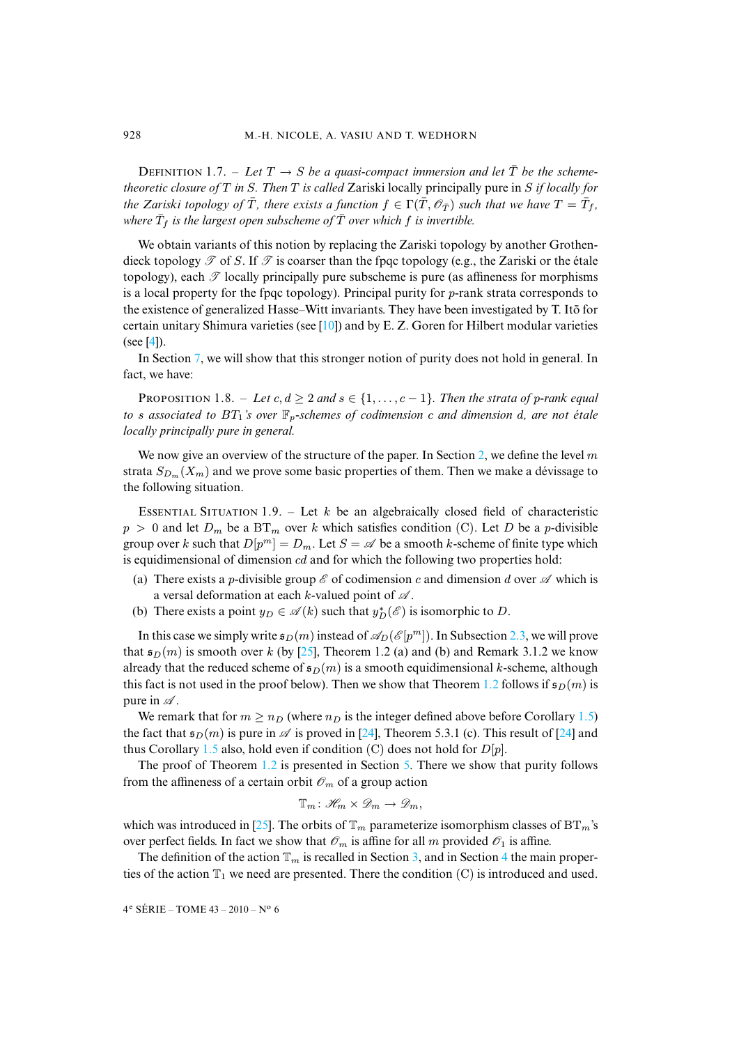Definition 1.7. – *Let $T \to S$ be a quasi-compact immersion and let $\bar{T}$ be the scheme-theoretic closure of $T$ in $S$. Then $T$ is called* Zariski locally principally pure *in $S$ if locally for the Zariski topology of $\bar{T}$, there exists a function $f \in \Gamma(\bar{T}, \mathcal{O}_{\bar{T}})$ such that we have $T = \bar{T}_f$, where $\bar{T}_f$ is the largest open subscheme of $\bar{T}$ over which $f$ is invertible.*

We obtain variants of this notion by replacing the Zariski topology by another Grothendieck topology $\mathcal{T}$ of $S$. If $\mathcal{T}$ is coarser than the fpqc topology (e.g., the Zariski or the étale topology), each $\mathcal{T}$ locally principally pure subscheme is pure (as affineness for morphisms is a local property for the fpqc topology). Principal purity for $p$-rank strata corresponds to the existence of generalized Hasse–Witt invariants. They have been investigated by T. Itō for certain unitary Shimura varieties (see [10]) and by E. Z. Goren for Hilbert modular varieties (see [4]).

In Section 7, we will show that this stronger notion of purity does not hold in general. In fact, we have:

Proposition 1.8. – *Let $c, d \geq 2$ and $s \in \{1, \ldots, c-1\}$. Then the strata of $p$-rank equal to $s$ associated to $BT_1$'s over $\mathbb{F}_p$-schemes of codimension $c$ and dimension $d$, are not étale locally principally pure in general.*

We now give an overview of the structure of the paper. In Section 2, we define the level $m$ strata $S_{D_m}(X_m)$ and we prove some basic properties of them. Then we make a dévissage to the following situation.

Essential Situation 1.9. – Let $k$ be an algebraically closed field of characteristic $p > 0$ and let $D_m$ be a $\mathrm{BT}_m$ over $k$ which satisfies condition (C). Let $D$ be a $p$-divisible group over $k$ such that $D[p^m] = D_m$. Let $S = \mathscr{A}$ be a smooth $k$-scheme of finite type which is equidimensional of dimension $cd$ and for which the following two properties hold:

(a) There exists a $p$-divisible group $\mathscr{E}$ of codimension $c$ and dimension $d$ over $\mathscr{A}$ which is a versal deformation at each $k$-valued point of $\mathscr{A}$.

(b) There exists a point $y_D \in \mathscr{A}(k)$ such that $y_D^*(\mathscr{E})$ is isomorphic to $D$.

In this case we simply write $\mathfrak{s}_D(m)$ instead of $\mathscr{A}_D(\mathscr{E}[p^m])$. In Subsection 2.3, we will prove that $\mathfrak{s}_D(m)$ is smooth over $k$ (by [25], Theorem 1.2 (a) and (b) and Remark 3.1.2 we know already that the reduced scheme of $\mathfrak{s}_D(m)$ is a smooth equidimensional $k$-scheme, although this fact is not used in the proof below). Then we show that Theorem 1.2 follows if $\mathfrak{s}_D(m)$ is pure in $\mathscr{A}$.

We remark that for $m \geq n_D$ (where $n_D$ is the integer defined above before Corollary 1.5) the fact that $\mathfrak{s}_D(m)$ is pure in $\mathscr{A}$ is proved in [24], Theorem 5.3.1 (c). This result of [24] and thus Corollary 1.5 also, hold even if condition (C) does not hold for $D[p]$.

The proof of Theorem 1.2 is presented in Section 5. There we show that purity follows from the affineness of a certain orbit $\mathscr{O}_m$ of a group action

$$\mathbb{T}_m \colon \mathscr{H}_m \times \mathscr{D}_m \to \mathscr{D}_m,$$

which was introduced in [25]. The orbits of $\mathbb{T}_m$ parameterize isomorphism classes of $\mathrm{BT}_m$'s over perfect fields. In fact we show that $\mathscr{O}_m$ is affine for all $m$ provided $\mathscr{O}_1$ is affine.

The definition of the action $\mathbb{T}_m$ is recalled in Section 3, and in Section 4 the main properties of the action $\mathbb{T}_1$ we need are presented. There the condition (C) is introduced and used.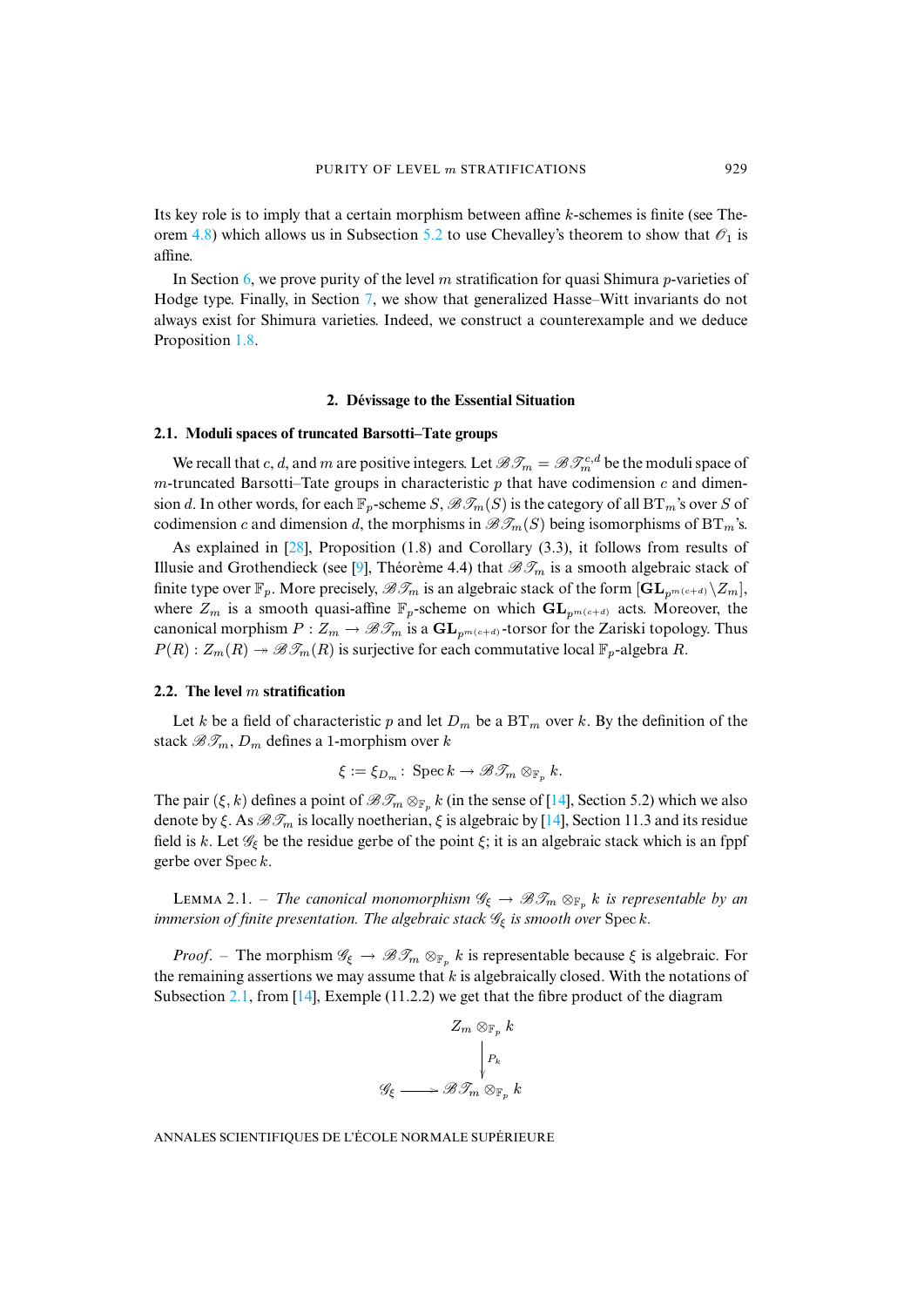Its key role is to imply that a certain morphism between affine $k$-schemes is finite (see Theorem 4.8) which allows us in Subsection 5.2 to use Chevalley's theorem to show that $\mathscr{O}_1$ is affine.

In Section 6, we prove purity of the level $m$ stratification for quasi Shimura $p$-varieties of Hodge type. Finally, in Section 7, we show that generalized Hasse–Witt invariants do not always exist for Shimura varieties. Indeed, we construct a counterexample and we deduce Proposition 1.8.

## 2. Dévissage to the Essential Situation

### 2.1. Moduli spaces of truncated Barsotti–Tate groups

We recall that $c$, $d$, and $m$ are positive integers. Let $\mathscr{B}\mathscr{T}_m = \mathscr{B}\mathscr{T}_m^{c,d}$ be the moduli space of $m$-truncated Barsotti–Tate groups in characteristic $p$ that have codimension $c$ and dimension $d$. In other words, for each $\mathbb{F}_p$-scheme $S$, $\mathscr{B}\mathscr{T}_m(S)$ is the category of all $\mathrm{BT}_m$'s over $S$ of codimension $c$ and dimension $d$, the morphisms in $\mathscr{B}\mathscr{T}_m(S)$ being isomorphisms of $\mathrm{BT}_m$'s.

As explained in [28], Proposition (1.8) and Corollary (3.3), it follows from results of Illusie and Grothendieck (see [9], Théorème 4.4) that $\mathscr{B}\mathscr{T}_m$ is a smooth algebraic stack of finite type over $\mathbb{F}_p$. More precisely, $\mathscr{B}\mathscr{T}_m$ is an algebraic stack of the form $[\mathbf{GL}_{p^{m(c+d)}}\backslash Z_m]$, where $Z_m$ is a smooth quasi-affine $\mathbb{F}_p$-scheme on which $\mathbf{GL}_{p^{m(c+d)}}$ acts. Moreover, the canonical morphism $P : Z_m \to \mathscr{B}\mathscr{T}_m$ is a $\mathbf{GL}_{p^{m(c+d)}}$-torsor for the Zariski topology. Thus $P(R) : Z_m(R) \twoheadrightarrow \mathscr{B}\mathscr{T}_m(R)$ is surjective for each commutative local $\mathbb{F}_p$-algebra $R$.

### 2.2. The level $m$ stratification

Let $k$ be a field of characteristic $p$ and let $D_m$ be a $\mathrm{BT}_m$ over $k$. By the definition of the stack $\mathscr{B}\mathscr{T}_m$, $D_m$ defines a 1-morphism over $k$

$$\xi := \xi_{D_m} : \operatorname{Spec} k \to \mathscr{B}\mathscr{T}_m \otimes_{\mathbb{F}_p} k.$$

The pair $(\xi, k)$ defines a point of $\mathscr{B}\mathscr{T}_m \otimes_{\mathbb{F}_p} k$ (in the sense of [14], Section 5.2) which we also denote by $\xi$. As $\mathscr{B}\mathscr{T}_m$ is locally noetherian, $\xi$ is algebraic by [14], Section 11.3 and its residue field is $k$. Let $\mathscr{G}_\xi$ be the residue gerbe of the point $\xi$; it is an algebraic stack which is an fppf gerbe over $\operatorname{Spec} k$.

Lemma 2.1. – *The canonical monomorphism $\mathscr{G}_\xi \to \mathscr{B}\mathscr{T}_m \otimes_{\mathbb{F}_p} k$ is representable by an immersion of finite presentation. The algebraic stack $\mathscr{G}_\xi$ is smooth over* $\operatorname{Spec} k$.

*Proof*. – The morphism $\mathscr{G}_\xi \to \mathscr{B}\mathscr{T}_m \otimes_{\mathbb{F}_p} k$ is representable because $\xi$ is algebraic. For the remaining assertions we may assume that $k$ is algebraically closed. With the notations of Subsection 2.1, from [14], Exemple (11.2.2) we get that the fibre product of the diagram

$$\begin{array}{ccc} & & Z_m \otimes_{\mathbb{F}_p} k \\ & & \big\downarrow{\scriptstyle P_k} \\ \mathscr{G}_\xi & \longrightarrow & \mathscr{B}\mathscr{T}_m \otimes_{\mathbb{F}_p} k \end{array}$$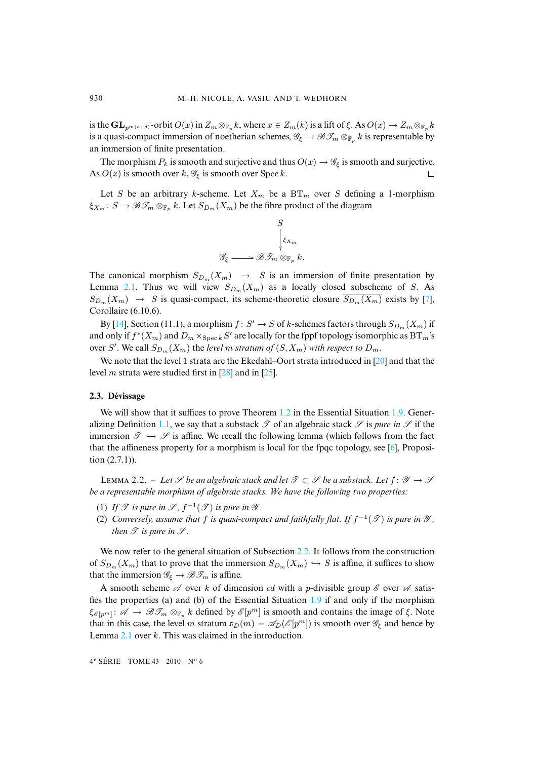is the $\mathbf{GL}_{p^{m(c+d)}}$-orbit $O(x)$ in $Z_m \otimes_{\mathbb{F}_p} k$, where $x \in Z_m(k)$ is a lift of $\xi$. As $O(x) \to Z_m \otimes_{\mathbb{F}_p} k$ is a quasi-compact immersion of noetherian schemes, $\mathscr{G}_\xi \to \mathscr{BT}_m \otimes_{\mathbb{F}_p} k$ is representable by an immersion of finite presentation.

The morphism $P_k$ is smooth and surjective and thus $O(x) \to \mathscr{G}_\xi$ is smooth and surjective. As $O(x)$ is smooth over $k$, $\mathscr{G}_\xi$ is smooth over $\operatorname{Spec} k$. □

Let $S$ be an arbitrary $k$-scheme. Let $X_m$ be a $\mathrm{BT}_m$ over $S$ defining a 1-morphism $\xi_{X_m} \colon S \to \mathscr{BT}_m \otimes_{\mathbb{F}_p} k$. Let $S_{D_m}(X_m)$ be the fibre product of the diagram

$$\begin{array}{ccc} & & S \\ & & \downarrow{\scriptstyle \xi_{X_m}} \\ \mathscr{G}_\xi & \longrightarrow & \mathscr{BT}_m \otimes_{\mathbb{F}_p} k. \end{array}$$

The canonical morphism $S_{D_m}(X_m) \to S$ is an immersion of finite presentation by Lemma 2.1. Thus we will view $S_{D_m}(X_m)$ as a locally closed subscheme of $S$. As $S_{D_m}(X_m) \to S$ is quasi-compact, its scheme-theoretic closure $\overline{S_{D_m}(X_m)}$ exists by [7], Corollaire (6.10.6).

By [14], Section (11.1), a morphism $f \colon S' \to S$ of $k$-schemes factors through $S_{D_m}(X_m)$ if and only if $f^*(X_m)$ and $D_m \times_{\operatorname{Spec} k} S'$ are locally for the fppf topology isomorphic as $\mathrm{BT}_m$'s over $S'$. We call $S_{D_m}(X_m)$ the *level $m$ stratum of $(S, X_m)$ with respect to $D_m$*.

We note that the level 1 strata are the Ekedahl–Oort strata introduced in [20] and that the level $m$ strata were studied first in [28] and in [25].

### 2.3. Dévissage

We will show that it suffices to prove Theorem 1.2 in the Essential Situation 1.9. Generalizing Definition 1.1, we say that a substack $\mathscr{T}$ of an algebraic stack $\mathscr{S}$ is *pure in* $\mathscr{S}$ if the immersion $\mathscr{T} \hookrightarrow \mathscr{S}$ is affine. We recall the following lemma (which follows from the fact that the affineness property for a morphism is local for the fpqc topology, see [6], Proposition (2.7.1)).

Lemma 2.2. – *Let $\mathscr{S}$ be an algebraic stack and let $\mathscr{T} \subset \mathscr{S}$ be a substack. Let $f \colon \mathscr{Y} \to \mathscr{S}$ be a representable morphism of algebraic stacks. We have the following two properties:*

1. *If $\mathscr{T}$ is pure in $\mathscr{S}$, $f^{-1}(\mathscr{T})$ is pure in $\mathscr{Y}$.*
2. *Conversely, assume that $f$ is quasi-compact and faithfully flat. If $f^{-1}(\mathscr{T})$ is pure in $\mathscr{Y}$, then $\mathscr{T}$ is pure in $\mathscr{S}$.*

We now refer to the general situation of Subsection 2.2. It follows from the construction of $S_{D_m}(X_m)$ that to prove that the immersion $S_{D_m}(X_m) \hookrightarrow S$ is affine, it suffices to show that the immersion $\mathscr{G}_\xi \to \mathscr{BT}_m$ is affine.

A smooth scheme $\mathscr{A}$ over $k$ of dimension $cd$ with a $p$-divisible group $\mathscr{E}$ over $\mathscr{A}$ satisfies the properties (a) and (b) of the Essential Situation 1.9 if and only if the morphism $\xi_{\mathscr{E}[p^m]} \colon \mathscr{A} \to \mathscr{BT}_m \otimes_{\mathbb{F}_p} k$ defined by $\mathscr{E}[p^m]$ is smooth and contains the image of $\xi$. Note that in this case, the level $m$ stratum $\mathfrak{s}_D(m) = \mathscr{A}_D(\mathscr{E}[p^m])$ is smooth over $\mathscr{G}_\xi$ and hence by Lemma 2.1 over $k$. This was claimed in the introduction.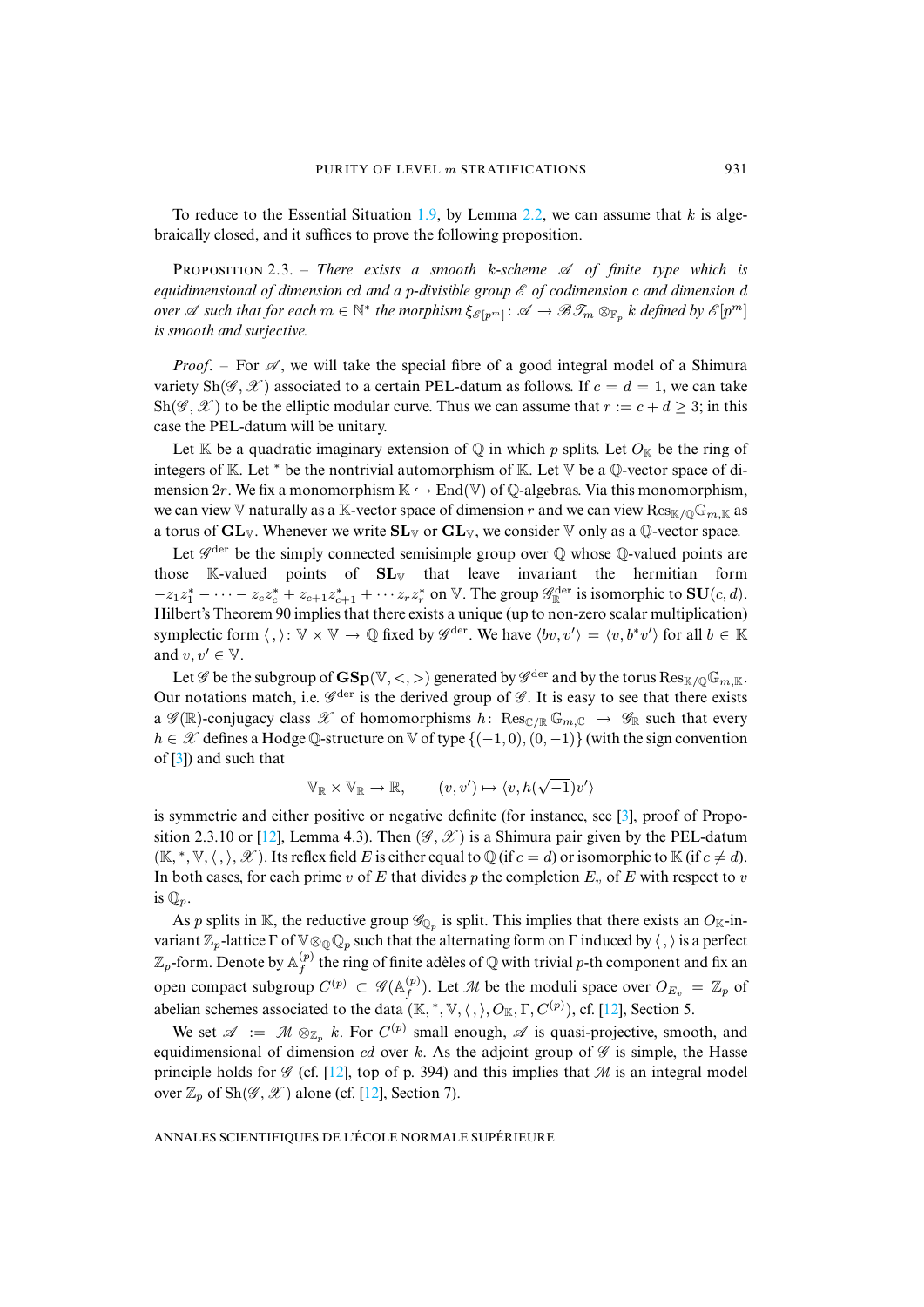To reduce to the Essential Situation 1.9, by Lemma 2.2, we can assume that $k$ is algebraically closed, and it suffices to prove the following proposition.

PROPOSITION 2.3. – *There exists a smooth $k$-scheme $\mathscr{A}$ of finite type which is equidimensional of dimension $cd$ and a $p$-divisible group $\mathscr{E}$ of codimension $c$ and dimension $d$ over $\mathscr{A}$ such that for each $m \in \mathbb{N}^*$ the morphism $\xi_{\mathscr{E}[p^m]} \colon \mathscr{A} \to \mathscr{B}\mathscr{T}_m \otimes_{\mathbb{F}_p} k$ defined by $\mathscr{E}[p^m]$ is smooth and surjective.*

*Proof.* – For $\mathscr{A}$, we will take the special fibre of a good integral model of a Shimura variety $\mathrm{Sh}(\mathscr{G}, \mathscr{X})$ associated to a certain PEL-datum as follows. If $c = d = 1$, we can take $\mathrm{Sh}(\mathscr{G}, \mathscr{X})$ to be the elliptic modular curve. Thus we can assume that $r := c + d \geq 3$; in this case the PEL-datum will be unitary.

Let $\mathbb{K}$ be a quadratic imaginary extension of $\mathbb{Q}$ in which $p$ splits. Let $O_{\mathbb{K}}$ be the ring of integers of $\mathbb{K}$. Let $^*$ be the nontrivial automorphism of $\mathbb{K}$. Let $\mathbb{V}$ be a $\mathbb{Q}$-vector space of dimension $2r$. We fix a monomorphism $\mathbb{K} \hookrightarrow \mathrm{End}(\mathbb{V})$ of $\mathbb{Q}$-algebras. Via this monomorphism, we can view $\mathbb{V}$ naturally as a $\mathbb{K}$-vector space of dimension $r$ and we can view $\mathrm{Res}_{\mathbb{K}/\mathbb{Q}}\mathbb{G}_{m,\mathbb{K}}$ as a torus of $\mathbf{GL}_{\mathbb{V}}$. Whenever we write $\mathbf{SL}_{\mathbb{V}}$ or $\mathbf{GL}_{\mathbb{V}}$, we consider $\mathbb{V}$ only as a $\mathbb{Q}$-vector space.

Let $\mathscr{G}^{\mathrm{der}}$ be the simply connected semisimple group over $\mathbb{Q}$ whose $\mathbb{Q}$-valued points are those $\mathbb{K}$-valued points of $\mathbf{SL}_{\mathbb{V}}$ that leave invariant the hermitian form $-z_1 z_1^* - \cdots - z_c z_c^* + z_{c+1} z_{c+1}^* + \cdots z_r z_r^*$ on $\mathbb{V}$. The group $\mathscr{G}^{\mathrm{der}}_{\mathbb{R}}$ is isomorphic to $\mathbf{SU}(c, d)$. Hilbert's Theorem 90 implies that there exists a unique (up to non-zero scalar multiplication) symplectic form $\langle\, ,\rangle \colon \mathbb{V} \times \mathbb{V} \to \mathbb{Q}$ fixed by $\mathscr{G}^{\mathrm{der}}$. We have $\langle bv, v'\rangle = \langle v, b^* v'\rangle$ for all $b \in \mathbb{K}$ and $v, v' \in \mathbb{V}$.

Let $\mathscr{G}$ be the subgroup of $\mathbf{GSp}(\mathbb{V}, <,>)$ generated by $\mathscr{G}^{\mathrm{der}}$ and by the torus $\mathrm{Res}_{\mathbb{K}/\mathbb{Q}}\mathbb{G}_{m,\mathbb{K}}$. Our notations match, i.e. $\mathscr{G}^{\mathrm{der}}$ is the derived group of $\mathscr{G}$. It is easy to see that there exists a $\mathscr{G}(\mathbb{R})$-conjugacy class $\mathscr{X}$ of homomorphisms $h \colon \mathrm{Res}_{\mathbb{C}/\mathbb{R}}\mathbb{G}_{m,\mathbb{C}} \to \mathscr{G}_{\mathbb{R}}$ such that every $h \in \mathscr{X}$ defines a Hodge $\mathbb{Q}$-structure on $\mathbb{V}$ of type $\{(-1,0),(0,-1)\}$ (with the sign convention of [3]) and such that

$$\mathbb{V}_{\mathbb{R}} \times \mathbb{V}_{\mathbb{R}} \to \mathbb{R}, \qquad (v, v') \mapsto \langle v, h(\sqrt{-1})v'\rangle$$

is symmetric and either positive or negative definite (for instance, see [3], proof of Proposition 2.3.10 or [12], Lemma 4.3). Then $(\mathscr{G}, \mathscr{X})$ is a Shimura pair given by the PEL-datum $(\mathbb{K}, {}^*, \mathbb{V}, \langle\, ,\rangle, \mathscr{X})$. Its reflex field $E$ is either equal to $\mathbb{Q}$ (if $c = d$) or isomorphic to $\mathbb{K}$ (if $c \neq d$). In both cases, for each prime $v$ of $E$ that divides $p$ the completion $E_v$ of $E$ with respect to $v$ is $\mathbb{Q}_p$.

As $p$ splits in $\mathbb{K}$, the reductive group $\mathscr{G}_{\mathbb{Q}_p}$ is split. This implies that there exists an $O_{\mathbb{K}}$-invariant $\mathbb{Z}_p$-lattice $\Gamma$ of $\mathbb{V} \otimes_{\mathbb{Q}} \mathbb{Q}_p$ such that the alternating form on $\Gamma$ induced by $\langle\, ,\rangle$ is a perfect $\mathbb{Z}_p$-form. Denote by $\mathbb{A}_f^{(p)}$ the ring of finite adèles of $\mathbb{Q}$ with trivial $p$-th component and fix an open compact subgroup $C^{(p)} \subset \mathscr{G}(\mathbb{A}_f^{(p)})$. Let $\mathscr{M}$ be the moduli space over $O_{E_v} = \mathbb{Z}_p$ of abelian schemes associated to the data $(\mathbb{K}, {}^*, \mathbb{V}, \langle\, ,\rangle, O_{\mathbb{K}}, \Gamma, C^{(p)})$, cf. [12], Section 5.

We set $\mathscr{A} := \mathscr{M} \otimes_{\mathbb{Z}_p} k$. For $C^{(p)}$ small enough, $\mathscr{A}$ is quasi-projective, smooth, and equidimensional of dimension $cd$ over $k$. As the adjoint group of $\mathscr{G}$ is simple, the Hasse principle holds for $\mathscr{G}$ (cf. [12], top of p. 394) and this implies that $\mathscr{M}$ is an integral model over $\mathbb{Z}_p$ of $\mathrm{Sh}(\mathscr{G}, \mathscr{X})$ alone (cf. [12], Section 7).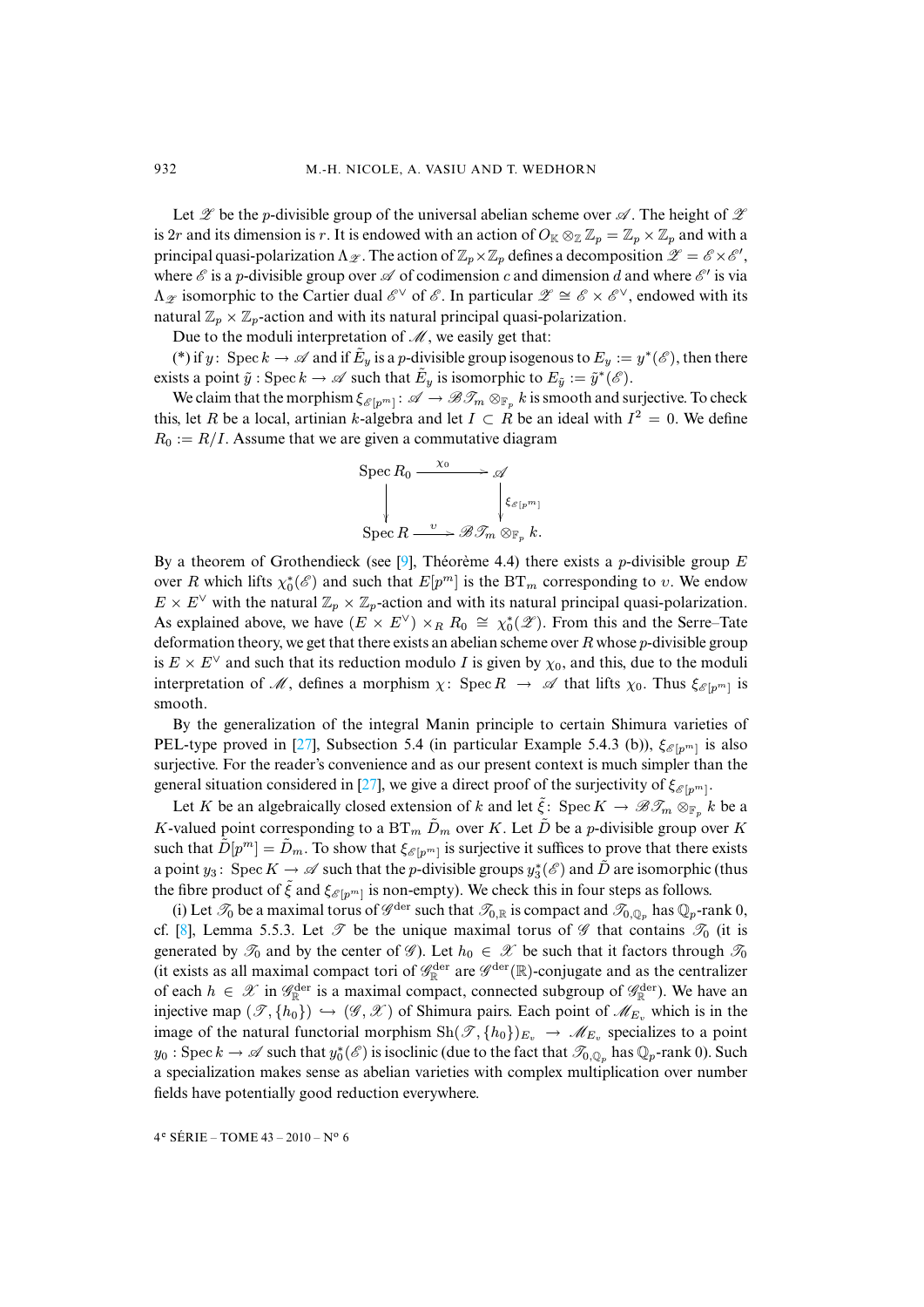Let $\mathscr{Z}$ be the $p$-divisible group of the universal abelian scheme over $\mathscr{A}$. The height of $\mathscr{Z}$ is $2r$ and its dimension is $r$. It is endowed with an action of $O_{\mathbb{K}} \otimes_{\mathbb{Z}} \mathbb{Z}_p = \mathbb{Z}_p \times \mathbb{Z}_p$ and with a principal quasi-polarization $\Lambda_{\mathscr{Z}}$. The action of $\mathbb{Z}_p \times \mathbb{Z}_p$ defines a decomposition $\mathscr{Z} = \mathscr{E} \times \mathscr{E}'$, where $\mathscr{E}$ is a $p$-divisible group over $\mathscr{A}$ of codimension $c$ and dimension $d$ and where $\mathscr{E}'$ is via $\Lambda_{\mathscr{Z}}$ isomorphic to the Cartier dual $\mathscr{E}^\vee$ of $\mathscr{E}$. In particular $\mathscr{Z} \cong \mathscr{E} \times \mathscr{E}^\vee$, endowed with its natural $\mathbb{Z}_p \times \mathbb{Z}_p$-action and with its natural principal quasi-polarization.

Due to the moduli interpretation of $\mathscr{M}$, we easily get that:

(*) if $y\colon \operatorname{Spec} k \to \mathscr{A}$ and if $\tilde{E}_y$ is a $p$-divisible group isogenous to $E_y := y^*(\mathscr{E})$, then there exists a point $\tilde{y} : \operatorname{Spec} k \to \mathscr{A}$ such that $\tilde{E}_y$ is isomorphic to $E_{\tilde{y}} := \tilde{y}^*(\mathscr{E})$.

We claim that the morphism $\xi_{\mathscr{E}[p^m]}\colon \mathscr{A} \to \mathscr{B}\mathscr{T}_m \otimes_{\mathbb{F}_p} k$ is smooth and surjective. To check this, let $R$ be a local, artinian $k$-algebra and let $I \subset R$ be an ideal with $I^2 = 0$. We define $R_0 := R/I$. Assume that we are given a commutative diagram

$$\begin{array}{ccc} \operatorname{Spec} R_0 & \xrightarrow{\chi_0} & \mathscr{A} \\ \downarrow & & \downarrow \xi_{\mathscr{E}[p^m]} \\ \operatorname{Spec} R & \xrightarrow{\upsilon} & \mathscr{B}\mathscr{T}_m \otimes_{\mathbb{F}_p} k. \end{array}$$

By a theorem of Grothendieck (see [9], Théorème 4.4) there exists a $p$-divisible group $E$ over $R$ which lifts $\chi_0^*(\mathscr{E})$ and such that $E[p^m]$ is the $\mathrm{BT}_m$ corresponding to $\upsilon$. We endow $E \times E^\vee$ with the natural $\mathbb{Z}_p \times \mathbb{Z}_p$-action and with its natural principal quasi-polarization. As explained above, we have $(E \times E^\vee) \times_R R_0 \cong \chi_0^*(\mathscr{Z})$. From this and the Serre–Tate deformation theory, we get that there exists an abelian scheme over $R$ whose $p$-divisible group is $E \times E^\vee$ and such that its reduction modulo $I$ is given by $\chi_0$, and this, due to the moduli interpretation of $\mathscr{M}$, defines a morphism $\chi\colon \operatorname{Spec} R \to \mathscr{A}$ that lifts $\chi_0$. Thus $\xi_{\mathscr{E}[p^m]}$ is smooth.

By the generalization of the integral Manin principle to certain Shimura varieties of PEL-type proved in [27], Subsection 5.4 (in particular Example 5.4.3 (b)), $\xi_{\mathscr{E}[p^m]}$ is also surjective. For the reader's convenience and as our present context is much simpler than the general situation considered in [27], we give a direct proof of the surjectivity of $\xi_{\mathscr{E}[p^m]}$.

Let $K$ be an algebraically closed extension of $k$ and let $\tilde{\xi}\colon \operatorname{Spec} K \to \mathscr{B}\mathscr{T}_m \otimes_{\mathbb{F}_p} k$ be a $K$-valued point corresponding to a $\mathrm{BT}_m$ $\tilde{D}_m$ over $K$. Let $\tilde{D}$ be a $p$-divisible group over $K$ such that $\tilde{D}[p^m] = \tilde{D}_m$. To show that $\xi_{\mathscr{E}[p^m]}$ is surjective it suffices to prove that there exists a point $y_3\colon \operatorname{Spec} K \to \mathscr{A}$ such that the $p$-divisible groups $y_3^*(\mathscr{E})$ and $\tilde{D}$ are isomorphic (thus the fibre product of $\tilde{\xi}$ and $\xi_{\mathscr{E}[p^m]}$ is non-empty). We check this in four steps as follows.

(i) Let $\mathscr{T}_0$ be a maximal torus of $\mathscr{G}^{\mathrm{der}}$ such that $\mathscr{T}_{0,\mathbb{R}}$ is compact and $\mathscr{T}_{0,\mathbb{Q}_p}$ has $\mathbb{Q}_p$-rank 0, cf. [8], Lemma 5.5.3. Let $\mathscr{T}$ be the unique maximal torus of $\mathscr{G}$ that contains $\mathscr{T}_0$ (it is generated by $\mathscr{T}_0$ and by the center of $\mathscr{G}$). Let $h_0 \in \mathscr{X}$ be such that it factors through $\mathscr{T}_0$ (it exists as all maximal compact tori of $\mathscr{G}^{\mathrm{der}}_{\mathbb{R}}$ are $\mathscr{G}^{\mathrm{der}}(\mathbb{R})$-conjugate and as the centralizer of each $h \in \mathscr{X}$ in $\mathscr{G}^{\mathrm{der}}_{\mathbb{R}}$ is a maximal compact, connected subgroup of $\mathscr{G}^{\mathrm{der}}_{\mathbb{R}}$). We have an injective map $(\mathscr{T}, \{h_0\}) \hookrightarrow (\mathscr{G}, \mathscr{X})$ of Shimura pairs. Each point of $\mathscr{M}_{E_v}$ which is in the image of the natural functorial morphism $\mathrm{Sh}(\mathscr{T}, \{h_0\})_{E_v} \to \mathscr{M}_{E_v}$ specializes to a point $y_0 : \operatorname{Spec} k \to \mathscr{A}$ such that $y_0^*(\mathscr{E})$ is isoclinic (due to the fact that $\mathscr{T}_{0,\mathbb{Q}_p}$ has $\mathbb{Q}_p$-rank 0). Such a specialization makes sense as abelian varieties with complex multiplication over number fields have potentially good reduction everywhere.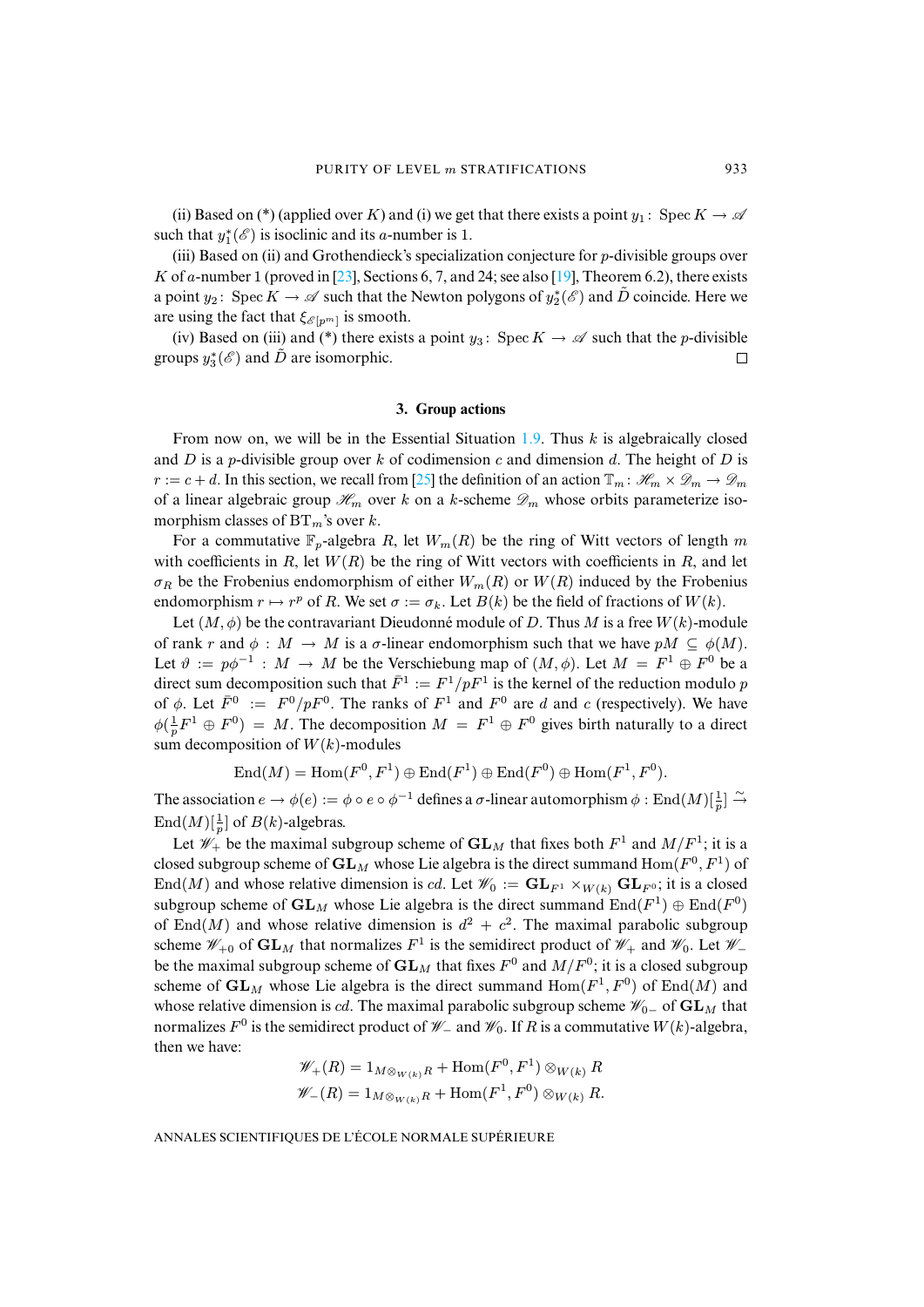(ii) Based on (*) (applied over $K$) and (i) we get that there exists a point $y_1\colon \operatorname{Spec} K \to \mathscr{A}$ such that $y_1^*(\mathscr{E})$ is isoclinic and its $a$-number is 1.

(iii) Based on (ii) and Grothendieck's specialization conjecture for $p$-divisible groups over $K$ of $a$-number 1 (proved in [23], Sections 6, 7, and 24; see also [19], Theorem 6.2), there exists a point $y_2\colon \operatorname{Spec} K \to \mathscr{A}$ such that the Newton polygons of $y_2^*(\mathscr{E})$ and $\tilde{D}$ coincide. Here we are using the fact that $\xi_{\mathscr{E}[p^m]}$ is smooth.

(iv) Based on (iii) and (*) there exists a point $y_3\colon \operatorname{Spec} K \to \mathscr{A}$ such that the $p$-divisible groups $y_3^*(\mathscr{E})$ and $\tilde{D}$ are isomorphic. □

## 3. Group actions

From now on, we will be in the Essential Situation 1.9. Thus $k$ is algebraically closed and $D$ is a $p$-divisible group over $k$ of codimension $c$ and dimension $d$. The height of $D$ is $r := c + d$. In this section, we recall from [25] the definition of an action $\mathbb{T}_m\colon \mathscr{H}_m \times \mathscr{D}_m \to \mathscr{D}_m$ of a linear algebraic group $\mathscr{H}_m$ over $k$ on a $k$-scheme $\mathscr{D}_m$ whose orbits parameterize isomorphism classes of $\mathrm{BT}_m$'s over $k$.

For a commutative $\mathbb{F}_p$-algebra $R$, let $W_m(R)$ be the ring of Witt vectors of length $m$ with coefficients in $R$, let $W(R)$ be the ring of Witt vectors with coefficients in $R$, and let $\sigma_R$ be the Frobenius endomorphism of either $W_m(R)$ or $W(R)$ induced by the Frobenius endomorphism $r \mapsto r^p$ of $R$. We set $\sigma := \sigma_k$. Let $B(k)$ be the field of fractions of $W(k)$.

Let $(M, \phi)$ be the contravariant Dieudonné module of $D$. Thus $M$ is a free $W(k)$-module of rank $r$ and $\phi : M \to M$ is a $\sigma$-linear endomorphism such that we have $pM \subseteq \phi(M)$. Let $\vartheta := p\phi^{-1} : M \to M$ be the Verschiebung map of $(M, \phi)$. Let $M = F^1 \oplus F^0$ be a direct sum decomposition such that $\bar{F}^1 := F^1/pF^1$ is the kernel of the reduction modulo $p$ of $\phi$. Let $\bar{F}^0 := F^0/pF^0$. The ranks of $F^1$ and $F^0$ are $d$ and $c$ (respectively). We have $\phi(\frac{1}{p}F^1 \oplus F^0) = M$. The decomposition $M = F^1 \oplus F^0$ gives birth naturally to a direct sum decomposition of $W(k)$-modules

$$\operatorname{End}(M) = \operatorname{Hom}(F^0, F^1) \oplus \operatorname{End}(F^1) \oplus \operatorname{End}(F^0) \oplus \operatorname{Hom}(F^1, F^0).$$

The association $e \to \phi(e) := \phi \circ e \circ \phi^{-1}$ defines a $\sigma$-linear automorphism $\phi : \operatorname{End}(M)[\frac{1}{p}] \xrightarrow{\sim} \operatorname{End}(M)[\frac{1}{p}]$ of $B(k)$-algebras.

Let $\mathscr{W}_+$ be the maximal subgroup scheme of $\mathbf{GL}_M$ that fixes both $F^1$ and $M/F^1$; it is a closed subgroup scheme of $\mathbf{GL}_M$ whose Lie algebra is the direct summand $\operatorname{Hom}(F^0, F^1)$ of $\operatorname{End}(M)$ and whose relative dimension is $cd$. Let $\mathscr{W}_0 := \mathbf{GL}_{F^1} \times_{W(k)} \mathbf{GL}_{F^0}$; it is a closed subgroup scheme of $\mathbf{GL}_M$ whose Lie algebra is the direct summand $\operatorname{End}(F^1) \oplus \operatorname{End}(F^0)$ of $\operatorname{End}(M)$ and whose relative dimension is $d^2 + c^2$. The maximal parabolic subgroup scheme $\mathscr{W}_{+0}$ of $\mathbf{GL}_M$ that normalizes $F^1$ is the semidirect product of $\mathscr{W}_+$ and $\mathscr{W}_0$. Let $\mathscr{W}_-$ be the maximal subgroup scheme of $\mathbf{GL}_M$ that fixes $F^0$ and $M/F^0$; it is a closed subgroup scheme of $\mathbf{GL}_M$ whose Lie algebra is the direct summand $\operatorname{Hom}(F^1, F^0)$ of $\operatorname{End}(M)$ and whose relative dimension is $cd$. The maximal parabolic subgroup scheme $\mathscr{W}_{0-}$ of $\mathbf{GL}_M$ that normalizes $F^0$ is the semidirect product of $\mathscr{W}_-$ and $\mathscr{W}_0$. If $R$ is a commutative $W(k)$-algebra, then we have:

$$\mathscr{W}_+(R) = 1_{M \otimes_{W(k)} R} + \operatorname{Hom}(F^0, F^1) \otimes_{W(k)} R$$
$$\mathscr{W}_-(R) = 1_{M \otimes_{W(k)} R} + \operatorname{Hom}(F^1, F^0) \otimes_{W(k)} R.$$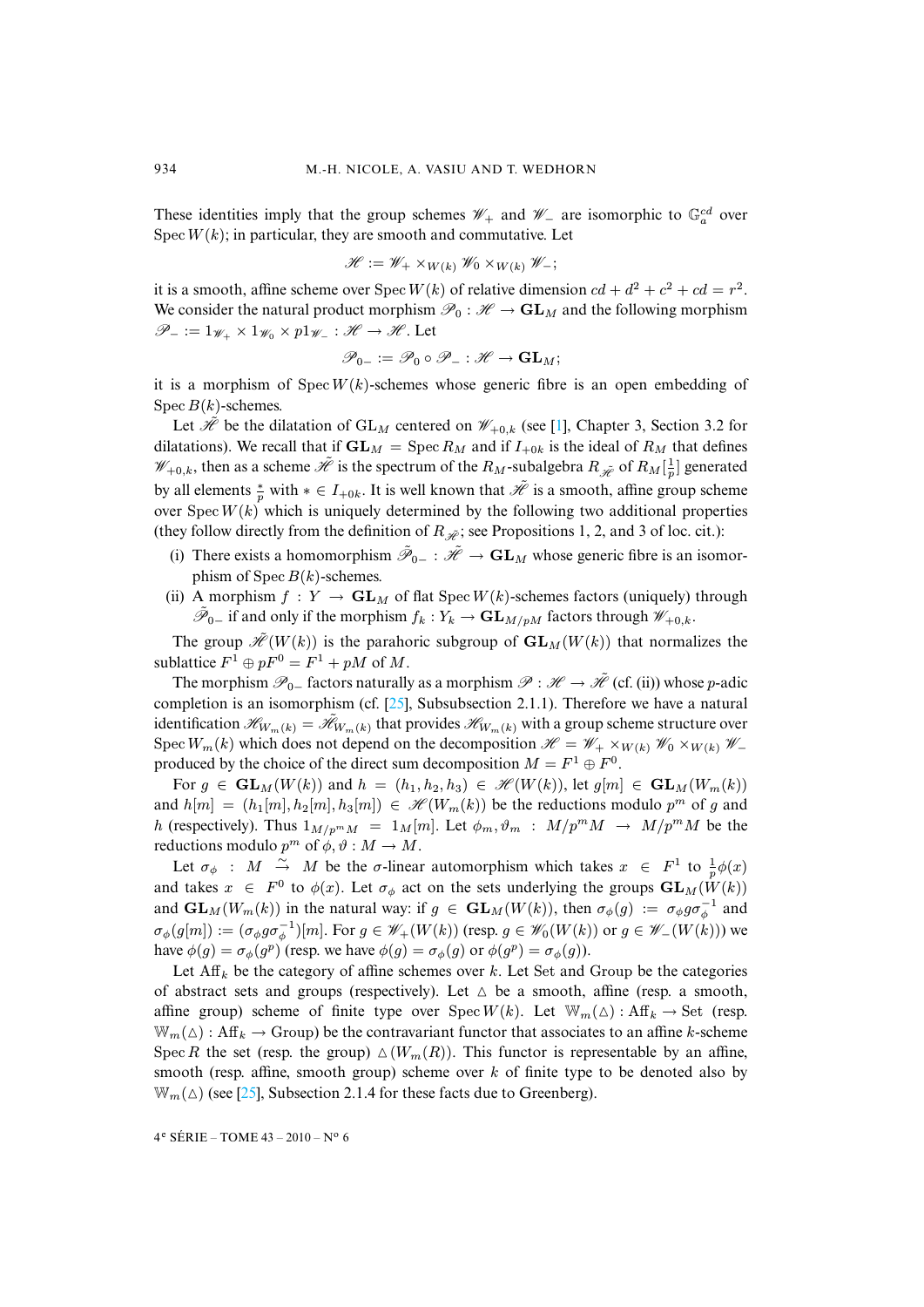These identities imply that the group schemes $\mathscr{W}_+$ and $\mathscr{W}_-$ are isomorphic to $\mathbb{G}_a^{cd}$ over $\operatorname{Spec} W(k)$; in particular, they are smooth and commutative. Let

$$\mathscr{H} := \mathscr{W}_+ \times_{W(k)} \mathscr{W}_0 \times_{W(k)} \mathscr{W}_-;$$

it is a smooth, affine scheme over $\operatorname{Spec} W(k)$ of relative dimension $cd + d^2 + c^2 + cd = r^2$. We consider the natural product morphism $\mathscr{P}_0 : \mathscr{H} \to \mathbf{GL}_M$ and the following morphism $\mathscr{P}_- := 1_{\mathscr{W}_+} \times 1_{\mathscr{W}_0} \times p1_{\mathscr{W}_-} : \mathscr{H} \to \mathscr{H}$. Let

$$\mathscr{P}_{0-} := \mathscr{P}_0 \circ \mathscr{P}_- : \mathscr{H} \to \mathbf{GL}_M;$$

it is a morphism of $\operatorname{Spec} W(k)$-schemes whose generic fibre is an open embedding of $\operatorname{Spec} B(k)$-schemes.

Let $\tilde{\mathscr{H}}$ be the dilatation of $\mathrm{GL}_M$ centered on $\mathscr{W}_{+0,k}$ (see [1], Chapter 3, Section 3.2 for dilatations). We recall that if $\mathbf{GL}_M = \operatorname{Spec} R_M$ and if $I_{+0k}$ is the ideal of $R_M$ that defines $\mathscr{W}_{+0,k}$, then as a scheme $\tilde{\mathscr{H}}$ is the spectrum of the $R_M$-subalgebra $R_{\tilde{\mathscr{H}}}$ of $R_M[\frac{1}{p}]$ generated by all elements $\frac{*}{p}$ with $* \in I_{+0k}$. It is well known that $\tilde{\mathscr{H}}$ is a smooth, affine group scheme over $\operatorname{Spec} W(k)$ which is uniquely determined by the following two additional properties (they follow directly from the definition of $R_{\tilde{\mathscr{H}}}$; see Propositions 1, 2, and 3 of loc. cit.):

(i) There exists a homomorphism $\tilde{\mathscr{P}}_{0-} : \tilde{\mathscr{H}} \to \mathbf{GL}_M$ whose generic fibre is an isomorphism of $\operatorname{Spec} B(k)$-schemes.

(ii) A morphism $f : Y \to \mathbf{GL}_M$ of flat $\operatorname{Spec} W(k)$-schemes factors (uniquely) through $\tilde{\mathscr{P}}_{0-}$ if and only if the morphism $f_k : Y_k \to \mathbf{GL}_{M/pM}$ factors through $\mathscr{W}_{+0,k}$.

The group $\tilde{\mathscr{H}}(W(k))$ is the parahoric subgroup of $\mathbf{GL}_M(W(k))$ that normalizes the sublattice $F^1 \oplus pF^0 = F^1 + pM$ of $M$.

The morphism $\mathscr{P}_{0-}$ factors naturally as a morphism $\mathscr{P} : \mathscr{H} \to \tilde{\mathscr{H}}$ (cf. (ii)) whose $p$-adic completion is an isomorphism (cf. [25], Subsubsection 2.1.1). Therefore we have a natural identification $\mathscr{H}_{W_m(k)} = \tilde{\mathscr{H}}_{W_m(k)}$ that provides $\mathscr{H}_{W_m(k)}$ with a group scheme structure over $\operatorname{Spec} W_m(k)$ which does not depend on the decomposition $\mathscr{H} = \mathscr{W}_+ \times_{W(k)} \mathscr{W}_0 \times_{W(k)} \mathscr{W}_-$ produced by the choice of the direct sum decomposition $M = F^1 \oplus F^0$.

For $g \in \mathbf{GL}_M(W(k))$ and $h = (h_1, h_2, h_3) \in \mathscr{H}(W(k))$, let $g[m] \in \mathbf{GL}_M(W_m(k))$ and $h[m] = (h_1[m], h_2[m], h_3[m]) \in \mathscr{H}(W_m(k))$ be the reductions modulo $p^m$ of $g$ and $h$ (respectively). Thus $1_{M/p^mM} = 1_M[m]$. Let $\phi_m, \vartheta_m : M/p^mM \to M/p^mM$ be the reductions modulo $p^m$ of $\phi, \vartheta : M \to M$.

Let $\sigma_\phi : M \xrightarrow{\sim} M$ be the $\sigma$-linear automorphism which takes $x \in F^1$ to $\frac{1}{p}\phi(x)$ and takes $x \in F^0$ to $\phi(x)$. Let $\sigma_\phi$ act on the sets underlying the groups $\mathbf{GL}_M(W(k))$ and $\mathbf{GL}_M(W_m(k))$ in the natural way: if $g \in \mathbf{GL}_M(W(k))$, then $\sigma_\phi(g) := \sigma_\phi g \sigma_\phi^{-1}$ and $\sigma_\phi(g[m]) := (\sigma_\phi g \sigma_\phi^{-1})[m]$. For $g \in \mathscr{W}_+(W(k))$ (resp. $g \in \mathscr{W}_0(W(k))$ or $g \in \mathscr{W}_-(W(k))$) we have $\phi(g) = \sigma_\phi(g^p)$ (resp. we have $\phi(g) = \sigma_\phi(g)$ or $\phi(g^p) = \sigma_\phi(g)$).

Let $\mathrm{Aff}_k$ be the category of affine schemes over $k$. Let Set and Group be the categories of abstract sets and groups (respectively). Let $\triangle$ be a smooth, affine (resp. a smooth, affine group) scheme of finite type over $\operatorname{Spec} W(k)$. Let $\mathbb{W}_m(\triangle) : \mathrm{Aff}_k \to \mathrm{Set}$ (resp. $\mathbb{W}_m(\triangle) : \mathrm{Aff}_k \to \mathrm{Group}$) be the contravariant functor that associates to an affine $k$-scheme $\operatorname{Spec} R$ the set (resp. the group) $\triangle(W_m(R))$. This functor is representable by an affine, smooth (resp. affine, smooth group) scheme over $k$ of finite type to be denoted also by $\mathbb{W}_m(\triangle)$ (see [25], Subsection 2.1.4 for these facts due to Greenberg).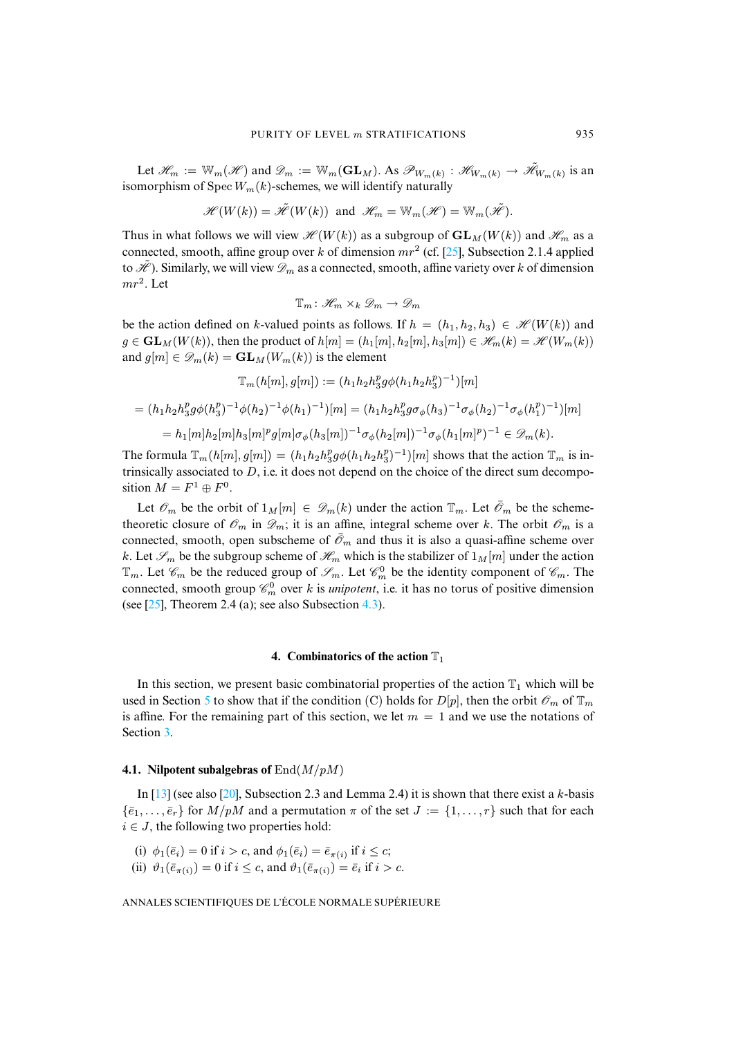Let $\mathscr{H}_m := \mathbb{W}_m(\mathscr{H})$ and $\mathscr{D}_m := \mathbb{W}_m(\mathbf{GL}_M)$. As $\mathscr{P}_{W_m(k)} : \mathscr{H}_{W_m(k)} \to \tilde{\mathscr{H}}_{W_m(k)}$ is an isomorphism of $\operatorname{Spec} W_m(k)$-schemes, we will identify naturally

$$\mathscr{H}(W(k)) = \tilde{\mathscr{H}}(W(k)) \text{ and } \mathscr{H}_m = \mathbb{W}_m(\mathscr{H}) = \mathbb{W}_m(\tilde{\mathscr{H}}).$$

Thus in what follows we will view $\mathscr{H}(W(k))$ as a subgroup of $\mathbf{GL}_M(W(k))$ and $\mathscr{H}_m$ as a connected, smooth, affine group over $k$ of dimension $mr^2$ (cf. [25], Subsection 2.1.4 applied to $\tilde{\mathscr{H}}$). Similarly, we will view $\mathscr{D}_m$ as a connected, smooth, affine variety over $k$ of dimension $mr^2$. Let

$$\mathbb{T}_m \colon \mathscr{H}_m \times_k \mathscr{D}_m \to \mathscr{D}_m$$

be the action defined on $k$-valued points as follows. If $h = (h_1, h_2, h_3) \in \mathscr{H}(W(k))$ and $g \in \mathbf{GL}_M(W(k))$, then the product of $h[m] = (h_1[m], h_2[m], h_3[m]) \in \mathscr{H}_m(k) = \mathscr{H}(W_m(k))$ and $g[m] \in \mathscr{D}_m(k) = \mathbf{GL}_M(W_m(k))$ is the element

$$\mathbb{T}_m(h[m], g[m]) := (h_1h_2h_3^p g\phi(h_1h_2h_3^p)^{-1})[m]$$

$$= (h_1h_2h_3^p g\phi(h_3^p)^{-1}\phi(h_2)^{-1}\phi(h_1)^{-1})[m] = (h_1h_2h_3^p g\sigma_\phi(h_3)^{-1}\sigma_\phi(h_2)^{-1}\sigma_\phi(h_1^p)^{-1})[m]$$

$$= h_1[m]h_2[m]h_3[m]^p g[m]\sigma_\phi(h_3[m])^{-1}\sigma_\phi(h_2[m])^{-1}\sigma_\phi(h_1[m]^p)^{-1} \in \mathscr{D}_m(k).$$

The formula $\mathbb{T}_m(h[m], g[m]) = (h_1h_2h_3^p g\phi(h_1h_2h_3^p)^{-1})[m]$ shows that the action $\mathbb{T}_m$ is intrinsically associated to $D$, i.e. it does not depend on the choice of the direct sum decomposition $M = F^1 \oplus F^0$.

Let $\mathscr{O}_m$ be the orbit of $1_M[m] \in \mathscr{D}_m(k)$ under the action $\mathbb{T}_m$. Let $\bar{\mathscr{O}}_m$ be the scheme-theoretic closure of $\mathscr{O}_m$ in $\mathscr{D}_m$; it is an affine, integral scheme over $k$. The orbit $\mathscr{O}_m$ is a connected, smooth, open subscheme of $\bar{\mathscr{O}}_m$ and thus it is also a quasi-affine scheme over $k$. Let $\mathscr{S}_m$ be the subgroup scheme of $\mathscr{H}_m$ which is the stabilizer of $1_M[m]$ under the action $\mathbb{T}_m$. Let $\mathscr{C}_m$ be the reduced group of $\mathscr{S}_m$. Let $\mathscr{C}_m^0$ be the identity component of $\mathscr{C}_m$. The connected, smooth group $\mathscr{C}_m^0$ over $k$ is *unipotent*, i.e. it has no torus of positive dimension (see [25], Theorem 2.4 (a); see also Subsection 4.3).

## 4. Combinatorics of the action $\mathbb{T}_1$

In this section, we present basic combinatorial properties of the action $\mathbb{T}_1$ which will be used in Section 5 to show that if the condition (C) holds for $D[p]$, then the orbit $\mathscr{O}_m$ of $\mathbb{T}_m$ is affine. For the remaining part of this section, we let $m = 1$ and we use the notations of Section 3.

### 4.1. Nilpotent subalgebras of $\operatorname{End}(M/pM)$

In [13] (see also [20], Subsection 2.3 and Lemma 2.4) it is shown that there exist a $k$-basis $\{\bar{e}_1, \dots, \bar{e}_r\}$ for $M/pM$ and a permutation $\pi$ of the set $J := \{1, \dots, r\}$ such that for each $i \in J$, the following two properties hold:

(i) $\phi_1(\bar{e}_i) = 0$ if $i > c$, and $\phi_1(\bar{e}_i) = \bar{e}_{\pi(i)}$ if $i \leq c$;

(ii) $\vartheta_1(\bar{e}_{\pi(i)}) = 0$ if $i \leq c$, and $\vartheta_1(\bar{e}_{\pi(i)}) = \bar{e}_i$ if $i > c$.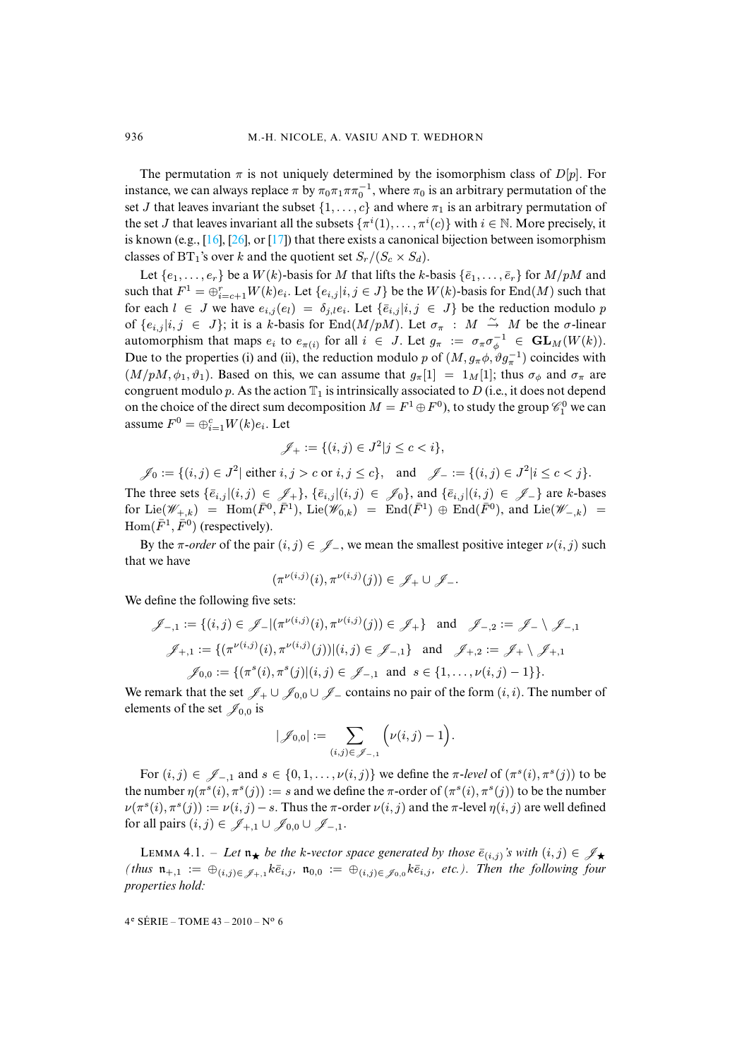The permutation $\pi$ is not uniquely determined by the isomorphism class of $D[p]$. For instance, we can always replace $\pi$ by $\pi_0\pi_1\pi\pi_0^{-1}$, where $\pi_0$ is an arbitrary permutation of the set $J$ that leaves invariant the subset $\{1,\dots,c\}$ and where $\pi_1$ is an arbitrary permutation of the set $J$ that leaves invariant all the subsets $\{\pi^i(1),\dots,\pi^i(c)\}$ with $i\in\mathbb{N}$. More precisely, it is known (e.g., [16], [26], or [17]) that there exists a canonical bijection between isomorphism classes of $\mathrm{BT}_1$'s over $k$ and the quotient set $S_r/(S_c\times S_d)$.

Let $\{e_1,\dots,e_r\}$ be a $W(k)$-basis for $M$ that lifts the $k$-basis $\{\bar{e}_1,\dots,\bar{e}_r\}$ for $M/pM$ and such that $F^1=\oplus_{i=c+1}^r W(k)e_i$. Let $\{e_{i,j}|i,j\in J\}$ be the $W(k)$-basis for $\mathrm{End}(M)$ such that for each $l\in J$ we have $e_{i,j}(e_l)=\delta_{j,l}e_i$. Let $\{\bar{e}_{i,j}|i,j\in J\}$ be the reduction modulo $p$ of $\{e_{i,j}|i,j\in J\}$; it is a $k$-basis for $\mathrm{End}(M/pM)$. Let $\sigma_\pi : M\overset{\sim}{\to} M$ be the $\sigma$-linear automorphism that maps $e_i$ to $e_{\pi(i)}$ for all $i\in J$. Let $g_\pi := \sigma_\pi\sigma_\phi^{-1}\in \mathbf{GL}_M(W(k))$. Due to the properties (i) and (ii), the reduction modulo $p$ of $(M, g_\pi\phi, \vartheta g_\pi^{-1})$ coincides with $(M/pM,\phi_1,\vartheta_1)$. Based on this, we can assume that $g_\pi[1]=1_M[1]$; thus $\sigma_\phi$ and $\sigma_\pi$ are congruent modulo $p$. As the action $\mathbb{T}_1$ is intrinsically associated to $D$ (i.e., it does not depend on the choice of the direct sum decomposition $M=F^1\oplus F^0$), to study the group $\mathscr{C}_1^0$ we can assume $F^0=\oplus_{i=1}^c W(k)e_i$. Let

$$\mathscr{J}_+ := \{(i,j)\in J^2 | j\le c< i\},$$

$$\mathscr{J}_0 := \{(i,j)\in J^2 |\text{ either } i,j>c \text{ or } i,j\le c\},\quad\text{and}\quad \mathscr{J}_- := \{(i,j)\in J^2 | i\le c<j\}.$$

The three sets $\{\bar{e}_{i,j}|(i,j)\in\mathscr{J}_+\}$, $\{\bar{e}_{i,j}|(i,j)\in\mathscr{J}_0\}$, and $\{\bar{e}_{i,j}|(i,j)\in\mathscr{J}_-\}$ are $k$-bases for $\mathrm{Lie}(\mathscr{W}_{+,k})=\mathrm{Hom}(\bar{F}^0,\bar{F}^1)$, $\mathrm{Lie}(\mathscr{W}_{0,k})=\mathrm{End}(\bar{F}^1)\oplus\mathrm{End}(\bar{F}^0)$, and $\mathrm{Lie}(\mathscr{W}_{-,k})=\mathrm{Hom}(\bar{F}^1,\bar{F}^0)$ (respectively).

By the *$\pi$-order* of the pair $(i,j)\in\mathscr{J}_-$, we mean the smallest positive integer $\nu(i,j)$ such that we have

$$(\pi^{\nu(i,j)}(i),\pi^{\nu(i,j)}(j))\in\mathscr{J}_+\cup\mathscr{J}_-.$$

We define the following five sets:

$$\mathscr{J}_{-,1} := \{(i,j)\in\mathscr{J}_- | (\pi^{\nu(i,j)}(i),\pi^{\nu(i,j)}(j))\in\mathscr{J}_+\}\quad\text{and}\quad \mathscr{J}_{-,2}:=\mathscr{J}_-\setminus\mathscr{J}_{-,1}$$

$$\mathscr{J}_{+,1} := \{(\pi^{\nu(i,j)}(i),\pi^{\nu(i,j)}(j)) | (i,j)\in\mathscr{J}_{-,1}\}\quad\text{and}\quad \mathscr{J}_{+,2}:=\mathscr{J}_+\setminus\mathscr{J}_{+,1}$$

$$\mathscr{J}_{0,0} := \{(\pi^s(i),\pi^s(j)) | (i,j)\in\mathscr{J}_{-,1}\ \text{ and }\ s\in\{1,\dots,\nu(i,j)-1\}\}.$$

We remark that the set $\mathscr{J}_+\cup\mathscr{J}_{0,0}\cup\mathscr{J}_-$ contains no pair of the form $(i,i)$. The number of elements of the set $\mathscr{J}_{0,0}$ is

$$|\mathscr{J}_{0,0}| := \sum_{(i,j)\in\mathscr{J}_{-,1}}\Big(\nu(i,j)-1\Big).$$

For $(i,j)\in\mathscr{J}_{-,1}$ and $s\in\{0,1,\dots,\nu(i,j)\}$ we define the *$\pi$-level* of $(\pi^s(i),\pi^s(j))$ to be the number $\eta(\pi^s(i),\pi^s(j)):=s$ and we define the $\pi$-order of $(\pi^s(i),\pi^s(j))$ to be the number $\nu(\pi^s(i),\pi^s(j)):=\nu(i,j)-s$. Thus the $\pi$-order $\nu(i,j)$ and the $\pi$-level $\eta(i,j)$ are well defined for all pairs $(i,j)\in\mathscr{J}_{+,1}\cup\mathscr{J}_{0,0}\cup\mathscr{J}_{-,1}$.

LEMMA 4.1. – *Let $\mathfrak{n}_\star$ be the $k$-vector space generated by those $\bar{e}_{(i,j)}$'s with $(i,j)\in\mathscr{J}_\star$ (thus $\mathfrak{n}_{+,1}:=\oplus_{(i,j)\in\mathscr{J}_{+,1}}k\bar{e}_{i,j}$, $\mathfrak{n}_{0,0}:=\oplus_{(i,j)\in\mathscr{J}_{0,0}}k\bar{e}_{i,j}$, etc.). Then the following four properties hold:*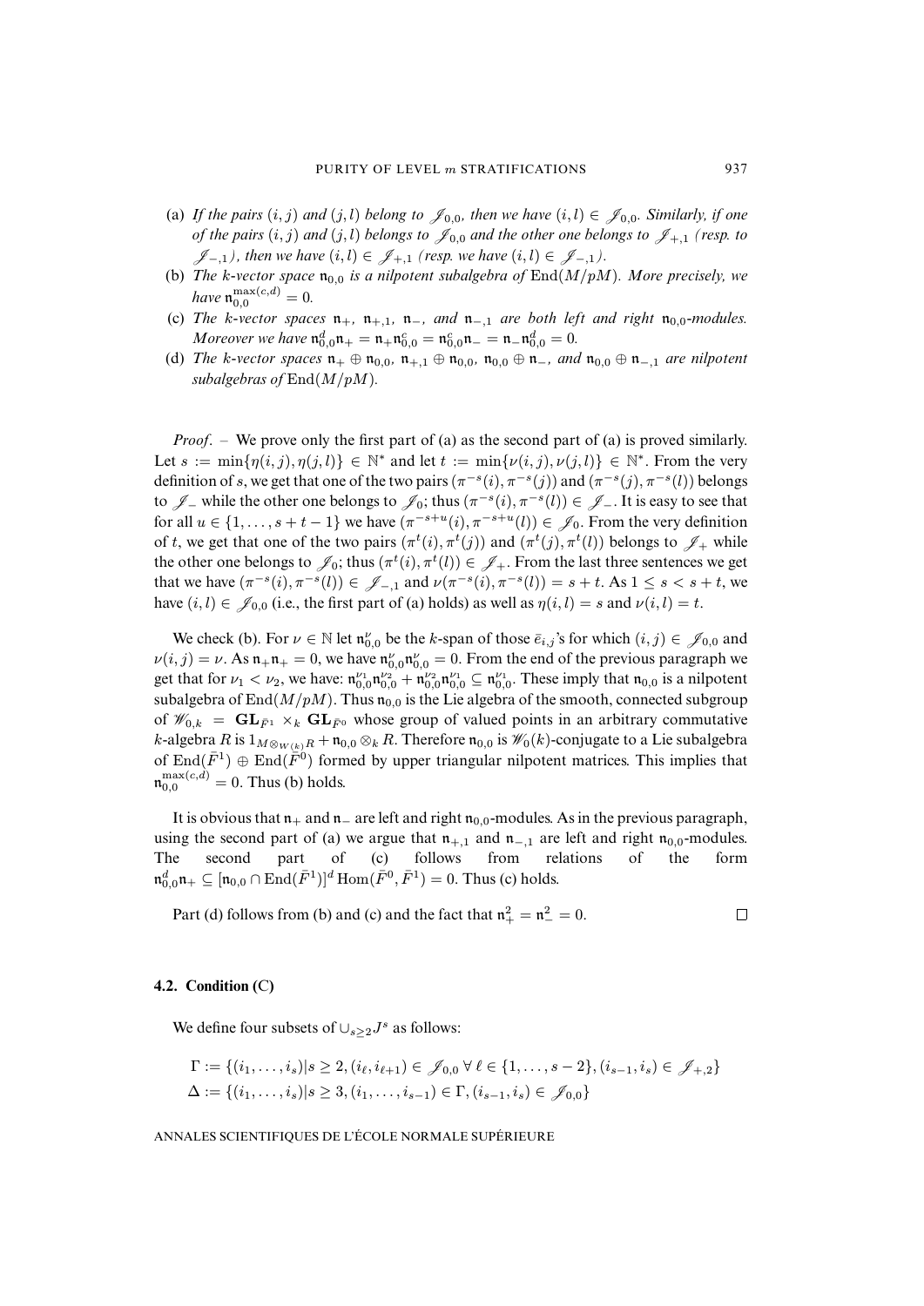(a) *If the pairs* $(i,j)$ *and* $(j,l)$ *belong to* $\mathscr{J}_{0,0}$*, then we have* $(i,l) \in \mathscr{J}_{0,0}$*. Similarly, if one of the pairs* $(i,j)$ *and* $(j,l)$ *belongs to* $\mathscr{J}_{0,0}$ *and the other one belongs to* $\mathscr{J}_{+,1}$ *(resp. to* $\mathscr{J}_{-,1}$*), then we have* $(i,l) \in \mathscr{J}_{+,1}$ *(resp. we have* $(i,l) \in \mathscr{J}_{-,1}$*).*

(b) *The* $k$*-vector space* $\mathfrak{n}_{0,0}$ *is a nilpotent subalgebra of* $\mathrm{End}(M/pM)$*. More precisely, we have* $\mathfrak{n}_{0,0}^{\max(c,d)} = 0$*.*

(c) *The* $k$*-vector spaces* $\mathfrak{n}_+$*,* $\mathfrak{n}_{+,1}$*,* $\mathfrak{n}_-$*, and* $\mathfrak{n}_{-,1}$ *are both left and right* $\mathfrak{n}_{0,0}$*-modules. Moreover we have* $\mathfrak{n}_{0,0}^d\mathfrak{n}_+ = \mathfrak{n}_+\mathfrak{n}_{0,0}^c = \mathfrak{n}_{0,0}^c\mathfrak{n}_- = \mathfrak{n}_-\mathfrak{n}_{0,0}^d = 0$*.*

(d) *The* $k$*-vector spaces* $\mathfrak{n}_+ \oplus \mathfrak{n}_{0,0}$*,* $\mathfrak{n}_{+,1} \oplus \mathfrak{n}_{0,0}$*,* $\mathfrak{n}_{0,0} \oplus \mathfrak{n}_-$*, and* $\mathfrak{n}_{0,0} \oplus \mathfrak{n}_{-,1}$ *are nilpotent subalgebras of* $\mathrm{End}(M/pM)$*.*

*Proof*. – We prove only the first part of (a) as the second part of (a) is proved similarly. Let $s := \min\{\eta(i,j), \eta(j,l)\} \in \mathbb{N}^*$ and let $t := \min\{\nu(i,j), \nu(j,l)\} \in \mathbb{N}^*$. From the very definition of $s$, we get that one of the two pairs $(\pi^{-s}(i), \pi^{-s}(j))$ and $(\pi^{-s}(j), \pi^{-s}(l))$ belongs to $\mathscr{J}_-$ while the other one belongs to $\mathscr{J}_0$; thus $(\pi^{-s}(i), \pi^{-s}(l)) \in \mathscr{J}_-$. It is easy to see that for all $u \in \{1, \ldots, s+t-1\}$ we have $(\pi^{-s+u}(i), \pi^{-s+u}(l)) \in \mathscr{J}_0$. From the very definition of $t$, we get that one of the two pairs $(\pi^t(i), \pi^t(j))$ and $(\pi^t(j), \pi^t(l))$ belongs to $\mathscr{J}_+$ while the other one belongs to $\mathscr{J}_0$; thus $(\pi^t(i), \pi^t(l)) \in \mathscr{J}_+$. From the last three sentences we get that we have $(\pi^{-s}(i), \pi^{-s}(l)) \in \mathscr{J}_{-,1}$ and $\nu(\pi^{-s}(i), \pi^{-s}(l)) = s+t$. As $1 \leq s < s+t$, we have $(i,l) \in \mathscr{J}_{0,0}$ (i.e., the first part of (a) holds) as well as $\eta(i,l) = s$ and $\nu(i,l) = t$.

We check (b). For $\nu \in \mathbb{N}$ let $\mathfrak{n}_{0,0}^{\nu}$ be the $k$-span of those $\bar{e}_{i,j}$'s for which $(i,j) \in \mathscr{J}_{0,0}$ and $\nu(i,j) = \nu$. As $\mathfrak{n}_+\mathfrak{n}_+ = 0$, we have $\mathfrak{n}_{0,0}^{\nu}\mathfrak{n}_{0,0}^{\nu} = 0$. From the end of the previous paragraph we get that for $\nu_1 < \nu_2$, we have: $\mathfrak{n}_{0,0}^{\nu_1}\mathfrak{n}_{0,0}^{\nu_2} + \mathfrak{n}_{0,0}^{\nu_2}\mathfrak{n}_{0,0}^{\nu_1} \subseteq \mathfrak{n}_{0,0}^{\nu_1}$. These imply that $\mathfrak{n}_{0,0}$ is a nilpotent subalgebra of $\mathrm{End}(M/pM)$. Thus $\mathfrak{n}_{0,0}$ is the Lie algebra of the smooth, connected subgroup of $\mathscr{W}_{0,k} = \mathbf{GL}_{\bar{F}^1} \times_k \mathbf{GL}_{\bar{F}^0}$ whose group of valued points in an arbitrary commutative $k$-algebra $R$ is $1_{M \otimes_{W(k)} R} + \mathfrak{n}_{0,0} \otimes_k R$. Therefore $\mathfrak{n}_{0,0}$ is $\mathscr{W}_0(k)$-conjugate to a Lie subalgebra of $\mathrm{End}(\bar{F}^1) \oplus \mathrm{End}(\bar{F}^0)$ formed by upper triangular nilpotent matrices. This implies that $\mathfrak{n}_{0,0}^{\max(c,d)} = 0$. Thus (b) holds.

It is obvious that $\mathfrak{n}_+$ and $\mathfrak{n}_-$ are left and right $\mathfrak{n}_{0,0}$-modules. As in the previous paragraph, using the second part of (a) we argue that $\mathfrak{n}_{+,1}$ and $\mathfrak{n}_{-,1}$ are left and right $\mathfrak{n}_{0,0}$-modules. The second part of (c) follows from relations of the form $\mathfrak{n}_{0,0}^d\mathfrak{n}_+ \subseteq [\mathfrak{n}_{0,0} \cap \mathrm{End}(\bar{F}^1)]^d \mathrm{Hom}(\bar{F}^0, \bar{F}^1) = 0$. Thus (c) holds.

Part (d) follows from (b) and (c) and the fact that $\mathfrak{n}_+^2 = \mathfrak{n}_-^2 = 0$. □

### 4.2. Condition (C)

We define four subsets of $\cup_{s \geq 2} J^s$ as follows:

$$\Gamma := \{(i_1, \ldots, i_s) | s \geq 2, (i_\ell, i_{\ell+1}) \in \mathscr{J}_{0,0} \; \forall \, \ell \in \{1, \ldots, s-2\}, (i_{s-1}, i_s) \in \mathscr{J}_{+,2}\}$$

$$\Delta := \{(i_1, \ldots, i_s) | s \geq 3, (i_1, \ldots, i_{s-1}) \in \Gamma, (i_{s-1}, i_s) \in \mathscr{J}_{0,0}\}$$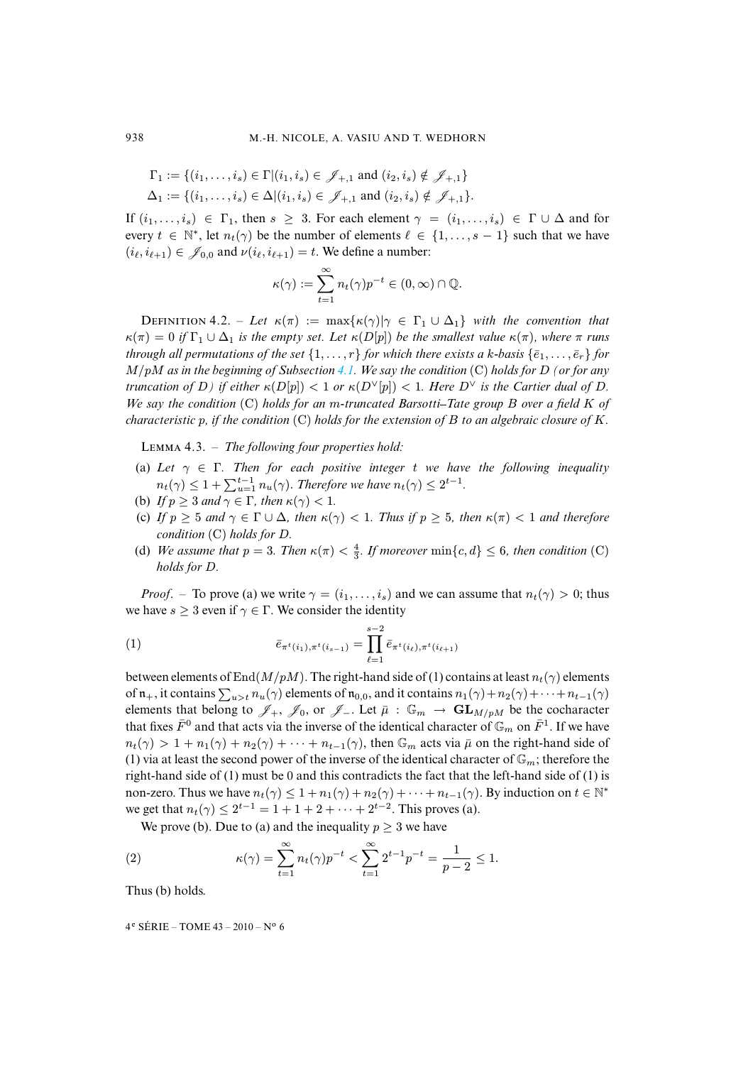$$\Gamma_1 := \{(i_1, \ldots, i_s) \in \Gamma | (i_1, i_s) \in \mathscr{J}_{+,1} \text{ and } (i_2, i_s) \notin \mathscr{J}_{+,1}\}$$
$$\Delta_1 := \{(i_1, \ldots, i_s) \in \Delta | (i_1, i_s) \in \mathscr{J}_{+,1} \text{ and } (i_2, i_s) \notin \mathscr{J}_{+,1}\}.$$

If $(i_1, \ldots, i_s) \in \Gamma_1$, then $s \geq 3$. For each element $\gamma = (i_1, \ldots, i_s) \in \Gamma \cup \Delta$ and for every $t \in \mathbb{N}^*$, let $n_t(\gamma)$ be the number of elements $\ell \in \{1, \ldots, s-1\}$ such that we have $(i_\ell, i_{\ell+1}) \in \mathscr{J}_{0,0}$ and $\nu(i_\ell, i_{\ell+1}) = t$. We define a number:

$$\kappa(\gamma) := \sum_{t=1}^{\infty} n_t(\gamma) p^{-t} \in (0, \infty) \cap \mathbb{Q}.$$

Definition 4.2. – *Let $\kappa(\pi) := \max\{\kappa(\gamma) | \gamma \in \Gamma_1 \cup \Delta_1\}$ with the convention that $\kappa(\pi) = 0$ if $\Gamma_1 \cup \Delta_1$ is the empty set. Let $\kappa(D[p])$ be the smallest value $\kappa(\pi)$, where $\pi$ runs through all permutations of the set $\{1, \ldots, r\}$ for which there exists a $k$-basis $\{\bar{e}_1, \ldots, \bar{e}_r\}$ for $M/pM$ as in the beginning of Subsection 4.1. We say the condition* (C) *holds for $D$ (or for any truncation of $D$) if either $\kappa(D[p]) < 1$ or $\kappa(D^\vee[p]) < 1$. Here $D^\vee$ is the Cartier dual of $D$. We say the condition* (C) *holds for an $m$-truncated Barsotti–Tate group $B$ over a field $K$ of characteristic $p$, if the condition* (C) *holds for the extension of $B$ to an algebraic closure of $K$.*

Lemma 4.3. – *The following four properties hold:*

(a) *Let $\gamma \in \Gamma$. Then for each positive integer $t$ we have the following inequality $n_t(\gamma) \leq 1 + \sum_{u=1}^{t-1} n_u(\gamma)$. Therefore we have $n_t(\gamma) \leq 2^{t-1}$.*

(b) *If $p \geq 3$ and $\gamma \in \Gamma$, then $\kappa(\gamma) < 1$.*

(c) *If $p \geq 5$ and $\gamma \in \Gamma \cup \Delta$, then $\kappa(\gamma) < 1$. Thus if $p \geq 5$, then $\kappa(\pi) < 1$ and therefore condition* (C) *holds for $D$.*

(d) *We assume that $p = 3$. Then $\kappa(\pi) < \frac{4}{3}$. If moreover $\min\{c, d\} \leq 6$, then condition* (C) *holds for $D$.*

*Proof*. – To prove (a) we write $\gamma = (i_1, \ldots, i_s)$ and we can assume that $n_t(\gamma) > 0$; thus we have $s \geq 3$ even if $\gamma \in \Gamma$. We consider the identity

$$\bar{e}_{\pi^t(i_1), \pi^t(i_{s-1})} = \prod_{\ell=1}^{s-2} \bar{e}_{\pi^t(i_\ell), \pi^t(i_{\ell+1})} \tag{1}$$

between elements of $\mathrm{End}(M/pM)$. The right-hand side of (1) contains at least $n_t(\gamma)$ elements of $\mathfrak{n}_+$, it contains $\sum_{u>t} n_u(\gamma)$ elements of $\mathfrak{n}_{0,0}$, and it contains $n_1(\gamma) + n_2(\gamma) + \cdots + n_{t-1}(\gamma)$ elements that belong to $\mathscr{J}_+$, $\mathscr{J}_0$, or $\mathscr{J}_-$. Let $\bar{\mu} : \mathbb{G}_m \to \mathbf{GL}_{M/pM}$ be the cocharacter that fixes $\bar{F}^0$ and that acts via the inverse of the identical character of $\mathbb{G}_m$ on $\bar{F}^1$. If we have $n_t(\gamma) > 1 + n_1(\gamma) + n_2(\gamma) + \cdots + n_{t-1}(\gamma)$, then $\mathbb{G}_m$ acts via $\bar{\mu}$ on the right-hand side of (1) via at least the second power of the inverse of the identical character of $\mathbb{G}_m$; therefore the right-hand side of (1) must be 0 and this contradicts the fact that the left-hand side of (1) is non-zero. Thus we have $n_t(\gamma) \leq 1 + n_1(\gamma) + n_2(\gamma) + \cdots + n_{t-1}(\gamma)$. By induction on $t \in \mathbb{N}^*$ we get that $n_t(\gamma) \leq 2^{t-1} = 1 + 1 + 2 + \cdots + 2^{t-2}$. This proves (a).

We prove (b). Due to (a) and the inequality $p \geq 3$ we have

$$\kappa(\gamma) = \sum_{t=1}^{\infty} n_t(\gamma) p^{-t} < \sum_{t=1}^{\infty} 2^{t-1} p^{-t} = \frac{1}{p-2} \leq 1. \tag{2}$$

Thus (b) holds.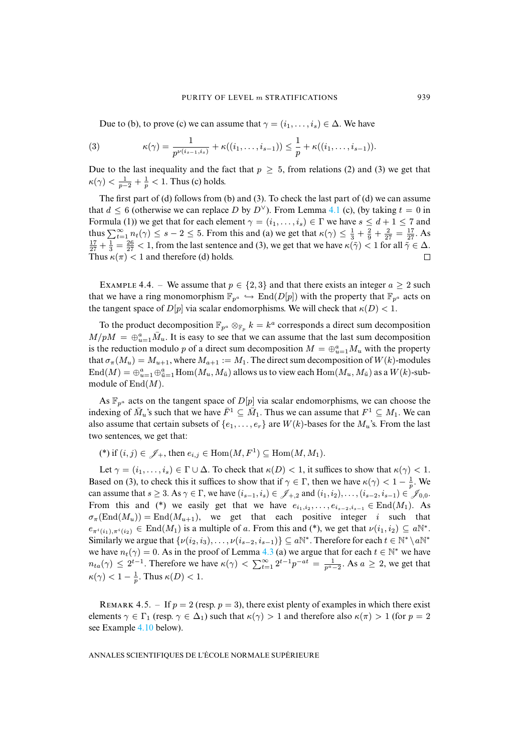Due to (b), to prove (c) we can assume that $\gamma = (i_1, \ldots, i_s) \in \Delta$. We have

$$\kappa(\gamma) = \frac{1}{p^{\nu(i_{s-1}, i_s)}} + \kappa((i_1, \ldots, i_{s-1})) \leq \frac{1}{p} + \kappa((i_1, \ldots, i_{s-1})). \tag{3}$$

Due to the last inequality and the fact that $p \geq 5$, from relations (2) and (3) we get that $\kappa(\gamma) < \frac{1}{p-2} + \frac{1}{p} < 1$. Thus (c) holds.

The first part of (d) follows from (b) and (3). To check the last part of (d) we can assume that $d \leq 6$ (otherwise we can replace $D$ by $D^\vee$). From Lemma 4.1 (c), (by taking $t = 0$ in Formula (1)) we get that for each element $\gamma = (i_1, \ldots, i_s) \in \Gamma$ we have $s \leq d + 1 \leq 7$ and thus $\sum_{t=1}^{\infty} n_t(\gamma) \leq s - 2 \leq 5$. From this and (a) we get that $\kappa(\gamma) \leq \frac{1}{3} + \frac{2}{9} + \frac{2}{27} = \frac{17}{27}$. As $\frac{17}{27} + \frac{1}{3} = \frac{26}{27} < 1$, from the last sentence and (3), we get that we have $\kappa(\tilde{\gamma}) < 1$ for all $\tilde{\gamma} \in \Delta$. Thus $\kappa(\pi) < 1$ and therefore (d) holds. □

Example 4.4. – We assume that $p \in \{2, 3\}$ and that there exists an integer $a \geq 2$ such that we have a ring monomorphism $\mathbb{F}_{p^a} \hookrightarrow \mathrm{End}(D[p])$ with the property that $\mathbb{F}_{p^a}$ acts on the tangent space of $D[p]$ via scalar endomorphisms. We will check that $\kappa(D) < 1$.

To the product decomposition $\mathbb{F}_{p^a} \otimes_{\mathbb{F}_p} k = k^a$ corresponds a direct sum decomposition $M/pM = \oplus_{u=1}^{a} \bar{M}_u$. It is easy to see that we can assume that the last sum decomposition is the reduction modulo $p$ of a direct sum decomposition $M = \oplus_{u=1}^{a} M_u$ with the property that $\sigma_\pi(M_u) = M_{u+1}$, where $M_{a+1} := M_1$. The direct sum decomposition of $W(k)$-modules $\mathrm{End}(M) = \oplus_{u=1}^{a} \oplus_{\tilde{u}=1}^{a} \mathrm{Hom}(M_u, M_{\tilde{u}})$ allows us to view each $\mathrm{Hom}(M_u, M_{\tilde{u}})$ as a $W(k)$-submodule of $\mathrm{End}(M)$.

As $\mathbb{F}_{p^a}$ acts on the tangent space of $D[p]$ via scalar endomorphisms, we can choose the indexing of $\bar{M}_u$'s such that we have $\bar{F}^1 \subseteq \bar{M}_1$. Thus we can assume that $F^1 \subseteq M_1$. We can also assume that certain subsets of $\{e_1, \ldots, e_r\}$ are $W(k)$-bases for the $M_u$'s. From the last two sentences, we get that:

(*) if $(i, j) \in \mathscr{J}_+$, then $e_{i,j} \in \mathrm{Hom}(M, F^1) \subseteq \mathrm{Hom}(M, M_1)$.

Let $\gamma = (i_1, \ldots, i_s) \in \Gamma \cup \Delta$. To check that $\kappa(D) < 1$, it suffices to show that $\kappa(\gamma) < 1$. Based on (3), to check this it suffices to show that if $\gamma \in \Gamma$, then we have $\kappa(\gamma) < 1 - \frac{1}{p}$. We can assume that $s \geq 3$. As $\gamma \in \Gamma$, we have $(i_{s-1}, i_s) \in \mathscr{J}_{+,2}$ and $(i_1, i_2), \ldots, (i_{s-2}, i_{s-1}) \in \mathscr{J}_{0,0}$. From this and (*) we easily get that we have $e_{i_1,i_2}, \ldots, e_{i_{s-2},i_{s-1}} \in \mathrm{End}(M_1)$. As $\sigma_\pi(\mathrm{End}(M_u)) = \mathrm{End}(M_{u+1})$, we get that each positive integer $i$ such that $e_{\pi^i(i_1),\pi^i(i_2)} \in \mathrm{End}(M_1)$ is a multiple of $a$. From this and (*), we get that $\nu(i_1, i_2) \subseteq a\mathbb{N}^*$. Similarly we argue that $\{\nu(i_2, i_3), \ldots, \nu(i_{s-2}, i_{s-1})\} \subseteq a\mathbb{N}^*$. Therefore for each $t \in \mathbb{N}^* \setminus a\mathbb{N}^*$ we have $n_t(\gamma) = 0$. As in the proof of Lemma 4.3 (a) we argue that for each $t \in \mathbb{N}^*$ we have $n_{ta}(\gamma) \leq 2^{t-1}$. Therefore we have $\kappa(\gamma) < \sum_{t=1}^{\infty} 2^{t-1} p^{-at} = \frac{1}{p^a - 2}$. As $a \geq 2$, we get that $\kappa(\gamma) < 1 - \frac{1}{p}$. Thus $\kappa(D) < 1$.

Remark 4.5. – If $p = 2$ (resp. $p = 3$), there exist plenty of examples in which there exist elements $\gamma \in \Gamma_1$ (resp. $\gamma \in \Delta_1$) such that $\kappa(\gamma) > 1$ and therefore also $\kappa(\pi) > 1$ (for $p = 2$ see Example 4.10 below).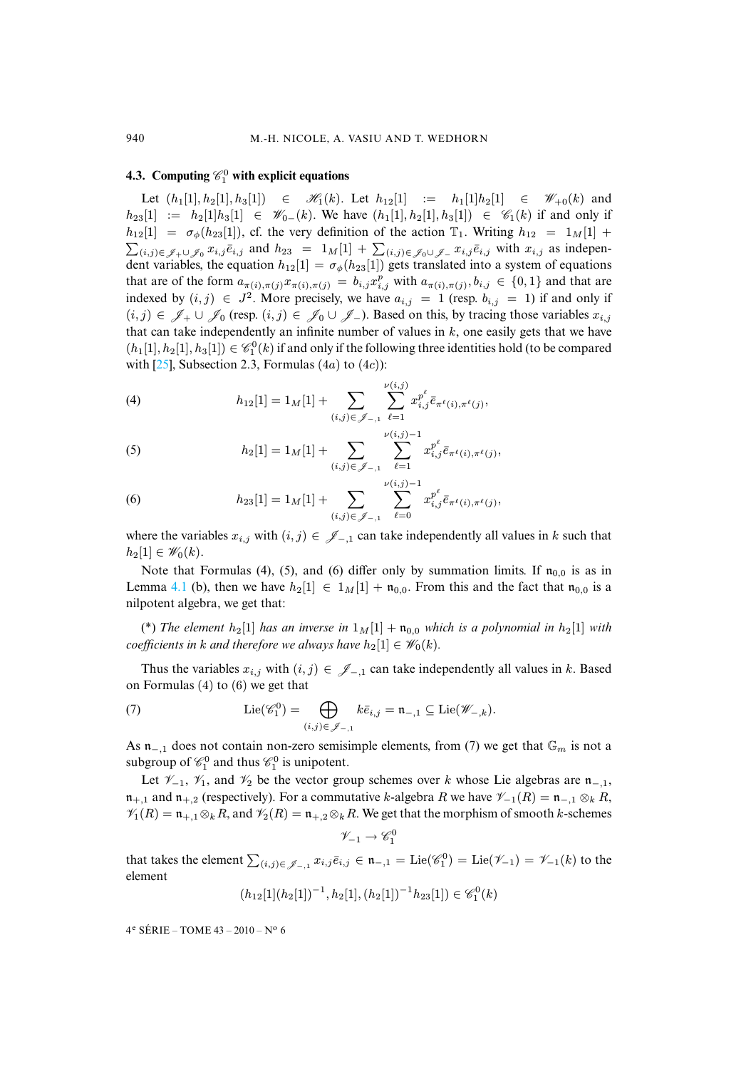### 4.3. Computing $\mathscr{C}_1^0$ with explicit equations

Let $(h_1[1], h_2[1], h_3[1]) \in \mathscr{H}_1(k)$. Let $h_{12}[1] := h_1[1]h_2[1] \in \mathscr{W}_{+0}(k)$ and $h_{23}[1] := h_2[1]h_3[1] \in \mathscr{W}_{0-}(k)$. We have $(h_1[1], h_2[1], h_3[1]) \in \mathscr{C}_1(k)$ if and only if $h_{12}[1] = \sigma_\phi(h_{23}[1])$, cf. the very definition of the action $\mathbb{T}_1$. Writing $h_{12} = 1_M[1] + \sum_{(i,j)\in \mathscr{J}_+\cup\mathscr{J}_0} x_{i,j}\bar{e}_{i,j}$ and $h_{23} = 1_M[1] + \sum_{(i,j)\in\mathscr{J}_0\cup\mathscr{J}_-} x_{i,j}\bar{e}_{i,j}$ with $x_{i,j}$ as independent variables, the equation $h_{12}[1] = \sigma_\phi(h_{23}[1])$ gets translated into a system of equations that are of the form $a_{\pi(i),\pi(j)}x_{\pi(i),\pi(j)} = b_{i,j}x_{i,j}^p$ with $a_{\pi(i),\pi(j)}, b_{i,j} \in \{0,1\}$ and that are indexed by $(i,j) \in J^2$. More precisely, we have $a_{i,j} = 1$ (resp. $b_{i,j} = 1$) if and only if $(i,j) \in \mathscr{J}_+ \cup \mathscr{J}_0$ (resp. $(i,j) \in \mathscr{J}_0 \cup \mathscr{J}_-$). Based on this, by tracing those variables $x_{i,j}$ that can take independently an infinite number of values in $k$, one easily gets that we have $(h_1[1], h_2[1], h_3[1]) \in \mathscr{C}_1^0(k)$ if and only if the following three identities hold (to be compared with [25], Subsection 2.3, Formulas (4$a$) to (4$c$)):

$$h_{12}[1] = 1_M[1] + \sum_{(i,j)\in\mathscr{J}_{-,1}} \sum_{\ell=1}^{\nu(i,j)} x_{i,j}^{p^\ell}\bar{e}_{\pi^\ell(i),\pi^\ell(j)}, \tag{4}$$

$$h_2[1] = 1_M[1] + \sum_{(i,j)\in\mathscr{J}_{-,1}} \sum_{\ell=1}^{\nu(i,j)-1} x_{i,j}^{p^\ell}\bar{e}_{\pi^\ell(i),\pi^\ell(j)}, \tag{5}$$

$$h_{23}[1] = 1_M[1] + \sum_{(i,j)\in\mathscr{J}_{-,1}} \sum_{\ell=0}^{\nu(i,j)-1} x_{i,j}^{p^\ell}\bar{e}_{\pi^\ell(i),\pi^\ell(j)}, \tag{6}$$

where the variables $x_{i,j}$ with $(i,j) \in \mathscr{J}_{-,1}$ can take independently all values in $k$ such that $h_2[1] \in \mathscr{W}_0(k)$.

Note that Formulas (4), (5), and (6) differ only by summation limits. If $\mathfrak{n}_{0,0}$ is as in Lemma 4.1 (b), then we have $h_2[1] \in 1_M[1] + \mathfrak{n}_{0,0}$. From this and the fact that $\mathfrak{n}_{0,0}$ is a nilpotent algebra, we get that:

(\*) *The element $h_2[1]$ has an inverse in $1_M[1] + \mathfrak{n}_{0,0}$ which is a polynomial in $h_2[1]$ with coefficients in $k$ and therefore we always have $h_2[1] \in \mathscr{W}_0(k)$.*

Thus the variables $x_{i,j}$ with $(i,j) \in \mathscr{J}_{-,1}$ can take independently all values in $k$. Based on Formulas (4) to (6) we get that

$$\mathrm{Lie}(\mathscr{C}_1^0) = \bigoplus_{(i,j)\in\mathscr{J}_{-,1}} k\bar{e}_{i,j} = \mathfrak{n}_{-,1} \subseteq \mathrm{Lie}(\mathscr{W}_{-,k}). \tag{7}$$

As $\mathfrak{n}_{-,1}$ does not contain non-zero semisimple elements, from (7) we get that $\mathbb{G}_m$ is not a subgroup of $\mathscr{C}_1^0$ and thus $\mathscr{C}_1^0$ is unipotent.

Let $\mathscr{V}_{-1}$, $\mathscr{V}_1$, and $\mathscr{V}_2$ be the vector group schemes over $k$ whose Lie algebras are $\mathfrak{n}_{-,1}$, $\mathfrak{n}_{+,1}$ and $\mathfrak{n}_{+,2}$ (respectively). For a commutative $k$-algebra $R$ we have $\mathscr{V}_{-1}(R) = \mathfrak{n}_{-,1} \otimes_k R$, $\mathscr{V}_1(R) = \mathfrak{n}_{+,1} \otimes_k R$, and $\mathscr{V}_2(R) = \mathfrak{n}_{+,2} \otimes_k R$. We get that the morphism of smooth $k$-schemes

$$\mathscr{V}_{-1} \to \mathscr{C}_1^0$$

that takes the element $\sum_{(i,j)\in\mathscr{J}_{-,1}} x_{i,j}\bar{e}_{i,j} \in \mathfrak{n}_{-,1} = \mathrm{Lie}(\mathscr{C}_1^0) = \mathrm{Lie}(\mathscr{V}_{-1}) = \mathscr{V}_{-1}(k)$ to the element

$$(h_{12}[1](h_2[1])^{-1}, h_2[1], (h_2[1])^{-1}h_{23}[1]) \in \mathscr{C}_1^0(k)$$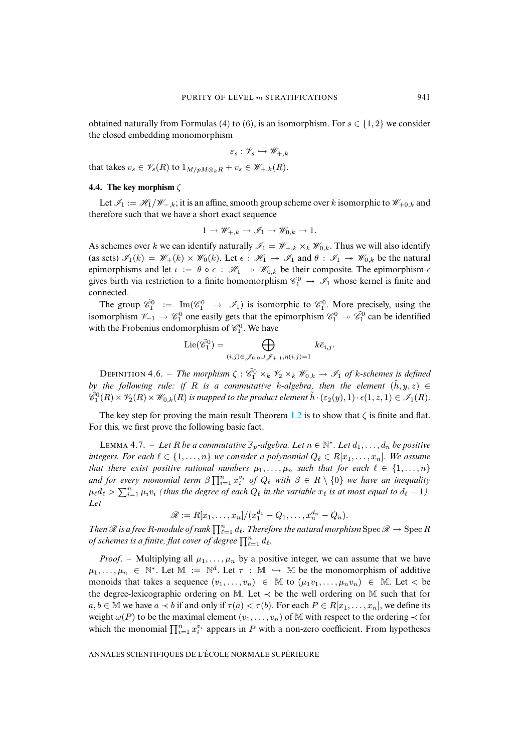obtained naturally from Formulas (4) to (6), is an isomorphism. For $s \in \{1,2\}$ we consider the closed embedding monomorphism

$$\varepsilon_s : \mathscr{V}_s \hookrightarrow \mathscr{W}_{+,k}$$

that takes $v_s \in \mathscr{V}_s(R)$ to $1_{M/pM \otimes_k R} + v_s \in \mathscr{W}_{+,k}(R)$.

### 4.4. The key morphism $\zeta$

Let $\mathscr{I}_1 := \mathscr{H}_1/\mathscr{W}_{-,k}$; it is an affine, smooth group scheme over $k$ isomorphic to $\mathscr{W}_{+0,k}$ and therefore such that we have a short exact sequence

$$1 \to \mathscr{W}_{+,k} \to \mathscr{I}_1 \to \mathscr{W}_{0,k} \to 1.$$

As schemes over $k$ we can identify naturally $\mathscr{I}_1 = \mathscr{W}_{+,k} \times_k \mathscr{W}_{0,k}$. Thus we will also identify (as sets) $\mathscr{I}_1(k) = \mathscr{W}_+(k) \times \mathscr{W}_0(k)$. Let $\epsilon : \mathscr{H}_1 \twoheadrightarrow \mathscr{I}_1$ and $\theta : \mathscr{I}_1 \twoheadrightarrow \mathscr{W}_{0,k}$ be the natural epimorphisms and let $\iota := \theta \circ \epsilon : \mathscr{H}_1 \twoheadrightarrow \mathscr{W}_{0,k}$ be their composite. The epimorphism $\epsilon$ gives birth via restriction to a finite homomorphism $\mathscr{C}_1^0 \to \mathscr{I}_1$ whose kernel is finite and connected.

The group $\tilde{\mathscr{C}}_1^0 := \mathrm{Im}(\mathscr{C}_1^0 \to \mathscr{I}_1)$ is isomorphic to $\mathscr{C}_1^0$. More precisely, using the isomorphism $\mathscr{V}_{-1} \to \mathscr{C}_1^0$ one easily gets that the epimorphism $\mathscr{C}_1^0 \twoheadrightarrow \tilde{\mathscr{C}}_1^0$ can be identified with the Frobenius endomorphism of $\mathscr{C}_1^0$. We have

$$\mathrm{Lie}(\tilde{\mathscr{C}}_1^0) = \bigoplus_{(i,j) \in \mathscr{J}_{0,0} \cup \mathscr{J}_{+,1}, \eta(i,j)=1} k\bar{e}_{i,j}.$$

Definition 4.6. – *The morphism $\zeta : \tilde{\mathscr{C}}_1^0 \times_k \mathscr{V}_2 \times_k \mathscr{W}_{0,k} \to \mathscr{I}_1$ of $k$-schemes is defined by the following rule: if $R$ is a commutative $k$-algebra, then the element $(\tilde{h}, y, z) \in \tilde{\mathscr{C}}_1^0(R) \times \mathscr{V}_2(R) \times \mathscr{W}_{0,k}(R)$ is mapped to the product element $\tilde{h} \cdot (\varepsilon_2(y), 1) \cdot \epsilon(1, z, 1) \in \mathscr{I}_1(R)$.*

The key step for proving the main result Theorem 1.2 is to show that $\zeta$ is finite and flat. For this, we first prove the following basic fact.

Lemma 4.7. – *Let $R$ be a commutative $\mathbb{F}_p$-algebra. Let $n \in \mathbb{N}^*$. Let $d_1, \ldots, d_n$ be positive integers. For each $\ell \in \{1, \ldots, n\}$ we consider a polynomial $Q_\ell \in R[x_1, \ldots, x_n]$. We assume that there exist positive rational numbers $\mu_1, \ldots, \mu_n$ such that for each $\ell \in \{1, \ldots, n\}$ and for every monomial term $\beta \prod_{i=1}^n x_i^{v_i}$ of $Q_\ell$ with $\beta \in R \setminus \{0\}$ we have an inequality $\mu_\ell d_\ell > \sum_{i=1}^n \mu_i v_i$ (thus the degree of each $Q_\ell$ in the variable $x_\ell$ is at most equal to $d_\ell - 1$). Let*

$$\mathscr{R} := R[x_1, \ldots, x_n]/(x_1^{d_1} - Q_1, \ldots, x_n^{d_n} - Q_n).$$

*Then $\mathscr{R}$ is a free $R$-module of rank $\prod_{\ell=1}^n d_\ell$. Therefore the natural morphism $\mathrm{Spec}\,\mathscr{R} \to \mathrm{Spec}\,R$ of schemes is a finite, flat cover of degree $\prod_{\ell=1}^n d_\ell$.*

*Proof.* – Multiplying all $\mu_1, \ldots, \mu_n$ by a positive integer, we can assume that we have $\mu_1, \ldots, \mu_n \in \mathbb{N}^*$. Let $\mathbb{M} := \mathbb{N}^d$. Let $\tau : \mathbb{M} \hookrightarrow \mathbb{M}$ be the monomorphism of additive monoids that takes a sequence $(v_1, \ldots, v_n) \in \mathbb{M}$ to $(\mu_1 v_1, \ldots, \mu_n v_n) \in \mathbb{M}$. Let $<$ be the degree-lexicographic ordering on $\mathbb{M}$. Let $\prec$ be the well ordering on $\mathbb{M}$ such that for $a, b \in \mathbb{M}$ we have $a \prec b$ if and only if $\tau(a) < \tau(b)$. For each $P \in R[x_1, \ldots, x_n]$, we define its weight $\omega(P)$ to be the maximal element $(v_1, \ldots, v_n)$ of $\mathbb{M}$ with respect to the ordering $\prec$ for which the monomial $\prod_{i=1}^n x_i^{v_i}$ appears in $P$ with a non-zero coefficient. From hypotheses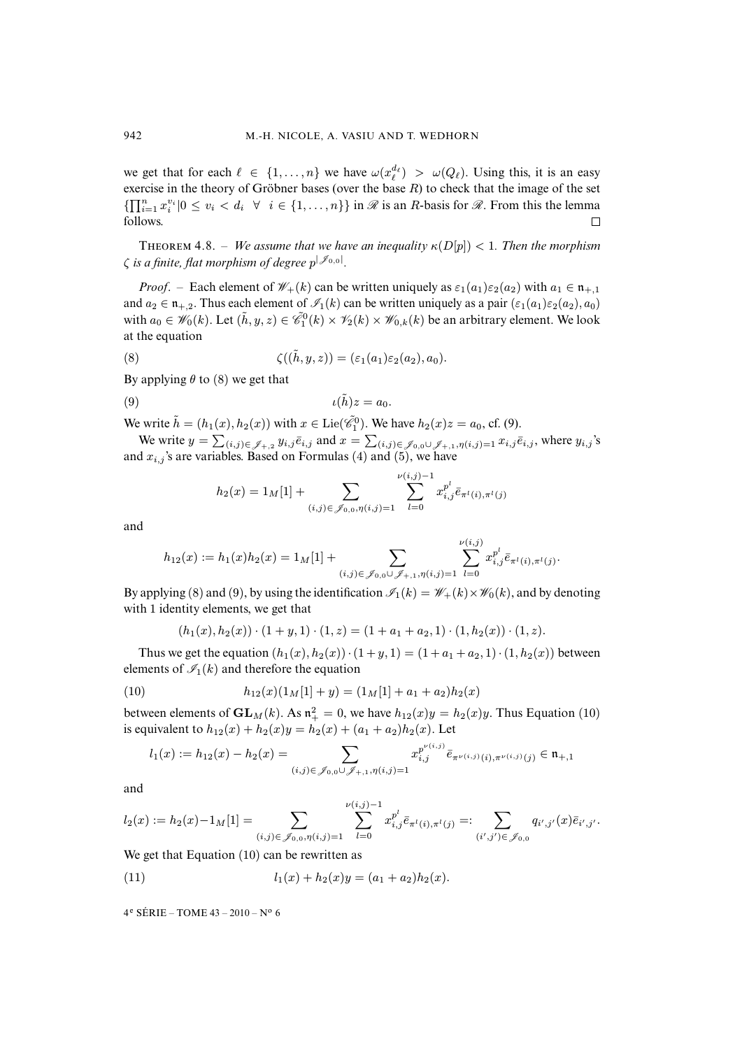we get that for each $\ell \in \{1, \ldots, n\}$ we have $\omega(x_\ell^{d_\ell}) > \omega(Q_\ell)$. Using this, it is an easy exercise in the theory of Gröbner bases (over the base $R$) to check that the image of the set $\{\prod_{i=1}^n x_i^{v_i} | 0 \leq v_i < d_i \ \ \forall \ \ i \in \{1, \ldots, n\}\}$ in $\mathscr{R}$ is an $R$-basis for $\mathscr{R}$. From this the lemma follows. □

THEOREM 4.8. – *We assume that we have an inequality $\kappa(D[p]) < 1$. Then the morphism $\zeta$ is a finite, flat morphism of degree $p^{|\mathscr{J}_{0,0}|}$.*

*Proof*. – Each element of $\mathscr{W}_+(k)$ can be written uniquely as $\varepsilon_1(a_1)\varepsilon_2(a_2)$ with $a_1 \in \mathfrak{n}_{+,1}$ and $a_2 \in \mathfrak{n}_{+,2}$. Thus each element of $\mathscr{I}_1(k)$ can be written uniquely as a pair $(\varepsilon_1(a_1)\varepsilon_2(a_2), a_0)$ with $a_0 \in \mathscr{W}_0(k)$. Let $(\tilde{h}, y, z) \in \tilde{\mathscr{C}}_1^0(k) \times \mathscr{V}_2(k) \times \mathscr{W}_{0,k}(k)$ be an arbitrary element. We look at the equation

$$\zeta((\tilde{h}, y, z)) = (\varepsilon_1(a_1)\varepsilon_2(a_2), a_0). \tag{8}$$

By applying $\theta$ to (8) we get that

$$\iota(\tilde{h})z = a_0. \tag{9}$$

We write $\tilde{h} = (h_1(x), h_2(x))$ with $x \in \mathrm{Lie}(\tilde{\mathscr{C}}_1^0)$. We have $h_2(x)z = a_0$, cf. (9).

We write $y = \sum_{(i,j)\in\mathscr{J}_{+,2}} y_{i,j}\bar{e}_{i,j}$ and $x = \sum_{(i,j)\in\mathscr{J}_{0,0}\cup\mathscr{J}_{+,1},\eta(i,j)=1} x_{i,j}\bar{e}_{i,j}$, where $y_{i,j}$'s and $x_{i,j}$'s are variables. Based on Formulas (4) and (5), we have

$$h_2(x) = 1_M[1] + \sum_{(i,j)\in\mathscr{J}_{0,0},\eta(i,j)=1} \sum_{l=0}^{\nu(i,j)-1} x_{i,j}^{p^l}\bar{e}_{\pi^l(i),\pi^l(j)}$$

and

$$h_{12}(x) := h_1(x)h_2(x) = 1_M[1] + \sum_{(i,j)\in\mathscr{J}_{0,0}\cup\mathscr{J}_{+,1},\eta(i,j)=1} \sum_{l=0}^{\nu(i,j)} x_{i,j}^{p^l}\bar{e}_{\pi^l(i),\pi^l(j)}.$$

By applying (8) and (9), by using the identification $\mathscr{I}_1(k) = \mathscr{W}_+(k)\times\mathscr{W}_0(k)$, and by denoting with 1 identity elements, we get that

$$(h_1(x), h_2(x)) \cdot (1 + y, 1) \cdot (1, z) = (1 + a_1 + a_2, 1) \cdot (1, h_2(x)) \cdot (1, z).$$

Thus we get the equation $(h_1(x), h_2(x)) \cdot (1 + y, 1) = (1 + a_1 + a_2, 1) \cdot (1, h_2(x))$ between elements of $\mathscr{I}_1(k)$ and therefore the equation

$$h_{12}(x)(1_M[1] + y) = (1_M[1] + a_1 + a_2)h_2(x) \tag{10}$$

between elements of $\mathbf{GL}_M(k)$. As $\mathfrak{n}_+^2 = 0$, we have $h_{12}(x)y = h_2(x)y$. Thus Equation (10) is equivalent to $h_{12}(x) + h_2(x)y = h_2(x) + (a_1 + a_2)h_2(x)$. Let

$$l_1(x) := h_{12}(x) - h_2(x) = \sum_{(i,j)\in\mathscr{J}_{0,0}\cup\mathscr{J}_{+,1},\eta(i,j)=1} x_{i,j}^{p^{\nu(i,j)}}\bar{e}_{\pi^{\nu(i,j)}(i),\pi^{\nu(i,j)}(j)} \in \mathfrak{n}_{+,1}$$

and

$$l_2(x) := h_2(x) - 1_M[1] = \sum_{(i,j)\in\mathscr{J}_{0,0},\eta(i,j)=1} \sum_{l=0}^{\nu(i,j)-1} x_{i,j}^{p^l}\bar{e}_{\pi^l(i),\pi^l(j)} =: \sum_{(i',j')\in\mathscr{J}_{0,0}} q_{i',j'}(x)\bar{e}_{i',j'}.$$

We get that Equation (10) can be rewritten as

$$l_1(x) + h_2(x)y = (a_1 + a_2)h_2(x). \tag{11}$$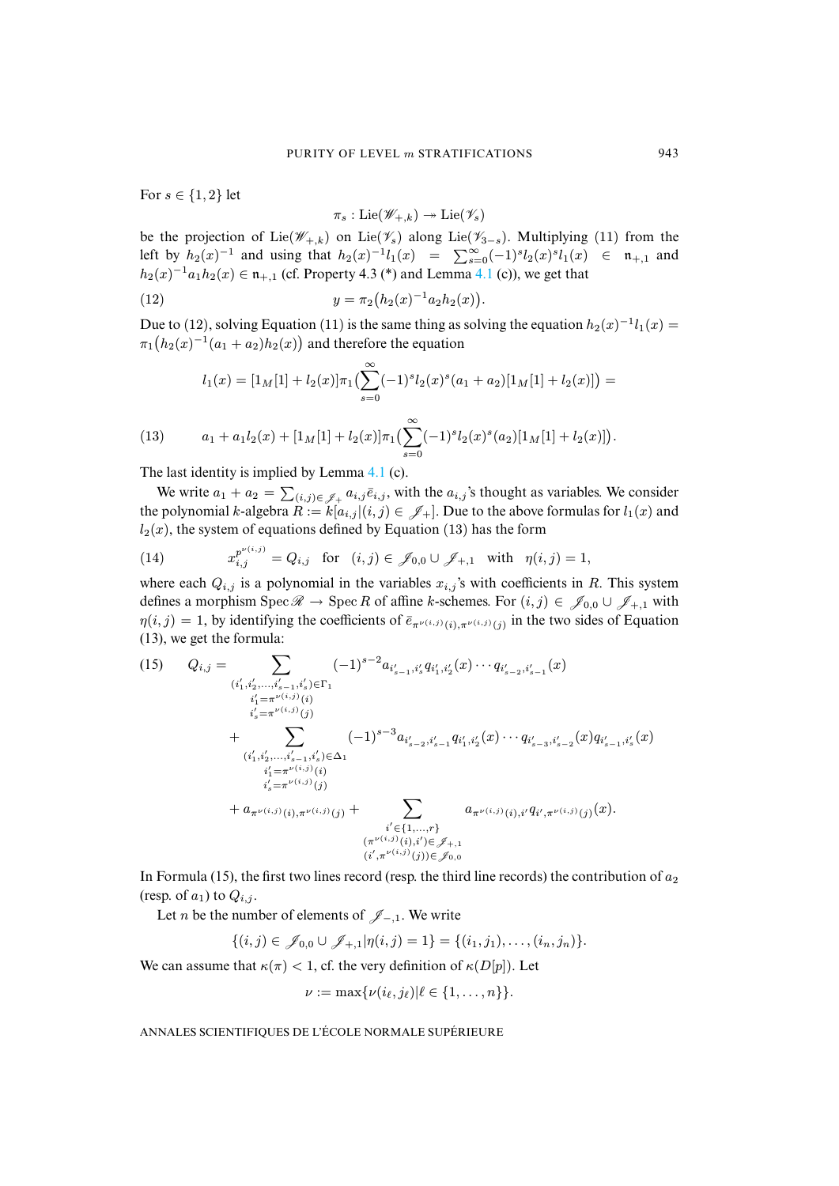For $s \in \{1, 2\}$ let

$$\pi_s : \mathrm{Lie}(\mathscr{W}_{+,k}) \twoheadrightarrow \mathrm{Lie}(\mathscr{V}_s)$$

be the projection of $\mathrm{Lie}(\mathscr{W}_{+,k})$ on $\mathrm{Lie}(\mathscr{V}_s)$ along $\mathrm{Lie}(\mathscr{V}_{3-s})$. Multiplying (11) from the left by $h_2(x)^{-1}$ and using that $h_2(x)^{-1}l_1(x) = \sum_{s=0}^{\infty}(-1)^s l_2(x)^s l_1(x) \in \mathfrak{n}_{+,1}$ and $h_2(x)^{-1}a_1 h_2(x) \in \mathfrak{n}_{+,1}$ (cf. Property 4.3 (*) and Lemma 4.1 (c)), we get that

$$y = \pi_2\big(h_2(x)^{-1}a_2 h_2(x)\big). \tag{12}$$

Due to (12), solving Equation (11) is the same thing as solving the equation $h_2(x)^{-1}l_1(x) = \pi_1\big(h_2(x)^{-1}(a_1 + a_2)h_2(x)\big)$ and therefore the equation

$$l_1(x) = [1_M[1] + l_2(x)]\pi_1\big(\sum_{s=0}^{\infty}(-1)^s l_2(x)^s(a_1 + a_2)[1_M[1] + l_2(x)]\big) =$$

$$a_1 + a_1 l_2(x) + [1_M[1] + l_2(x)]\pi_1\big(\sum_{s=0}^{\infty}(-1)^s l_2(x)^s(a_2)[1_M[1] + l_2(x)]\big). \tag{13}$$

The last identity is implied by Lemma 4.1 (c).

We write $a_1 + a_2 = \sum_{(i,j)\in\mathscr{J}_+} a_{i,j}\bar{e}_{i,j}$, with the $a_{i,j}$'s thought as variables. We consider the polynomial $k$-algebra $R := k[a_{i,j}|(i,j) \in \mathscr{J}_+]$. Due to the above formulas for $l_1(x)$ and $l_2(x)$, the system of equations defined by Equation (13) has the form

$$x_{i,j}^{p^{\nu(i,j)}} = Q_{i,j} \quad \text{for} \quad (i,j) \in \mathscr{J}_{0,0} \cup \mathscr{J}_{+,1} \quad \text{with} \quad \eta(i,j) = 1, \tag{14}$$

where each $Q_{i,j}$ is a polynomial in the variables $x_{i,j}$'s with coefficients in $R$. This system defines a morphism $\operatorname{Spec}\mathscr{R} \to \operatorname{Spec} R$ of affine $k$-schemes. For $(i,j) \in \mathscr{J}_{0,0} \cup \mathscr{J}_{+,1}$ with $\eta(i,j) = 1$, by identifying the coefficients of $\bar{e}_{\pi^{\nu(i,j)}(i),\pi^{\nu(i,j)}(j)}$ in the two sides of Equation (13), we get the formula:

$$
\begin{aligned}
Q_{i,j} = &\sum_{\substack{(i'_1,i'_2,\ldots,i'_{s-1},i'_s)\in\Gamma_1 \\ i'_1=\pi^{\nu(i,j)}(i) \\ i'_s=\pi^{\nu(i,j)}(j)}} (-1)^{s-2} a_{i'_{s-1},i'_s} q_{i'_1,i'_2}(x)\cdots q_{i'_{s-2},i'_{s-1}}(x) \\
&+ \sum_{\substack{(i'_1,i'_2,\ldots,i'_{s-1},i'_s)\in\Delta_1 \\ i'_1=\pi^{\nu(i,j)}(i) \\ i'_s=\pi^{\nu(i,j)}(j)}} (-1)^{s-3} a_{i'_{s-2},i'_{s-1}} q_{i'_1,i'_2}(x)\cdots q_{i'_{s-3},i'_{s-2}}(x) q_{i'_{s-1},i'_s}(x) \\
&+ a_{\pi^{\nu(i,j)}(i),\pi^{\nu(i,j)}(j)} + \sum_{\substack{i'\in\{1,\ldots,r\} \\ (\pi^{\nu(i,j)}(i),i')\in\mathscr{J}_{+,1} \\ (i',\pi^{\nu(i,j)}(j))\in\mathscr{J}_{0,0}}} a_{\pi^{\nu(i,j)}(i),i'} q_{i',\pi^{\nu(i,j)}(j)}(x).
\end{aligned} \tag{15}
$$

In Formula (15), the first two lines record (resp. the third line records) the contribution of $a_2$ (resp. of $a_1$) to $Q_{i,j}$.

Let $n$ be the number of elements of $\mathscr{J}_{-,1}$. We write

$$\{(i,j) \in \mathscr{J}_{0,0} \cup \mathscr{J}_{+,1} | \eta(i,j) = 1\} = \{(i_1,j_1),\ldots,(i_n,j_n)\}.$$

We can assume that $\kappa(\pi) < 1$, cf. the very definition of $\kappa(D[p])$. Let

$$\nu := \max\{\nu(i_\ell, j_\ell) | \ell \in \{1,\ldots,n\}\}.$$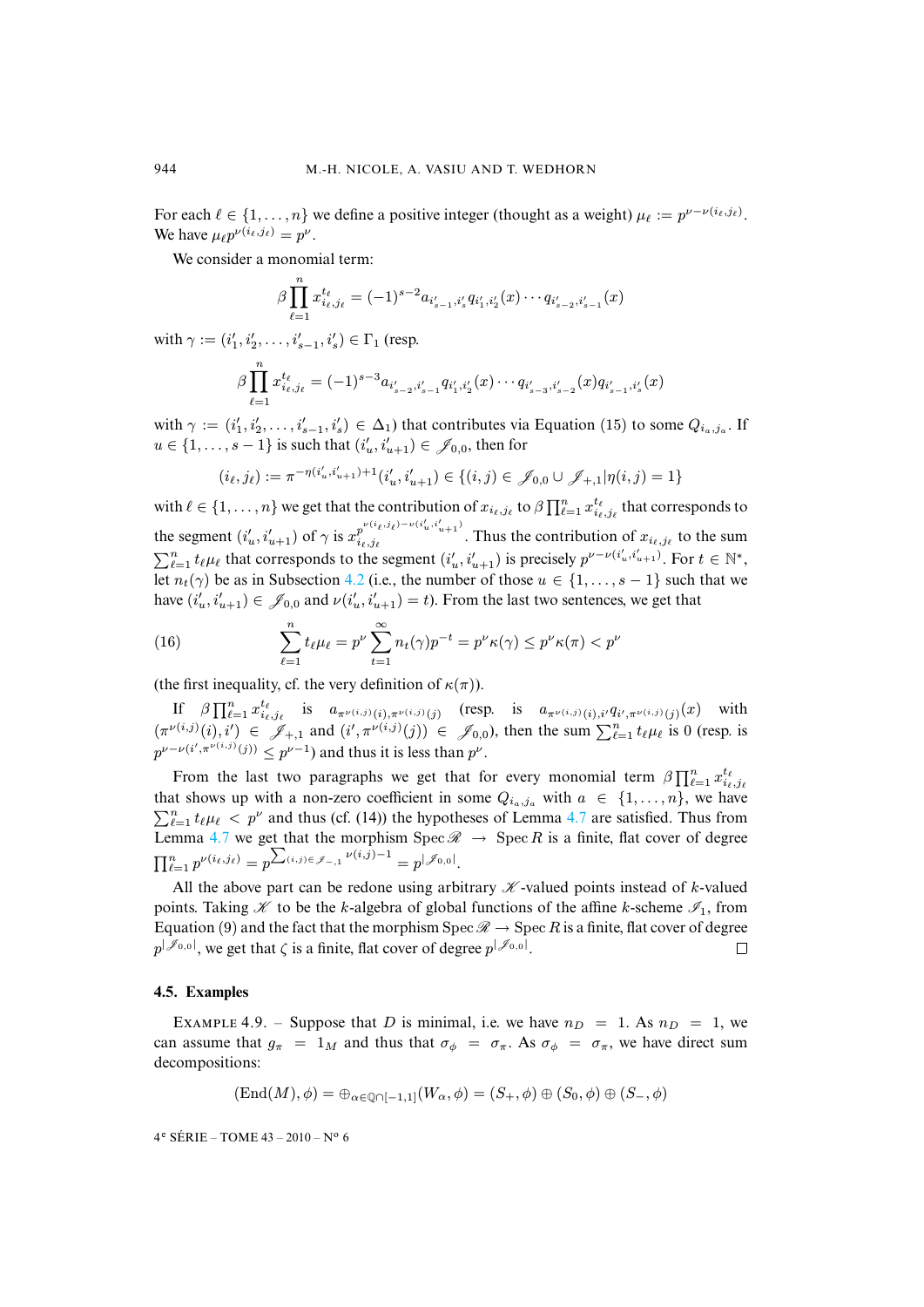For each $\ell \in \{1, \ldots, n\}$ we define a positive integer (thought as a weight) $\mu_\ell := p^{\nu - \nu(i_\ell, j_\ell)}$. We have $\mu_\ell p^{\nu(i_\ell, j_\ell)} = p^\nu$.

We consider a monomial term:

$$\beta \prod_{\ell=1}^{n} x_{i_\ell, j_\ell}^{t_\ell} = (-1)^{s-2} a_{i'_{s-1}, i'_s} q_{i'_1, i'_2}(x) \cdots q_{i'_{s-2}, i'_{s-1}}(x)$$

with $\gamma := (i'_1, i'_2, \ldots, i'_{s-1}, i'_s) \in \Gamma_1$ (resp.

$$\beta \prod_{\ell=1}^{n} x_{i_\ell, j_\ell}^{t_\ell} = (-1)^{s-3} a_{i'_{s-2}, i'_{s-1}} q_{i'_1, i'_2}(x) \cdots q_{i'_{s-3}, i'_{s-2}}(x) q_{i'_{s-1}, i'_s}(x)$$

with $\gamma := (i'_1, i'_2, \ldots, i'_{s-1}, i'_s) \in \Delta_1$) that contributes via Equation (15) to some $Q_{i_a, j_a}$. If $u \in \{1, \ldots, s-1\}$ is such that $(i'_u, i'_{u+1}) \in \mathscr{J}_{0,0}$, then for

$$(i_\ell, j_\ell) := \pi^{-\eta(i'_u, i'_{u+1})+1}(i'_u, i'_{u+1}) \in \{(i,j) \in \mathscr{J}_{0,0} \cup \mathscr{J}_{+,1} | \eta(i,j) = 1\}$$

with $\ell \in \{1, \ldots, n\}$ we get that the contribution of $x_{i_\ell, j_\ell}$ to $\beta \prod_{\ell=1}^{n} x_{i_\ell, j_\ell}^{t_\ell}$ that corresponds to the segment $(i'_u, i'_{u+1})$ of $\gamma$ is $x_{i_\ell, j_\ell}^{p^{\nu(i_\ell, j_\ell) - \nu(i'_u, i'_{u+1})}}$. Thus the contribution of $x_{i_\ell, j_\ell}$ to the sum $\sum_{\ell=1}^{n} t_\ell \mu_\ell$ that corresponds to the segment $(i'_u, i'_{u+1})$ is precisely $p^{\nu - \nu(i'_u, i'_{u+1})}$. For $t \in \mathbb{N}^*$, let $n_t(\gamma)$ be as in Subsection 4.2 (i.e., the number of those $u \in \{1, \ldots, s-1\}$ such that we have $(i'_u, i'_{u+1}) \in \mathscr{J}_{0,0}$ and $\nu(i'_u, i'_{u+1}) = t$). From the last two sentences, we get that

$$\sum_{\ell=1}^{n} t_\ell \mu_\ell = p^\nu \sum_{t=1}^{\infty} n_t(\gamma) p^{-t} = p^\nu \kappa(\gamma) \leq p^\nu \kappa(\pi) < p^\nu \tag{16}$$

(the first inequality, cf. the very definition of $\kappa(\pi)$).

If $\beta \prod_{\ell=1}^{n} x_{i_\ell, j_\ell}^{t_\ell}$ is $a_{\pi^{\nu(i,j)}(i), \pi^{\nu(i,j)}(j)}$ (resp. is $a_{\pi^{\nu(i,j)}(i), i'} q_{i', \pi^{\nu(i,j)}(j)}(x)$ with $(\pi^{\nu(i,j)}(i), i') \in \mathscr{J}_{+,1}$ and $(i', \pi^{\nu(i,j)}(j)) \in \mathscr{J}_{0,0}$), then the sum $\sum_{\ell=1}^{n} t_\ell \mu_\ell$ is 0 (resp. is $p^{\nu - \nu(i', \pi^{\nu(i,j)}(j))} \leq p^{\nu - 1}$) and thus it is less than $p^\nu$.

From the last two paragraphs we get that for every monomial term $\beta \prod_{\ell=1}^{n} x_{i_\ell, j_\ell}^{t_\ell}$ that shows up with a non-zero coefficient in some $Q_{i_a, j_a}$ with $a \in \{1, \ldots, n\}$, we have $\sum_{\ell=1}^{n} t_\ell \mu_\ell < p^\nu$ and thus (cf. (14)) the hypotheses of Lemma 4.7 are satisfied. Thus from Lemma 4.7 we get that the morphism $\operatorname{Spec} \mathscr{R} \to \operatorname{Spec} R$ is a finite, flat cover of degree $\prod_{\ell=1}^{n} p^{\nu(i_\ell, j_\ell)} = p^{\sum_{(i,j) \in \mathscr{J}_{-,1}} \nu(i,j) - 1} = p^{|\mathscr{J}_{0,0}|}$.

All the above part can be redone using arbitrary $\mathscr{K}$-valued points instead of $k$-valued points. Taking $\mathscr{K}$ to be the $k$-algebra of global functions of the affine $k$-scheme $\mathscr{I}_1$, from Equation (9) and the fact that the morphism $\operatorname{Spec} \mathscr{R} \to \operatorname{Spec} R$ is a finite, flat cover of degree $p^{|\mathscr{J}_{0,0}|}$, we get that $\zeta$ is a finite, flat cover of degree $p^{|\mathscr{J}_{0,0}|}$. □

### 4.5. Examples

EXAMPLE 4.9. – Suppose that $D$ is minimal, i.e. we have $n_D = 1$. As $n_D = 1$, we can assume that $g_\pi = 1_M$ and thus that $\sigma_\phi = \sigma_\pi$. As $\sigma_\phi = \sigma_\pi$, we have direct sum decompositions:

$$(\operatorname{End}(M), \phi) = \oplus_{\alpha \in \mathbb{Q} \cap [-1,1]} (W_\alpha, \phi) = (S_+, \phi) \oplus (S_0, \phi) \oplus (S_-, \phi)$$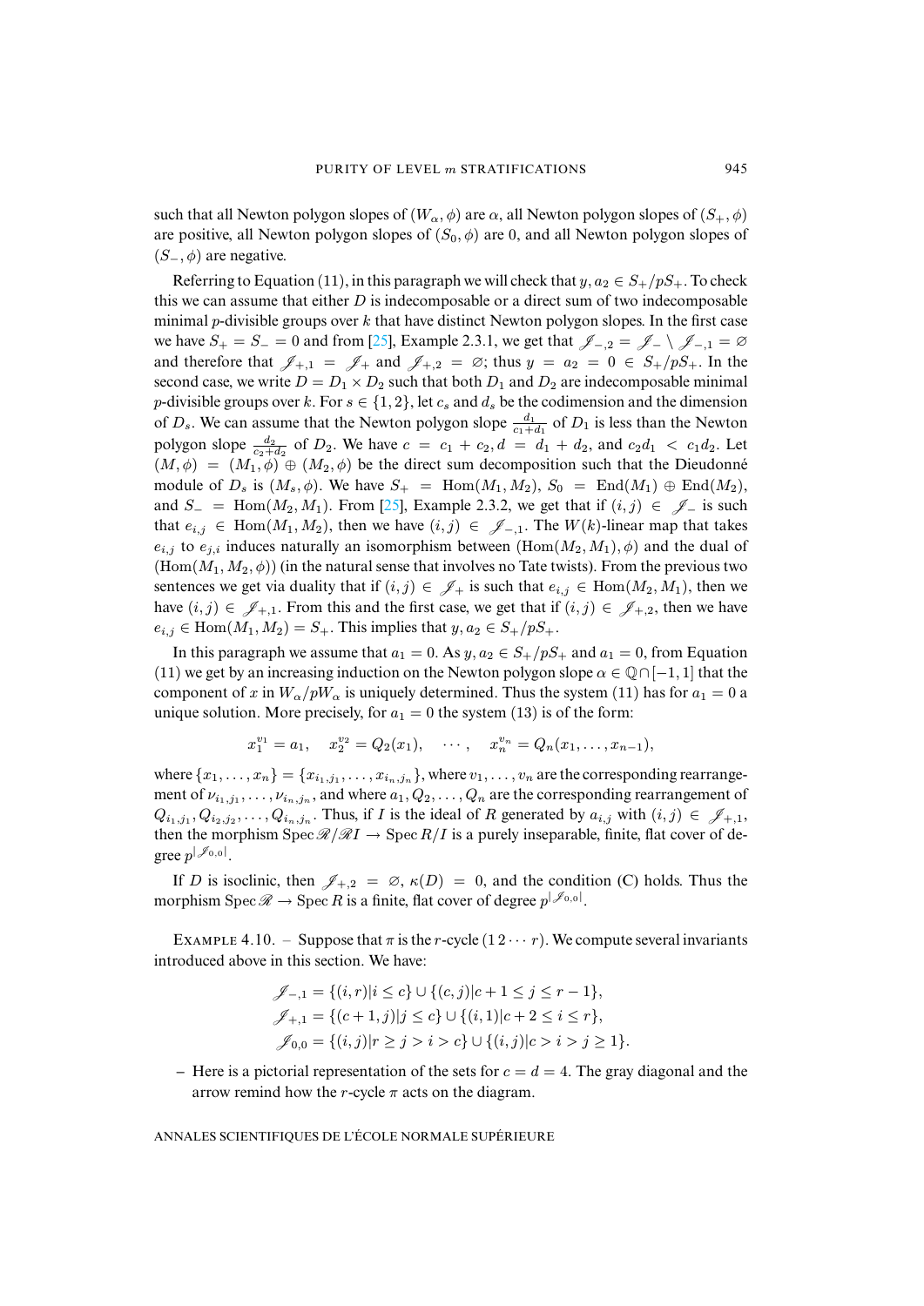such that all Newton polygon slopes of $(W_\alpha, \phi)$ are $\alpha$, all Newton polygon slopes of $(S_+, \phi)$ are positive, all Newton polygon slopes of $(S_0, \phi)$ are 0, and all Newton polygon slopes of $(S_-, \phi)$ are negative.

Referring to Equation (11), in this paragraph we will check that $y, a_2 \in S_+/pS_+$. To check this we can assume that either $D$ is indecomposable or a direct sum of two indecomposable minimal $p$-divisible groups over $k$ that have distinct Newton polygon slopes. In the first case we have $S_+ = S_- = 0$ and from [25], Example 2.3.1, we get that $\mathscr{J}_{-,2} = \mathscr{J}_- \setminus \mathscr{J}_{-,1} = \varnothing$ and therefore that $\mathscr{J}_{+,1} = \mathscr{J}_+$ and $\mathscr{J}_{+,2} = \varnothing$; thus $y = a_2 = 0 \in S_+/pS_+$. In the second case, we write $D = D_1 \times D_2$ such that both $D_1$ and $D_2$ are indecomposable minimal $p$-divisible groups over $k$. For $s \in \{1, 2\}$, let $c_s$ and $d_s$ be the codimension and the dimension of $D_s$. We can assume that the Newton polygon slope $\frac{d_1}{c_1+d_1}$ of $D_1$ is less than the Newton polygon slope $\frac{d_2}{c_2+d_2}$ of $D_2$. We have $c = c_1 + c_2, d = d_1 + d_2$, and $c_2 d_1 < c_1 d_2$. Let $(M, \phi) = (M_1, \phi) \oplus (M_2, \phi)$ be the direct sum decomposition such that the Dieudonné module of $D_s$ is $(M_s, \phi)$. We have $S_+ = \mathrm{Hom}(M_1, M_2)$, $S_0 = \mathrm{End}(M_1) \oplus \mathrm{End}(M_2)$, and $S_- = \mathrm{Hom}(M_2, M_1)$. From [25], Example 2.3.2, we get that if $(i, j) \in \mathscr{J}_-$ is such that $e_{i,j} \in \mathrm{Hom}(M_1, M_2)$, then we have $(i, j) \in \mathscr{J}_{-,1}$. The $W(k)$-linear map that takes $e_{i,j}$ to $e_{j,i}$ induces naturally an isomorphism between $(\mathrm{Hom}(M_2, M_1), \phi)$ and the dual of $(\mathrm{Hom}(M_1, M_2), \phi)$) (in the natural sense that involves no Tate twists). From the previous two sentences we get via duality that if $(i, j) \in \mathscr{J}_+$ is such that $e_{i,j} \in \mathrm{Hom}(M_2, M_1)$, then we have $(i, j) \in \mathscr{J}_{+,1}$. From this and the first case, we get that if $(i, j) \in \mathscr{J}_{+,2}$, then we have $e_{i,j} \in \mathrm{Hom}(M_1, M_2) = S_+$. This implies that $y, a_2 \in S_+/pS_+$.

In this paragraph we assume that $a_1 = 0$. As $y, a_2 \in S_+/pS_+$ and $a_1 = 0$, from Equation (11) we get by an increasing induction on the Newton polygon slope $\alpha \in \mathbb{Q} \cap [-1, 1]$ that the component of $x$ in $W_\alpha/pW_\alpha$ is uniquely determined. Thus the system (11) has for $a_1 = 0$ a unique solution. More precisely, for $a_1 = 0$ the system (13) is of the form:

$$x_1^{v_1} = a_1, \quad x_2^{v_2} = Q_2(x_1), \quad \cdots, \quad x_n^{v_n} = Q_n(x_1, \ldots, x_{n-1}),$$

where $\{x_1, \ldots, x_n\} = \{x_{i_1,j_1}, \ldots, x_{i_n,j_n}\}$, where $v_1, \ldots, v_n$ are the corresponding rearrangement of $\nu_{i_1,j_1}, \ldots, \nu_{i_n,j_n}$, and where $a_1, Q_2, \ldots, Q_n$ are the corresponding rearrangement of $Q_{i_1,j_1}, Q_{i_2,j_2}, \ldots, Q_{i_n,j_n}$. Thus, if $I$ is the ideal of $R$ generated by $a_{i,j}$ with $(i, j) \in \mathscr{J}_{+,1}$, then the morphism $\mathrm{Spec}\,\mathscr{R}/\mathscr{R}I \to \mathrm{Spec}\,R/I$ is a purely inseparable, finite, flat cover of degree $p^{|\mathscr{J}_{0,0}|}$.

If $D$ is isoclinic, then $\mathscr{J}_{+,2} = \varnothing$, $\kappa(D) = 0$, and the condition (C) holds. Thus the morphism $\mathrm{Spec}\,\mathscr{R} \to \mathrm{Spec}\,R$ is a finite, flat cover of degree $p^{|\mathscr{J}_{0,0}|}$.

Example 4.10. – Suppose that $\pi$ is the $r$-cycle $(1\,2 \cdots r)$. We compute several invariants introduced above in this section. We have:

$$\mathscr{J}_{-,1} = \{(i, r) | i \leq c\} \cup \{(c, j) | c + 1 \leq j \leq r - 1\},$$
$$\mathscr{J}_{+,1} = \{(c + 1, j) | j \leq c\} \cup \{(i, 1) | c + 2 \leq i \leq r\},$$
$$\mathscr{J}_{0,0} = \{(i, j) | r \geq j > i > c\} \cup \{(i, j) | c > i > j \geq 1\}.$$

– Here is a pictorial representation of the sets for $c = d = 4$. The gray diagonal and the arrow remind how the $r$-cycle $\pi$ acts on the diagram.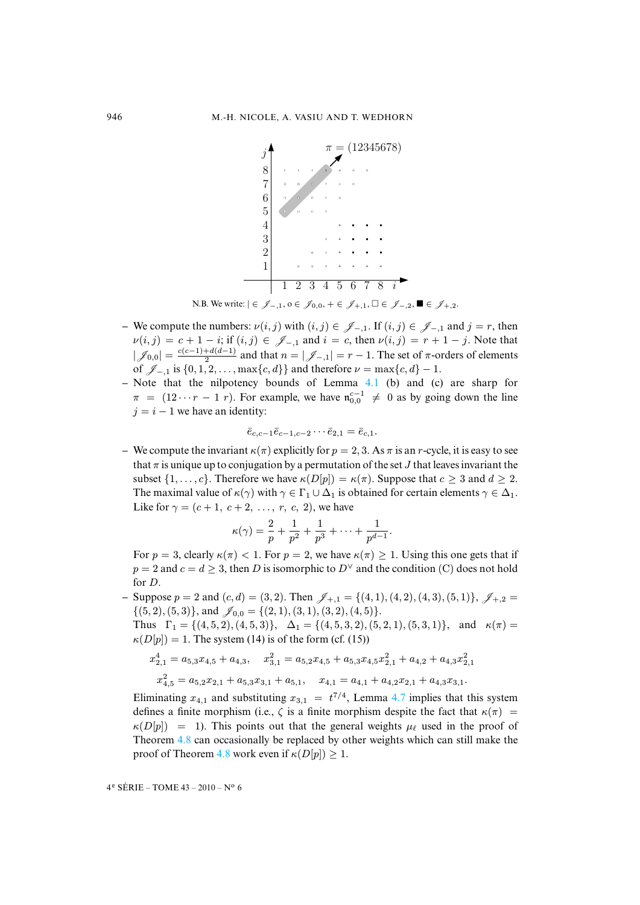N.B. We write: $| \in \mathscr{J}_{-,1}$, $\circ \in \mathscr{J}_{0,0}$, $+ \in \mathscr{J}_{+,1}$, $\square \in \mathscr{J}_{-,2}$, $\blacksquare \in \mathscr{J}_{+,2}$.

– We compute the numbers: $\nu(i,j)$ with $(i,j) \in \mathscr{J}_{-,1}$. If $(i,j) \in \mathscr{J}_{-,1}$ and $j = r$, then $\nu(i,j) = c + 1 - i$; if $(i,j) \in \mathscr{J}_{-,1}$ and $i = c$, then $\nu(i,j) = r + 1 - j$. Note that $|\mathscr{J}_{0,0}| = \frac{c(c-1)+d(d-1)}{2}$ and that $n = |\mathscr{J}_{-,1}| = r - 1$. The set of $\pi$-orders of elements of $\mathscr{J}_{-,1}$ is $\{0, 1, 2, \ldots, \max\{c, d\}\}$ and therefore $\nu = \max\{c, d\} - 1$.

– Note that the nilpotency bounds of Lemma 4.1 (b) and (c) are sharp for $\pi = (12 \cdots r - 1\ r)$. For example, we have $\mathfrak{n}_{0,0}^{c-1} \neq 0$ as by going down the line $j = i - 1$ we have an identity:

$$\bar{e}_{c,c-1}\bar{e}_{c-1,c-2} \cdots \bar{e}_{2,1} = \bar{e}_{c,1}.$$

– We compute the invariant $\kappa(\pi)$ explicitly for $p = 2, 3$. As $\pi$ is an $r$-cycle, it is easy to see that $\pi$ is unique up to conjugation by a permutation of the set $J$ that leaves invariant the subset $\{1, \ldots, c\}$. Therefore we have $\kappa(D[p]) = \kappa(\pi)$. Suppose that $c \geq 3$ and $d \geq 2$. The maximal value of $\kappa(\gamma)$ with $\gamma \in \Gamma_1 \cup \Delta_1$ is obtained for certain elements $\gamma \in \Delta_1$. Like for $\gamma = (c+1,\ c+2,\ \ldots,\ r,\ c,\ 2)$, we have

$$\kappa(\gamma) = \frac{2}{p} + \frac{1}{p^2} + \frac{1}{p^3} + \cdots + \frac{1}{p^{d-1}}.$$

For $p = 3$, clearly $\kappa(\pi) < 1$. For $p = 2$, we have $\kappa(\pi) \geq 1$. Using this one gets that if $p = 2$ and $c = d \geq 3$, then $D$ is isomorphic to $D^\vee$ and the condition (C) does not hold for $D$.

– Suppose $p = 2$ and $(c, d) = (3, 2)$. Then $\mathscr{J}_{+,1} = \{(4,1), (4,2), (4,3), (5,1)\}$, $\mathscr{J}_{+,2} = \{(5,2), (5,3)\}$, and $\mathscr{J}_{0,0} = \{(2,1), (3,1), (3,2), (4,5)\}$.
Thus $\Gamma_1 = \{(4,5,2), (4,5,3)\}$, $\Delta_1 = \{(4,5,3,2), (5,2,1), (5,3,1)\}$, and $\kappa(\pi) = \kappa(D[p]) = 1$. The system (14) is of the form (cf. (15))

$$x_{2,1}^4 = a_{5,3}x_{4,5} + a_{4,3}, \quad x_{3,1}^2 = a_{5,2}x_{4,5} + a_{5,3}x_{4,5}x_{2,1}^2 + a_{4,2} + a_{4,3}x_{2,1}^2$$

$$x_{4,5}^2 = a_{5,2}x_{2,1} + a_{5,3}x_{3,1} + a_{5,1}, \quad x_{4,1} = a_{4,1} + a_{4,2}x_{2,1} + a_{4,3}x_{3,1}.$$

Eliminating $x_{4,1}$ and substituting $x_{3,1} = t^{7/4}$, Lemma 4.7 implies that this system defines a finite morphism (i.e., $\zeta$ is a finite morphism despite the fact that $\kappa(\pi) = \kappa(D[p]) = 1$). This points out that the general weights $\mu_\ell$ used in the proof of Theorem 4.8 can occasionally be replaced by other weights which can still make the proof of Theorem 4.8 work even if $\kappa(D[p]) \geq 1$.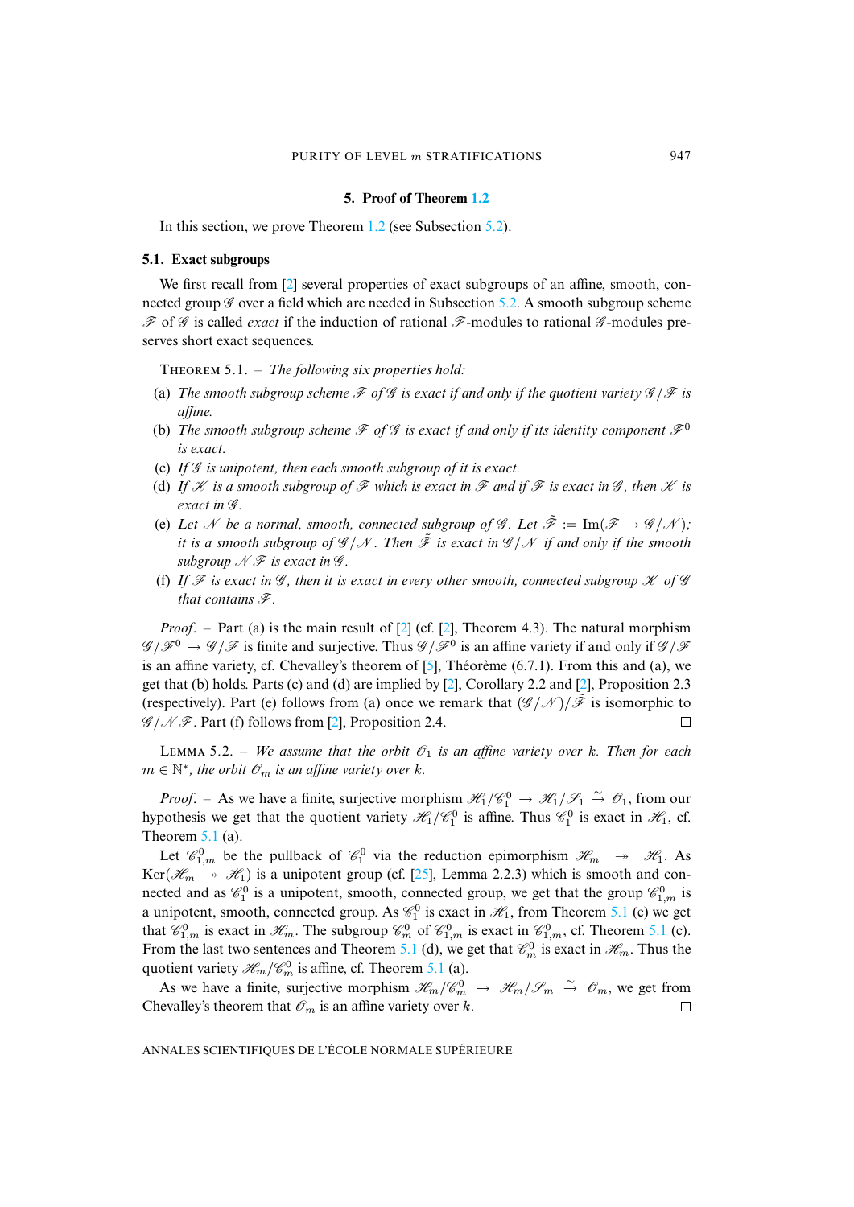## 5. Proof of Theorem 1.2

In this section, we prove Theorem 1.2 (see Subsection 5.2).

### 5.1. Exact subgroups

We first recall from [2] several properties of exact subgroups of an affine, smooth, connected group $\mathscr{G}$ over a field which are needed in Subsection 5.2. A smooth subgroup scheme $\mathscr{F}$ of $\mathscr{G}$ is called *exact* if the induction of rational $\mathscr{F}$-modules to rational $\mathscr{G}$-modules preserves short exact sequences.

Theorem 5.1. – *The following six properties hold:*

(a) *The smooth subgroup scheme $\mathscr{F}$ of $\mathscr{G}$ is exact if and only if the quotient variety $\mathscr{G}/\mathscr{F}$ is affine.*

(b) *The smooth subgroup scheme $\mathscr{F}$ of $\mathscr{G}$ is exact if and only if its identity component $\mathscr{F}^0$ is exact.*

(c) *If $\mathscr{G}$ is unipotent, then each smooth subgroup of it is exact.*

(d) *If $\mathscr{K}$ is a smooth subgroup of $\mathscr{F}$ which is exact in $\mathscr{F}$ and if $\mathscr{F}$ is exact in $\mathscr{G}$, then $\mathscr{K}$ is exact in $\mathscr{G}$.*

(e) *Let $\mathscr{N}$ be a normal, smooth, connected subgroup of $\mathscr{G}$. Let $\tilde{\mathscr{F}} := \mathrm{Im}(\mathscr{F} \to \mathscr{G}/\mathscr{N})$; it is a smooth subgroup of $\mathscr{G}/\mathscr{N}$. Then $\tilde{\mathscr{F}}$ is exact in $\mathscr{G}/\mathscr{N}$ if and only if the smooth subgroup $\mathscr{N}\mathscr{F}$ is exact in $\mathscr{G}$.*

(f) *If $\mathscr{F}$ is exact in $\mathscr{G}$, then it is exact in every other smooth, connected subgroup $\mathscr{K}$ of $\mathscr{G}$ that contains $\mathscr{F}$.*

*Proof*. – Part (a) is the main result of [2] (cf. [2], Theorem 4.3). The natural morphism $\mathscr{G}/\mathscr{F}^0 \to \mathscr{G}/\mathscr{F}$ is finite and surjective. Thus $\mathscr{G}/\mathscr{F}^0$ is an affine variety if and only if $\mathscr{G}/\mathscr{F}$ is an affine variety, cf. Chevalley's theorem of [5], Théorème (6.7.1). From this and (a), we get that (b) holds. Parts (c) and (d) are implied by [2], Corollary 2.2 and [2], Proposition 2.3 (respectively). Part (e) follows from (a) once we remark that $(\mathscr{G}/\mathscr{N})/\tilde{\mathscr{F}}$ is isomorphic to $\mathscr{G}/\mathscr{N}\mathscr{F}$. Part (f) follows from [2], Proposition 2.4. □

Lemma 5.2. – *We assume that the orbit $\mathscr{O}_1$ is an affine variety over $k$. Then for each $m \in \mathbb{N}^*$, the orbit $\mathscr{O}_m$ is an affine variety over $k$.*

*Proof*. – As we have a finite, surjective morphism $\mathscr{H}_1/\mathscr{C}_1^0 \to \mathscr{H}_1/\mathscr{S}_1 \xrightarrow{\sim} \mathscr{O}_1$, from our hypothesis we get that the quotient variety $\mathscr{H}_1/\mathscr{C}_1^0$ is affine. Thus $\mathscr{C}_1^0$ is exact in $\mathscr{H}_1$, cf. Theorem 5.1 (a).

Let $\mathscr{C}_{1,m}^0$ be the pullback of $\mathscr{C}_1^0$ via the reduction epimorphism $\mathscr{H}_m \twoheadrightarrow \mathscr{H}_1$. As $\mathrm{Ker}(\mathscr{H}_m \twoheadrightarrow \mathscr{H}_1)$ is a unipotent group (cf. [25], Lemma 2.2.3) which is smooth and connected and as $\mathscr{C}_1^0$ is a unipotent, smooth, connected group, we get that the group $\mathscr{C}_{1,m}^0$ is a unipotent, smooth, connected group. As $\mathscr{C}_1^0$ is exact in $\mathscr{H}_1$, from Theorem 5.1 (e) we get that $\mathscr{C}_{1,m}^0$ is exact in $\mathscr{H}_m$. The subgroup $\mathscr{C}_m^0$ of $\mathscr{C}_{1,m}^0$ is exact in $\mathscr{C}_{1,m}^0$, cf. Theorem 5.1 (c). From the last two sentences and Theorem 5.1 (d), we get that $\mathscr{C}_m^0$ is exact in $\mathscr{H}_m$. Thus the quotient variety $\mathscr{H}_m/\mathscr{C}_m^0$ is affine, cf. Theorem 5.1 (a).

As we have a finite, surjective morphism $\mathscr{H}_m/\mathscr{C}_m^0 \to \mathscr{H}_m/\mathscr{S}_m \xrightarrow{\sim} \mathscr{O}_m$, we get from Chevalley's theorem that $\mathscr{O}_m$ is an affine variety over $k$. □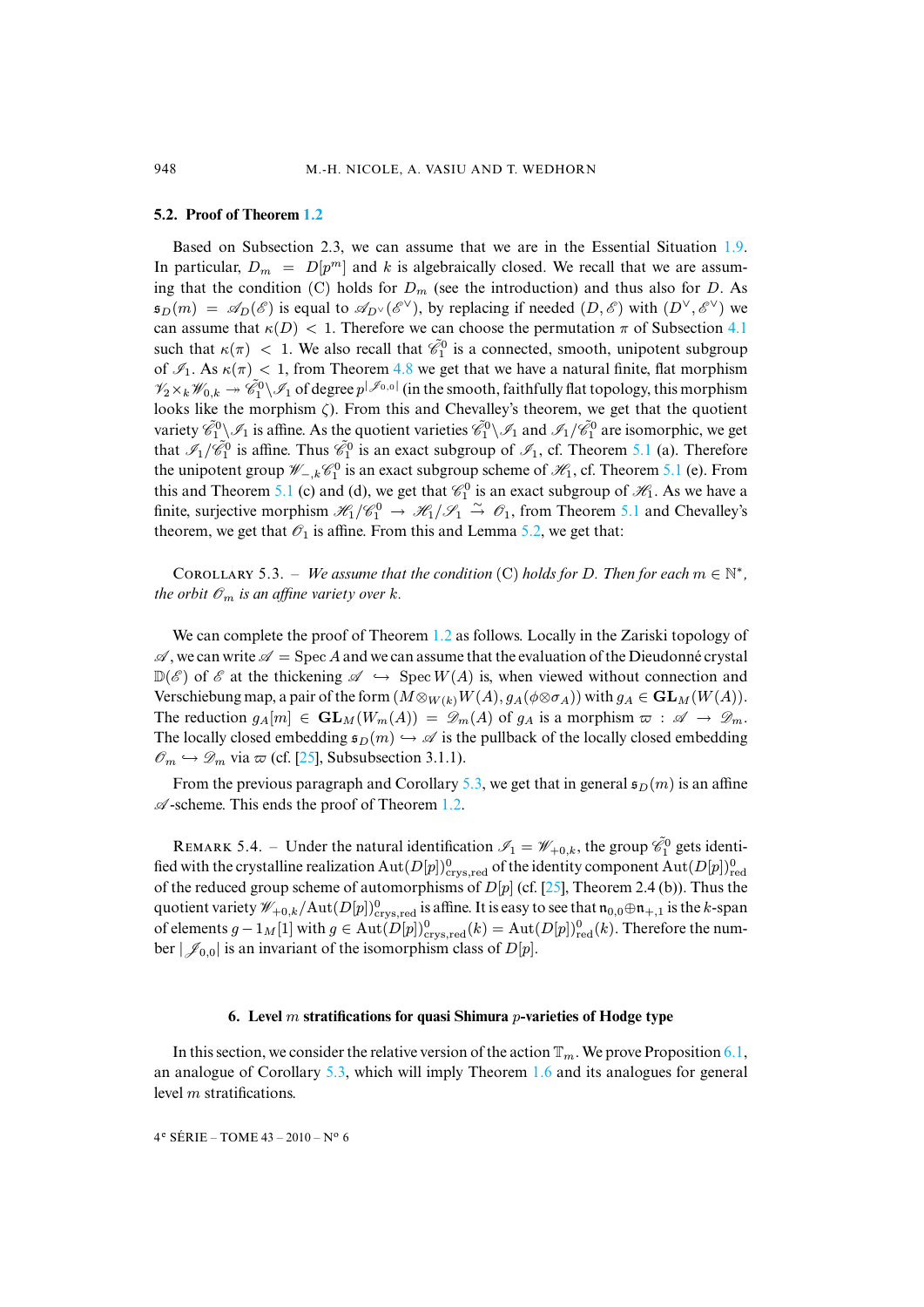### 5.2. Proof of Theorem 1.2

Based on Subsection 2.3, we can assume that we are in the Essential Situation 1.9. In particular, $D_m = D[p^m]$ and $k$ is algebraically closed. We recall that we are assuming that the condition (C) holds for $D_m$ (see the introduction) and thus also for $D$. As $\mathfrak{s}_D(m) = \mathscr{A}_D(\mathscr{E})$ is equal to $\mathscr{A}_{D^\vee}(\mathscr{E}^\vee)$, by replacing if needed $(D, \mathscr{E})$ with $(D^\vee, \mathscr{E}^\vee)$ we can assume that $\kappa(D) < 1$. Therefore we can choose the permutation $\pi$ of Subsection 4.1 such that $\kappa(\pi) < 1$. We also recall that $\tilde{\mathscr{C}}_1^0$ is a connected, smooth, unipotent subgroup of $\mathscr{I}_1$. As $\kappa(\pi) < 1$, from Theorem 4.8 we get that we have a natural finite, flat morphism $\mathscr{V}_2 \times_k \mathscr{W}_{0,k} \twoheadrightarrow \tilde{\mathscr{C}}_1^0 \backslash \mathscr{I}_1$ of degree $p^{|\mathscr{I}_{0,0}|}$ (in the smooth, faithfully flat topology, this morphism looks like the morphism $\zeta$). From this and Chevalley's theorem, we get that the quotient variety $\tilde{\mathscr{C}}_1^0 \backslash \mathscr{I}_1$ is affine. As the quotient varieties $\tilde{\mathscr{C}}_1^0 \backslash \mathscr{I}_1$ and $\mathscr{I}_1 / \tilde{\mathscr{C}}_1^0$ are isomorphic, we get that $\mathscr{I}_1 / \tilde{\mathscr{C}}_1^0$ is affine. Thus $\tilde{\mathscr{C}}_1^0$ is an exact subgroup of $\mathscr{I}_1$, cf. Theorem 5.1 (a). Therefore the unipotent group $\mathscr{W}_{-,k} \tilde{\mathscr{C}}_1^0$ is an exact subgroup scheme of $\mathscr{H}_1$, cf. Theorem 5.1 (e). From this and Theorem 5.1 (c) and (d), we get that $\mathscr{C}_1^0$ is an exact subgroup of $\mathscr{H}_1$. As we have a finite, surjective morphism $\mathscr{H}_1/\mathscr{C}_1^0 \to \mathscr{H}_1/\mathscr{S}_1 \xrightarrow{\sim} \mathscr{O}_1$, from Theorem 5.1 and Chevalley's theorem, we get that $\mathscr{O}_1$ is affine. From this and Lemma 5.2, we get that:

Corollary 5.3. – *We assume that the condition* (C) *holds for $D$. Then for each $m \in \mathbb{N}^*$, the orbit $\mathscr{O}_m$ is an affine variety over $k$.*

We can complete the proof of Theorem 1.2 as follows. Locally in the Zariski topology of $\mathscr{A}$, we can write $\mathscr{A} = \operatorname{Spec} A$ and we can assume that the evaluation of the Dieudonné crystal $\mathbb{D}(\mathscr{E})$ of $\mathscr{E}$ at the thickening $\mathscr{A} \hookrightarrow \operatorname{Spec} W(A)$ is, when viewed without connection and Verschiebung map, a pair of the form $(M \otimes_{W(k)} W(A), g_A(\phi \otimes \sigma_A))$ with $g_A \in \mathbf{GL}_M(W(A))$. The reduction $g_A[m] \in \mathbf{GL}_M(W_m(A)) = \mathscr{D}_m(A)$ of $g_A$ is a morphism $\varpi : \mathscr{A} \to \mathscr{D}_m$. The locally closed embedding $\mathfrak{s}_D(m) \hookrightarrow \mathscr{A}$ is the pullback of the locally closed embedding $\mathscr{O}_m \hookrightarrow \mathscr{D}_m$ via $\varpi$ (cf. [25], Subsubsection 3.1.1).

From the previous paragraph and Corollary 5.3, we get that in general $\mathfrak{s}_D(m)$ is an affine $\mathscr{A}$-scheme. This ends the proof of Theorem 1.2.

Remark 5.4. – Under the natural identification $\mathscr{I}_1 = \mathscr{W}_{+0,k}$, the group $\tilde{\mathscr{C}}_1^0$ gets identified with the crystalline realization $\operatorname{Aut}(D[p])^0_{\text{crys,red}}$ of the identity component $\operatorname{Aut}(D[p])^0_{\text{red}}$ of the reduced group scheme of automorphisms of $D[p]$ (cf. [25], Theorem 2.4 (b)). Thus the quotient variety $\mathscr{W}_{+0,k}/\operatorname{Aut}(D[p])^0_{\text{crys,red}}$ is affine. It is easy to see that $\mathfrak{n}_{0,0} \oplus \mathfrak{n}_{+,1}$ is the $k$-span of elements $g - 1_M[1]$ with $g \in \operatorname{Aut}(D[p])^0_{\text{crys,red}}(k) = \operatorname{Aut}(D[p])^0_{\text{red}}(k)$. Therefore the number $|\mathscr{J}_{0,0}|$ is an invariant of the isomorphism class of $D[p]$.

## 6. Level $m$ stratifications for quasi Shimura $p$-varieties of Hodge type

In this section, we consider the relative version of the action $\mathbb{T}_m$. We prove Proposition 6.1, an analogue of Corollary 5.3, which will imply Theorem 1.6 and its analogues for general level $m$ stratifications.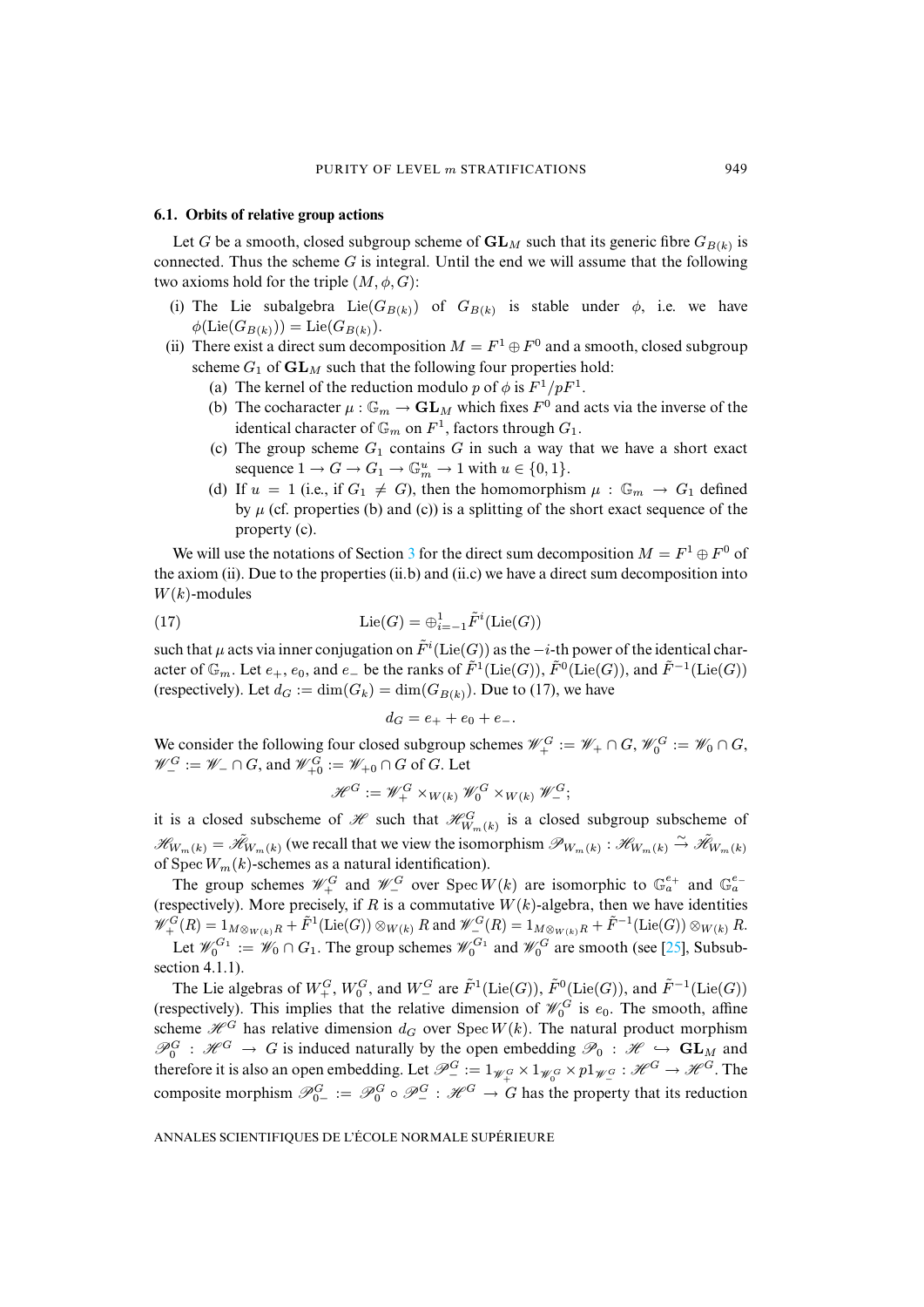### 6.1. Orbits of relative group actions

Let $G$ be a smooth, closed subgroup scheme of $\mathbf{GL}_M$ such that its generic fibre $G_{B(k)}$ is connected. Thus the scheme $G$ is integral. Until the end we will assume that the following two axioms hold for the triple $(M, \phi, G)$:

(i) The Lie subalgebra $\mathrm{Lie}(G_{B(k)})$ of $G_{B(k)}$ is stable under $\phi$, i.e. we have $\phi(\mathrm{Lie}(G_{B(k)})) = \mathrm{Lie}(G_{B(k)})$.

(ii) There exist a direct sum decomposition $M = F^1 \oplus F^0$ and a smooth, closed subgroup scheme $G_1$ of $\mathbf{GL}_M$ such that the following four properties hold:

  (a) The kernel of the reduction modulo $p$ of $\phi$ is $F^1/pF^1$.

  (b) The cocharacter $\mu : \mathbb{G}_m \to \mathbf{GL}_M$ which fixes $F^0$ and acts via the inverse of the identical character of $\mathbb{G}_m$ on $F^1$, factors through $G_1$.

  (c) The group scheme $G_1$ contains $G$ in such a way that we have a short exact sequence $1 \to G \to G_1 \to \mathbb{G}_m^u \to 1$ with $u \in \{0, 1\}$.

  (d) If $u = 1$ (i.e., if $G_1 \neq G$), then the homomorphism $\mu : \mathbb{G}_m \to G_1$ defined by $\mu$ (cf. properties (b) and (c)) is a splitting of the short exact sequence of the property (c).

We will use the notations of Section 3 for the direct sum decomposition $M = F^1 \oplus F^0$ of the axiom (ii). Due to the properties (ii.b) and (ii.c) we have a direct sum decomposition into $W(k)$-modules

$$\mathrm{Lie}(G) = \oplus_{i=-1}^{1} \tilde{F}^i(\mathrm{Lie}(G)) \tag{17}$$

such that $\mu$ acts via inner conjugation on $\tilde{F}^i(\mathrm{Lie}(G))$ as the $-i$-th power of the identical character of $\mathbb{G}_m$. Let $e_+$, $e_0$, and $e_-$ be the ranks of $\tilde{F}^1(\mathrm{Lie}(G))$, $\tilde{F}^0(\mathrm{Lie}(G))$, and $\tilde{F}^{-1}(\mathrm{Lie}(G))$ (respectively). Let $d_G := \dim(G_k) = \dim(G_{B(k)})$. Due to (17), we have

$$d_G = e_+ + e_0 + e_-.$$

We consider the following four closed subgroup schemes $\mathscr{W}_+^G := \mathscr{W}_+ \cap G$, $\mathscr{W}_0^G := \mathscr{W}_0 \cap G$, $\mathscr{W}_-^G := \mathscr{W}_- \cap G$, and $\mathscr{W}_{+0}^G := \mathscr{W}_{+0} \cap G$ of $G$. Let

$$\mathscr{H}^G := \mathscr{W}_+^G \times_{W(k)} \mathscr{W}_0^G \times_{W(k)} \mathscr{W}_-^G;$$

it is a closed subscheme of $\mathscr{H}$ such that $\mathscr{H}^G_{W_m(k)}$ is a closed subgroup subscheme of $\mathscr{H}_{W_m(k)} = \tilde{\mathscr{H}}_{W_m(k)}$ (we recall that we view the isomorphism $\mathscr{P}_{W_m(k)} : \mathscr{H}_{W_m(k)} \xrightarrow{\sim} \tilde{\mathscr{H}}_{W_m(k)}$ of $\mathrm{Spec}\, W_m(k)$-schemes as a natural identification).

The group schemes $\mathscr{W}_+^G$ and $\mathscr{W}_-^G$ over $\mathrm{Spec}\, W(k)$ are isomorphic to $\mathbb{G}_a^{e_+}$ and $\mathbb{G}_a^{e_-}$ (respectively). More precisely, if $R$ is a commutative $W(k)$-algebra, then we have identities $\mathscr{W}_+^G(R) = 1_{M \otimes_{W(k)} R} + \tilde{F}^1(\mathrm{Lie}(G)) \otimes_{W(k)} R$ and $\mathscr{W}_-^G(R) = 1_{M \otimes_{W(k)} R} + \tilde{F}^{-1}(\mathrm{Lie}(G)) \otimes_{W(k)} R$.

Let $\mathscr{W}_0^{G_1} := \mathscr{W}_0 \cap G_1$. The group schemes $\mathscr{W}_0^{G_1}$ and $\mathscr{W}_0^G$ are smooth (see [25], Subsubsection 4.1.1).

The Lie algebras of $W_+^G$, $W_0^G$, and $W_-^G$ are $\tilde{F}^1(\mathrm{Lie}(G))$, $\tilde{F}^0(\mathrm{Lie}(G))$, and $\tilde{F}^{-1}(\mathrm{Lie}(G))$ (respectively). This implies that the relative dimension of $\mathscr{W}_0^G$ is $e_0$. The smooth, affine scheme $\mathscr{H}^G$ has relative dimension $d_G$ over $\mathrm{Spec}\, W(k)$. The natural product morphism $\mathscr{P}_0^G : \mathscr{H}^G \to G$ is induced naturally by the open embedding $\mathscr{P}_0 : \mathscr{H} \hookrightarrow \mathbf{GL}_M$ and therefore it is also an open embedding. Let $\mathscr{P}_-^G := 1_{\mathscr{W}_+^G} \times 1_{\mathscr{W}_0^G} \times p1_{\mathscr{W}_-^G} : \mathscr{H}^G \to \mathscr{H}^G$. The composite morphism $\mathscr{P}_{0-}^G := \mathscr{P}_0^G \circ \mathscr{P}_-^G : \mathscr{H}^G \to G$ has the property that its reduction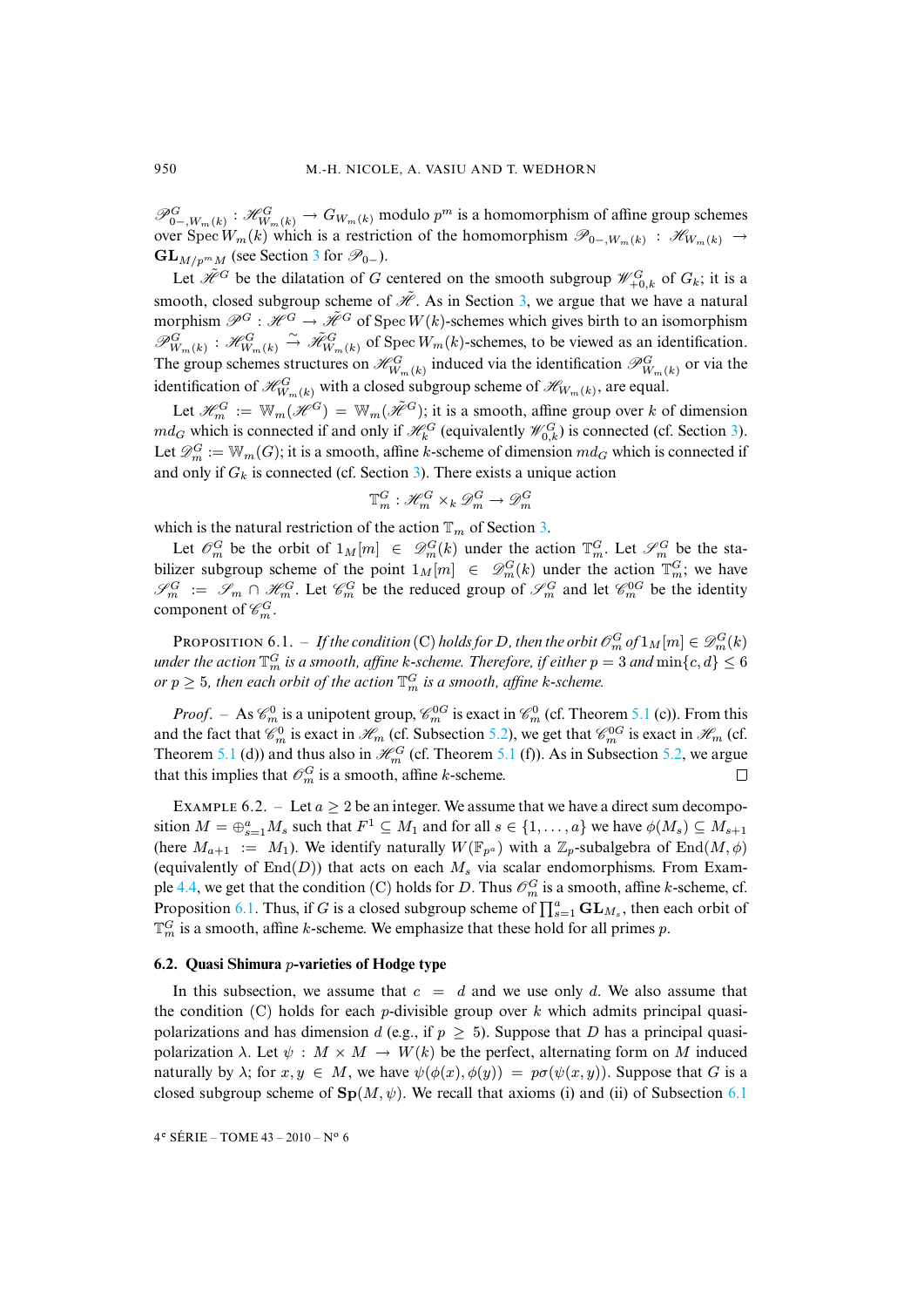$\mathscr{P}^G_{0-,W_m(k)} : \mathscr{H}^G_{W_m(k)} \to G_{W_m(k)}$ modulo $p^m$ is a homomorphism of affine group schemes over Spec $W_m(k)$ which is a restriction of the homomorphism $\mathscr{P}_{0-,W_m(k)} : \mathscr{H}_{W_m(k)} \to \mathbf{GL}_{M/p^mM}$ (see Section 3 for $\mathscr{P}_{0-}$).

Let $\tilde{\mathscr{H}}^G$ be the dilatation of $G$ centered on the smooth subgroup $\mathscr{W}^G_{+0,k}$ of $G_k$; it is a smooth, closed subgroup scheme of $\tilde{\mathscr{H}}$. As in Section 3, we argue that we have a natural morphism $\mathscr{P}^G : \mathscr{H}^G \to \tilde{\mathscr{H}}^G$ of Spec $W(k)$-schemes which gives birth to an isomorphism $\mathscr{P}^G_{W_m(k)} : \mathscr{H}^G_{W_m(k)} \xrightarrow{\sim} \tilde{\mathscr{H}}^G_{W_m(k)}$ of Spec $W_m(k)$-schemes, to be viewed as an identification. The group schemes structures on $\mathscr{H}^G_{W_m(k)}$ induced via the identification $\mathscr{P}^G_{W_m(k)}$ or via the identification of $\mathscr{H}^G_{W_m(k)}$ with a closed subgroup scheme of $\mathscr{H}_{W_m(k)}$, are equal.

Let $\mathscr{H}^G_m := \mathbb{W}_m(\mathscr{H}^G) = \mathbb{W}_m(\tilde{\mathscr{H}}^G)$; it is a smooth, affine group over $k$ of dimension $md_G$ which is connected if and only if $\mathscr{H}^G_k$ (equivalently $\mathscr{W}^G_{0,k}$) is connected (cf. Section 3). Let $\mathscr{D}^G_m := \mathbb{W}_m(G)$; it is a smooth, affine $k$-scheme of dimension $md_G$ which is connected if and only if $G_k$ is connected (cf. Section 3). There exists a unique action

$$\mathbb{T}^G_m : \mathscr{H}^G_m \times_k \mathscr{D}^G_m \to \mathscr{D}^G_m$$

which is the natural restriction of the action $\mathbb{T}_m$ of Section 3.

Let $\mathscr{O}^G_m$ be the orbit of $1_M[m] \in \mathscr{D}^G_m(k)$ under the action $\mathbb{T}^G_m$. Let $\mathscr{S}^G_m$ be the stabilizer subgroup scheme of the point $1_M[m] \in \mathscr{D}^G_m(k)$ under the action $\mathbb{T}^G_m$; we have $\mathscr{S}^G_m := \mathscr{S}_m \cap \mathscr{H}^G_m$. Let $\mathscr{C}^G_m$ be the reduced group of $\mathscr{S}^G_m$ and let $\mathscr{C}^{0G}_m$ be the identity component of $\mathscr{C}^G_m$.

Proposition 6.1. – *If the condition* (C) *holds for $D$, then the orbit $\mathscr{O}^G_m$ of $1_M[m] \in \mathscr{D}^G_m(k)$ under the action $\mathbb{T}^G_m$ is a smooth, affine $k$-scheme. Therefore, if either $p = 3$ and $\min\{c, d\} \leq 6$ or $p \geq 5$, then each orbit of the action $\mathbb{T}^G_m$ is a smooth, affine $k$-scheme.*

*Proof*. – As $\mathscr{C}^0_m$ is a unipotent group, $\mathscr{C}^{0G}_m$ is exact in $\mathscr{C}^0_m$ (cf. Theorem 5.1 (c)). From this and the fact that $\mathscr{C}^0_m$ is exact in $\mathscr{H}_m$ (cf. Subsection 5.2), we get that $\mathscr{C}^{0G}_m$ is exact in $\mathscr{H}_m$ (cf. Theorem 5.1 (d)) and thus also in $\mathscr{H}^G_m$ (cf. Theorem 5.1 (f)). As in Subsection 5.2, we argue that this implies that $\mathscr{O}^G_m$ is a smooth, affine $k$-scheme. □

Example 6.2. – Let $a \geq 2$ be an integer. We assume that we have a direct sum decomposition $M = \oplus_{s=1}^a M_s$ such that $F^1 \subseteq M_1$ and for all $s \in \{1, \ldots, a\}$ we have $\phi(M_s) \subseteq M_{s+1}$ (here $M_{a+1} := M_1$). We identify naturally $W(\mathbb{F}_{p^a})$ with a $\mathbb{Z}_p$-subalgebra of $\mathrm{End}(M, \phi)$ (equivalently of $\mathrm{End}(D)$) that acts on each $M_s$ via scalar endomorphisms. From Example 4.4, we get that the condition (C) holds for $D$. Thus $\mathscr{O}^G_m$ is a smooth, affine $k$-scheme, cf. Proposition 6.1. Thus, if $G$ is a closed subgroup scheme of $\prod_{s=1}^a \mathbf{GL}_{M_s}$, then each orbit of $\mathbb{T}^G_m$ is a smooth, affine $k$-scheme. We emphasize that these hold for all primes $p$.

### 6.2. Quasi Shimura $p$-varieties of Hodge type

In this subsection, we assume that $c = d$ and we use only $d$. We also assume that the condition (C) holds for each $p$-divisible group over $k$ which admits principal quasi-polarizations and has dimension $d$ (e.g., if $p \geq 5$). Suppose that $D$ has a principal quasi-polarization $\lambda$. Let $\psi : M \times M \to W(k)$ be the perfect, alternating form on $M$ induced naturally by $\lambda$; for $x, y \in M$, we have $\psi(\phi(x), \phi(y)) = p\sigma(\psi(x, y))$. Suppose that $G$ is a closed subgroup scheme of $\mathbf{Sp}(M, \psi)$. We recall that axioms (i) and (ii) of Subsection 6.1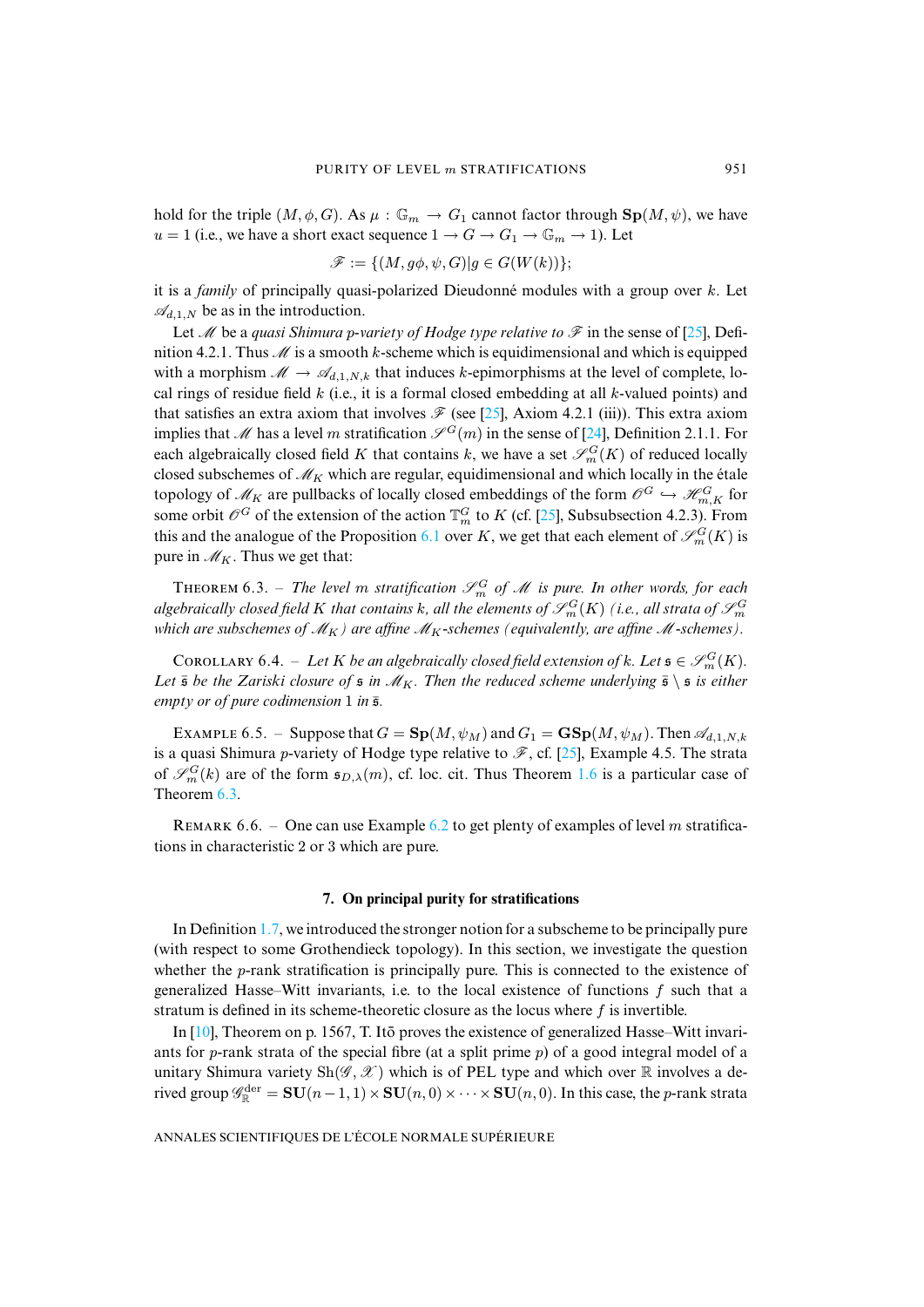hold for the triple $(M, \phi, G)$. As $\mu : \mathbb{G}_m \to G_1$ cannot factor through $\mathbf{Sp}(M, \psi)$, we have $u = 1$ (i.e., we have a short exact sequence $1 \to G \to G_1 \to \mathbb{G}_m \to 1$). Let

$$\mathscr{F} := \{(M, g\phi, \psi, G) | g \in G(W(k))\};$$

it is a *family* of principally quasi-polarized Dieudonné modules with a group over $k$. Let $\mathscr{A}_{d,1,N}$ be as in the introduction.

Let $\mathscr{M}$ be a *quasi Shimura $p$-variety of Hodge type relative to* $\mathscr{F}$ in the sense of [25], Definition 4.2.1. Thus $\mathscr{M}$ is a smooth $k$-scheme which is equidimensional and which is equipped with a morphism $\mathscr{M} \to \mathscr{A}_{d,1,N,k}$ that induces $k$-epimorphisms at the level of complete, local rings of residue field $k$ (i.e., it is a formal closed embedding at all $k$-valued points) and that satisfies an extra axiom that involves $\mathscr{F}$ (see [25], Axiom 4.2.1 (iii)). This extra axiom implies that $\mathscr{M}$ has a level $m$ stratification $\mathscr{S}^G(m)$ in the sense of [24], Definition 2.1.1. For each algebraically closed field $K$ that contains $k$, we have a set $\mathscr{S}_m^G(K)$ of reduced locally closed subschemes of $\mathscr{M}_K$ which are regular, equidimensional and which locally in the étale topology of $\mathscr{M}_K$ are pullbacks of locally closed embeddings of the form $\mathscr{O}^G \hookrightarrow \mathscr{H}_{m,K}^G$ for some orbit $\mathscr{O}^G$ of the extension of the action $\mathbb{T}_m^G$ to $K$ (cf. [25], Subsubsection 4.2.3). From this and the analogue of the Proposition 6.1 over $K$, we get that each element of $\mathscr{S}_m^G(K)$ is pure in $\mathscr{M}_K$. Thus we get that:

Theorem 6.3. – *The level $m$ stratification $\mathscr{S}_m^G$ of $\mathscr{M}$ is pure. In other words, for each algebraically closed field $K$ that contains $k$, all the elements of $\mathscr{S}_m^G(K)$ (i.e., all strata of $\mathscr{S}_m^G$ which are subschemes of $\mathscr{M}_K$) are affine $\mathscr{M}_K$-schemes (equivalently, are affine $\mathscr{M}$-schemes).*

Corollary 6.4. – *Let $K$ be an algebraically closed field extension of $k$. Let $\mathfrak{s} \in \mathscr{S}_m^G(K)$. Let $\bar{\mathfrak{s}}$ be the Zariski closure of $\mathfrak{s}$ in $\mathscr{M}_K$. Then the reduced scheme underlying $\bar{\mathfrak{s}} \setminus \mathfrak{s}$ is either empty or of pure codimension 1 in $\bar{\mathfrak{s}}$.*

Example 6.5. – Suppose that $G = \mathbf{Sp}(M, \psi_M)$ and $G_1 = \mathbf{GSp}(M, \psi_M)$. Then $\mathscr{A}_{d,1,N,k}$ is a quasi Shimura $p$-variety of Hodge type relative to $\mathscr{F}$, cf. [25], Example 4.5. The strata of $\mathscr{S}_m^G(k)$ are of the form $\mathfrak{s}_{D,\lambda}(m)$, cf. loc. cit. Thus Theorem 1.6 is a particular case of Theorem 6.3.

Remark 6.6. – One can use Example 6.2 to get plenty of examples of level $m$ stratifications in characteristic 2 or 3 which are pure.

## 7. On principal purity for stratifications

In Definition 1.7, we introduced the stronger notion for a subscheme to be principally pure (with respect to some Grothendieck topology). In this section, we investigate the question whether the $p$-rank stratification is principally pure. This is connected to the existence of generalized Hasse–Witt invariants, i.e. to the local existence of functions $f$ such that a stratum is defined in its scheme-theoretic closure as the locus where $f$ is invertible.

In [10], Theorem on p. 1567, T. Itō proves the existence of generalized Hasse–Witt invariants for $p$-rank strata of the special fibre (at a split prime $p$) of a good integral model of a unitary Shimura variety $\mathrm{Sh}(\mathscr{G}, \mathscr{X})$ which is of PEL type and which over $\mathbb{R}$ involves a derived group $\mathscr{G}_{\mathbb{R}}^{\mathrm{der}} = \mathbf{SU}(n-1, 1) \times \mathbf{SU}(n, 0) \times \cdots \times \mathbf{SU}(n, 0)$. In this case, the $p$-rank strata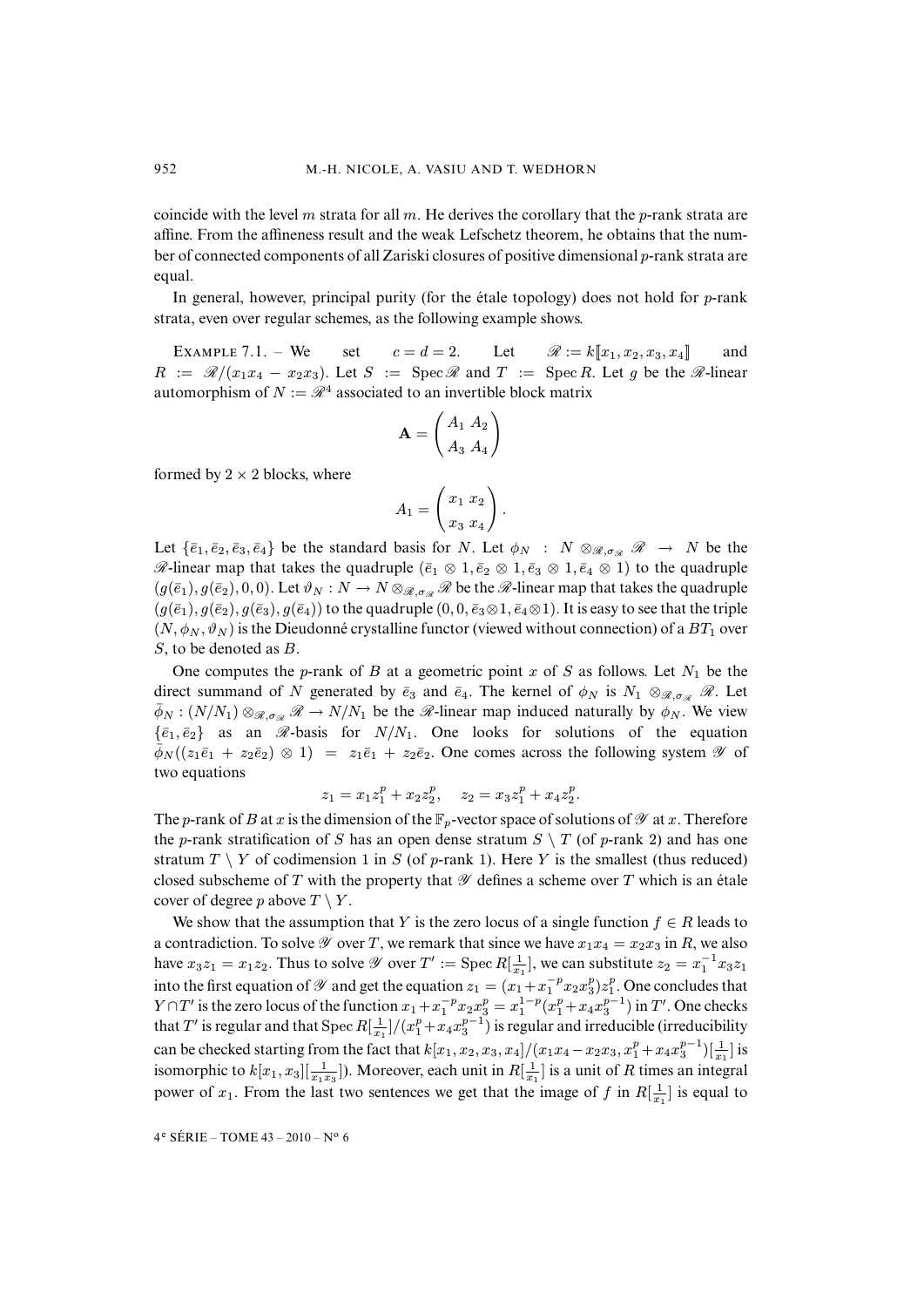coincide with the level $m$ strata for all $m$. He derives the corollary that the $p$-rank strata are affine. From the affineness result and the weak Lefschetz theorem, he obtains that the number of connected components of all Zariski closures of positive dimensional $p$-rank strata are equal.

In general, however, principal purity (for the étale topology) does not hold for $p$-rank strata, even over regular schemes, as the following example shows.

EXAMPLE 7.1. – We set $c = d = 2$. Let $\mathscr{R} := k[\![x_1, x_2, x_3, x_4]\!]$ and $R := \mathscr{R}/(x_1x_4 - x_2x_3)$. Let $S := \operatorname{Spec}\mathscr{R}$ and $T := \operatorname{Spec} R$. Let $g$ be the $\mathscr{R}$-linear automorphism of $N := \mathscr{R}^4$ associated to an invertible block matrix

$$\mathbf{A} = \begin{pmatrix} A_1 & A_2 \\ A_3 & A_4 \end{pmatrix}$$

formed by $2 \times 2$ blocks, where

$$A_1 = \begin{pmatrix} x_1 & x_2 \\ x_3 & x_4 \end{pmatrix}.$$

Let $\{\bar{e}_1, \bar{e}_2, \bar{e}_3, \bar{e}_4\}$ be the standard basis for $N$. Let $\phi_N : N \otimes_{\mathscr{R},\sigma_{\mathscr{R}}} \mathscr{R} \to N$ be the $\mathscr{R}$-linear map that takes the quadruple $(\bar{e}_1 \otimes 1, \bar{e}_2 \otimes 1, \bar{e}_3 \otimes 1, \bar{e}_4 \otimes 1)$ to the quadruple $(g(\bar{e}_1), g(\bar{e}_2), 0, 0)$. Let $\vartheta_N : N \to N \otimes_{\mathscr{R},\sigma_{\mathscr{R}}} \mathscr{R}$ be the $\mathscr{R}$-linear map that takes the quadruple $(g(\bar{e}_1), g(\bar{e}_2), g(\bar{e}_3), g(\bar{e}_4))$ to the quadruple $(0, 0, \bar{e}_3 \otimes 1, \bar{e}_4 \otimes 1)$. It is easy to see that the triple $(N, \phi_N, \vartheta_N)$ is the Dieudonné crystalline functor (viewed without connection) of a $BT_1$ over $S$, to be denoted as $B$.

One computes the $p$-rank of $B$ at a geometric point $x$ of $S$ as follows. Let $N_1$ be the direct summand of $N$ generated by $\bar{e}_3$ and $\bar{e}_4$. The kernel of $\phi_N$ is $N_1 \otimes_{\mathscr{R},\sigma_{\mathscr{R}}} \mathscr{R}$. Let $\bar{\phi}_N : (N/N_1) \otimes_{\mathscr{R},\sigma_{\mathscr{R}}} \mathscr{R} \to N/N_1$ be the $\mathscr{R}$-linear map induced naturally by $\phi_N$. We view $\{\bar{e}_1, \bar{e}_2\}$ as an $\mathscr{R}$-basis for $N/N_1$. One looks for solutions of the equation $\bar{\phi}_N((z_1\bar{e}_1 + z_2\bar{e}_2) \otimes 1) = z_1\bar{e}_1 + z_2\bar{e}_2$. One comes across the following system $\mathscr{Y}$ of two equations

$$z_1 = x_1 z_1^p + x_2 z_2^p, \quad z_2 = x_3 z_1^p + x_4 z_2^p.$$

The $p$-rank of $B$ at $x$ is the dimension of the $\mathbb{F}_p$-vector space of solutions of $\mathscr{Y}$ at $x$. Therefore the $p$-rank stratification of $S$ has an open dense stratum $S \setminus T$ (of $p$-rank 2) and has one stratum $T \setminus Y$ of codimension 1 in $S$ (of $p$-rank 1). Here $Y$ is the smallest (thus reduced) closed subscheme of $T$ with the property that $\mathscr{Y}$ defines a scheme over $T$ which is an étale cover of degree $p$ above $T \setminus Y$.

We show that the assumption that $Y$ is the zero locus of a single function $f \in R$ leads to a contradiction. To solve $\mathscr{Y}$ over $T$, we remark that since we have $x_1x_4 = x_2x_3$ in $R$, we also have $x_3z_1 = x_1z_2$. Thus to solve $\mathscr{Y}$ over $T' := \operatorname{Spec} R[\frac{1}{x_1}]$, we can substitute $z_2 = x_1^{-1}x_3z_1$ into the first equation of $\mathscr{Y}$ and get the equation $z_1 = (x_1 + x_1^{-p}x_2x_3^p)z_1^p$. One concludes that $Y \cap T'$ is the zero locus of the function $x_1 + x_1^{-p}x_2x_3^p = x_1^{1-p}(x_1^p + x_4x_3^{p-1})$ in $T'$. One checks that $T'$ is regular and that $\operatorname{Spec} R[\frac{1}{x_1}]/(x_1^p + x_4x_3^{p-1})$ is regular and irreducible (irreducibility can be checked starting from the fact that $k[x_1, x_2, x_3, x_4]/(x_1x_4 - x_2x_3, x_1^p + x_4x_3^{p-1})[\frac{1}{x_1}]$ is isomorphic to $k[x_1, x_3][\frac{1}{x_1x_3}]$). Moreover, each unit in $R[\frac{1}{x_1}]$ is a unit of $R$ times an integral power of $x_1$. From the last two sentences we get that the image of $f$ in $R[\frac{1}{x_1}]$ is equal to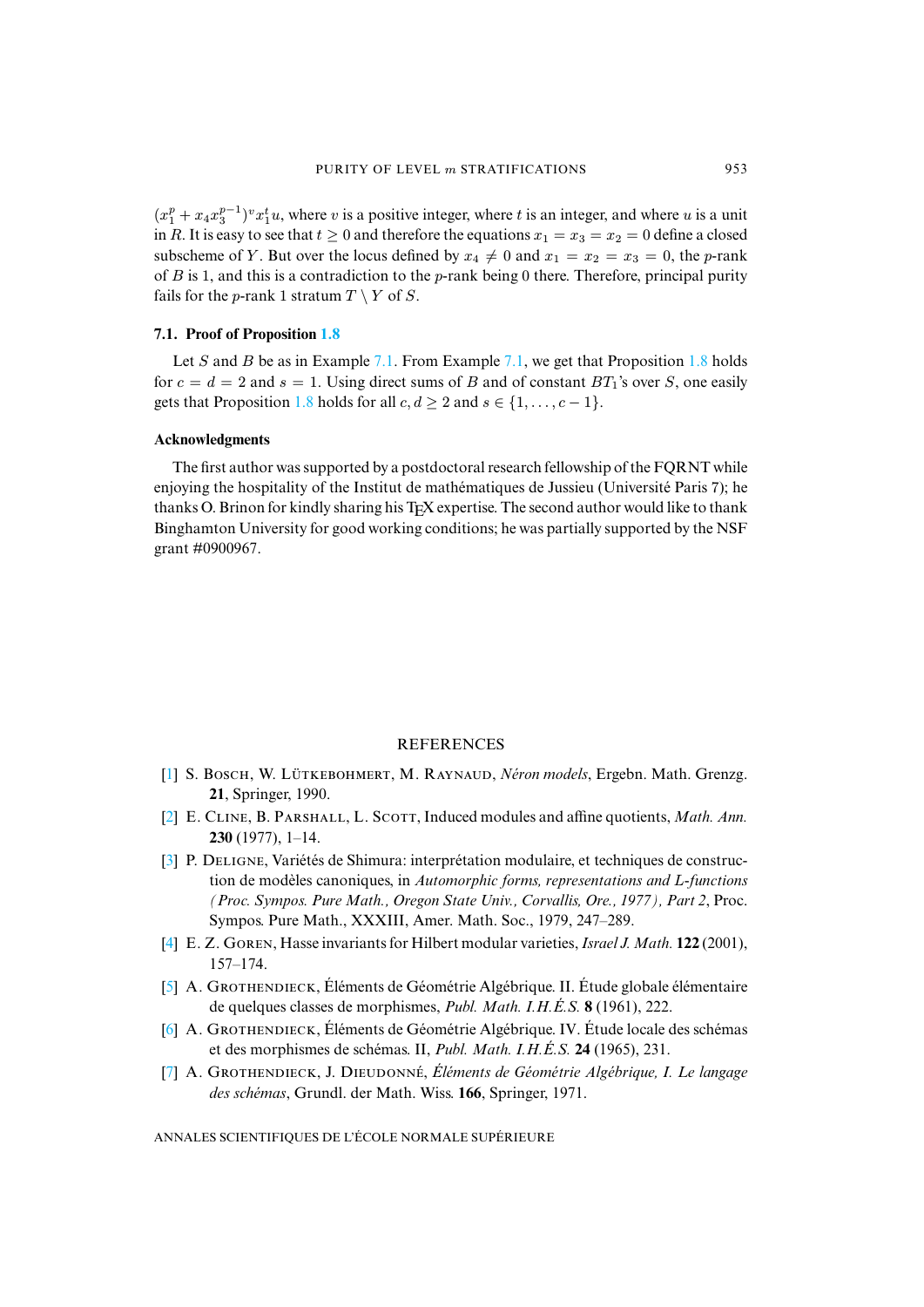$(x_1^p + x_4 x_3^{p-1})^v x_1^t u$, where $v$ is a positive integer, where $t$ is an integer, and where $u$ is a unit in $R$. It is easy to see that $t \geq 0$ and therefore the equations $x_1 = x_3 = x_2 = 0$ define a closed subscheme of $Y$. But over the locus defined by $x_4 \neq 0$ and $x_1 = x_2 = x_3 = 0$, the $p$-rank of $B$ is 1, and this is a contradiction to the $p$-rank being 0 there. Therefore, principal purity fails for the $p$-rank 1 stratum $T \setminus Y$ of $S$.

### 7.1. Proof of Proposition 1.8

Let $S$ and $B$ be as in Example 7.1. From Example 7.1, we get that Proposition 1.8 holds for $c = d = 2$ and $s = 1$. Using direct sums of $B$ and of constant $BT_1$'s over $S$, one easily gets that Proposition 1.8 holds for all $c, d \geq 2$ and $s \in \{1, \ldots, c-1\}$.

### Acknowledgments

The first author was supported by a postdoctoral research fellowship of the FQRNT while enjoying the hospitality of the Institut de mathématiques de Jussieu (Université Paris 7); he thanks O. Brinon for kindly sharing his TEX expertise. The second author would like to thank Binghamton University for good working conditions; he was partially supported by the NSF grant #0900967.

## REFERENCES

[1] S. Bosch, W. Lütkebohmert, M. Raynaud, *Néron models*, Ergebn. Math. Grenzg. **21**, Springer, 1990.

[2] E. Cline, B. Parshall, L. Scott, Induced modules and affine quotients, *Math. Ann.* **230** (1977), 1–14.

[3] P. Deligne, Variétés de Shimura: interprétation modulaire, et techniques de construction de modèles canoniques, in *Automorphic forms, representations and L-functions (Proc. Sympos. Pure Math., Oregon State Univ., Corvallis, Ore., 1977), Part 2*, Proc. Sympos. Pure Math., XXXIII, Amer. Math. Soc., 1979, 247–289.

[4] E. Z. Goren, Hasse invariants for Hilbert modular varieties, *Israel J. Math.* **122** (2001), 157–174.

[5] A. Grothendieck, Éléments de Géométrie Algébrique. II. Étude globale élémentaire de quelques classes de morphismes, *Publ. Math. I.H.É.S.* **8** (1961), 222.

[6] A. Grothendieck, Éléments de Géométrie Algébrique. IV. Étude locale des schémas et des morphismes de schémas. II, *Publ. Math. I.H.É.S.* **24** (1965), 231.

[7] A. Grothendieck, J. Dieudonné, *Éléments de Géométrie Algébrique, I. Le langage des schémas*, Grundl. der Math. Wiss. **166**, Springer, 1971.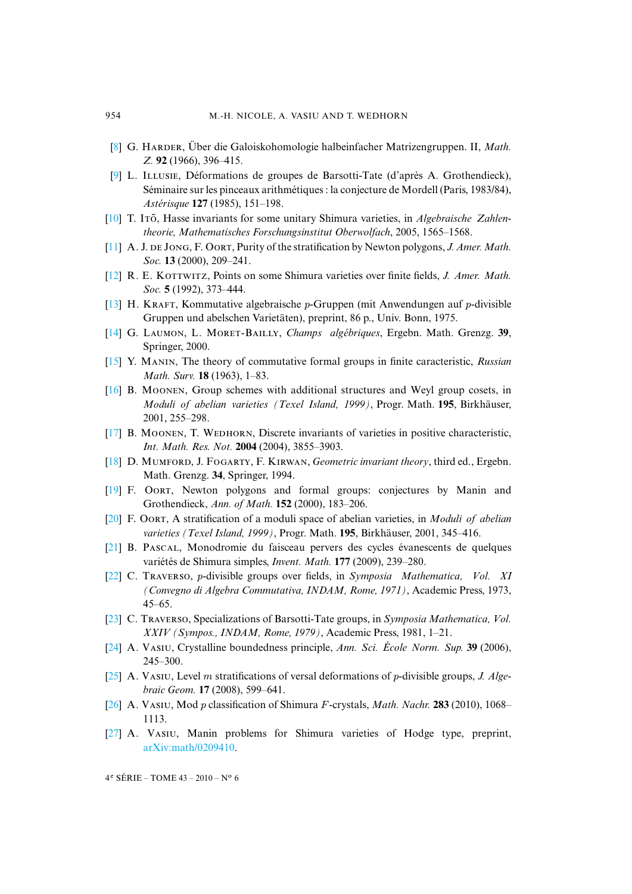[8] G. Harder, Über die Galoiskohomologie halbeinfacher Matrizengruppen. II, *Math. Z.* **92** (1966), 396–415.

[9] L. Illusie, Déformations de groupes de Barsotti-Tate (d'après A. Grothendieck), Séminaire sur les pinceaux arithmétiques : la conjecture de Mordell (Paris, 1983/84), *Astérisque* **127** (1985), 151–198.

[10] T. Itō, Hasse invariants for some unitary Shimura varieties, in *Algebraische Zahlentheorie, Mathematisches Forschungsinstitut Oberwolfach*, 2005, 1565–1568.

[11] A. J. de Jong, F. Oort, Purity of the stratification by Newton polygons, *J. Amer. Math. Soc.* **13** (2000), 209–241.

[12] R. E. Kottwitz, Points on some Shimura varieties over finite fields, *J. Amer. Math. Soc.* **5** (1992), 373–444.

[13] H. Kraft, Kommutative algebraische $p$-Gruppen (mit Anwendungen auf $p$-divisible Gruppen und abelschen Varietäten), preprint, 86 p., Univ. Bonn, 1975.

[14] G. Laumon, L. Moret-Bailly, *Champs algébriques*, Ergebn. Math. Grenzg. **39**, Springer, 2000.

[15] Y. Manin, The theory of commutative formal groups in finite caracteristic, *Russian Math. Surv.* **18** (1963), 1–83.

[16] B. Moonen, Group schemes with additional structures and Weyl group cosets, in *Moduli of abelian varieties (Texel Island, 1999)*, Progr. Math. **195**, Birkhäuser, 2001, 255–298.

[17] B. Moonen, T. Wedhorn, Discrete invariants of varieties in positive characteristic, *Int. Math. Res. Not.* **2004** (2004), 3855–3903.

[18] D. Mumford, J. Fogarty, F. Kirwan, *Geometric invariant theory*, third ed., Ergebn. Math. Grenzg. **34**, Springer, 1994.

[19] F. Oort, Newton polygons and formal groups: conjectures by Manin and Grothendieck, *Ann. of Math.* **152** (2000), 183–206.

[20] F. Oort, A stratification of a moduli space of abelian varieties, in *Moduli of abelian varieties (Texel Island, 1999)*, Progr. Math. **195**, Birkhäuser, 2001, 345–416.

[21] B. Pascal, Monodromie du faisceau pervers des cycles évanescents de quelques variétés de Shimura simples, *Invent. Math.* **177** (2009), 239–280.

[22] C. Traverso, $p$-divisible groups over fields, in *Symposia Mathematica, Vol. XI (Convegno di Algebra Commutativa, INDAM, Rome, 1971)*, Academic Press, 1973, 45–65.

[23] C. Traverso, Specializations of Barsotti-Tate groups, in *Symposia Mathematica, Vol. XXIV (Sympos., INDAM, Rome, 1979)*, Academic Press, 1981, 1–21.

[24] A. Vasiu, Crystalline boundedness principle, *Ann. Sci. École Norm. Sup.* **39** (2006), 245–300.

[25] A. Vasiu, Level $m$ stratifications of versal deformations of $p$-divisible groups, *J. Algebraic Geom.* **17** (2008), 599–641.

[26] A. Vasiu, Mod $p$ classification of Shimura $F$-crystals, *Math. Nachr.* **283** (2010), 1068–1113.

[27] A. Vasiu, Manin problems for Shimura varieties of Hodge type, preprint, arXiv:math/0209410.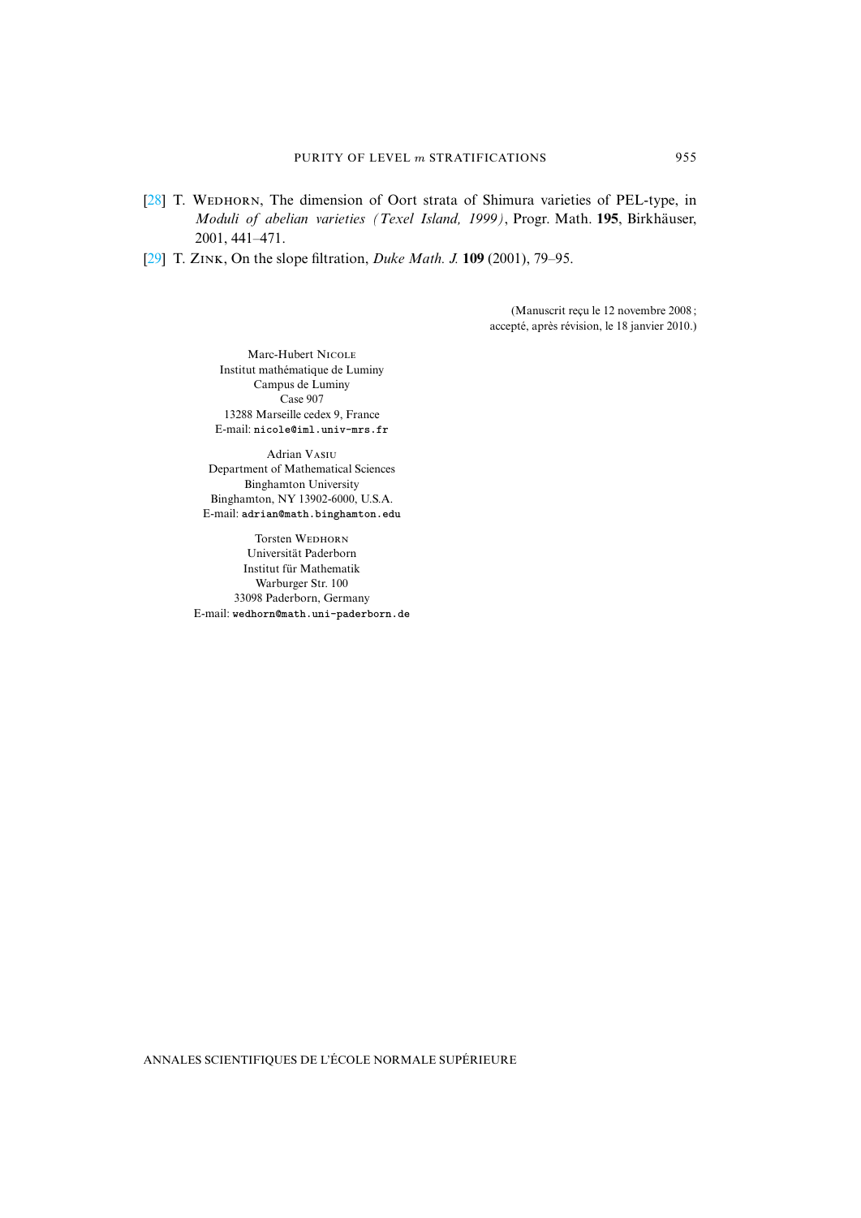[28] T. Wedhorn, The dimension of Oort strata of Shimura varieties of PEL-type, in *Moduli of abelian varieties (Texel Island, 1999)*, Progr. Math. **195**, Birkhäuser, 2001, 441–471.

[29] T. Zink, On the slope filtration, *Duke Math. J.* **109** (2001), 79–95.

(Manuscrit reçu le 12 novembre 2008 ;
accepté, après révision, le 18 janvier 2010.)

Marc-Hubert Nicole
Institut mathématique de Luminy
Campus de Luminy
Case 907
13288 Marseille cedex 9, France
E-mail: nicole@iml.univ-mrs.fr

Adrian Vasiu
Department of Mathematical Sciences
Binghamton University
Binghamton, NY 13902-6000, U.S.A.
E-mail: adrian@math.binghamton.edu

Torsten Wedhorn
Universität Paderborn
Institut für Mathematik
Warburger Str. 100
33098 Paderborn, Germany
E-mail: wedhorn@math.uni-paderborn.de